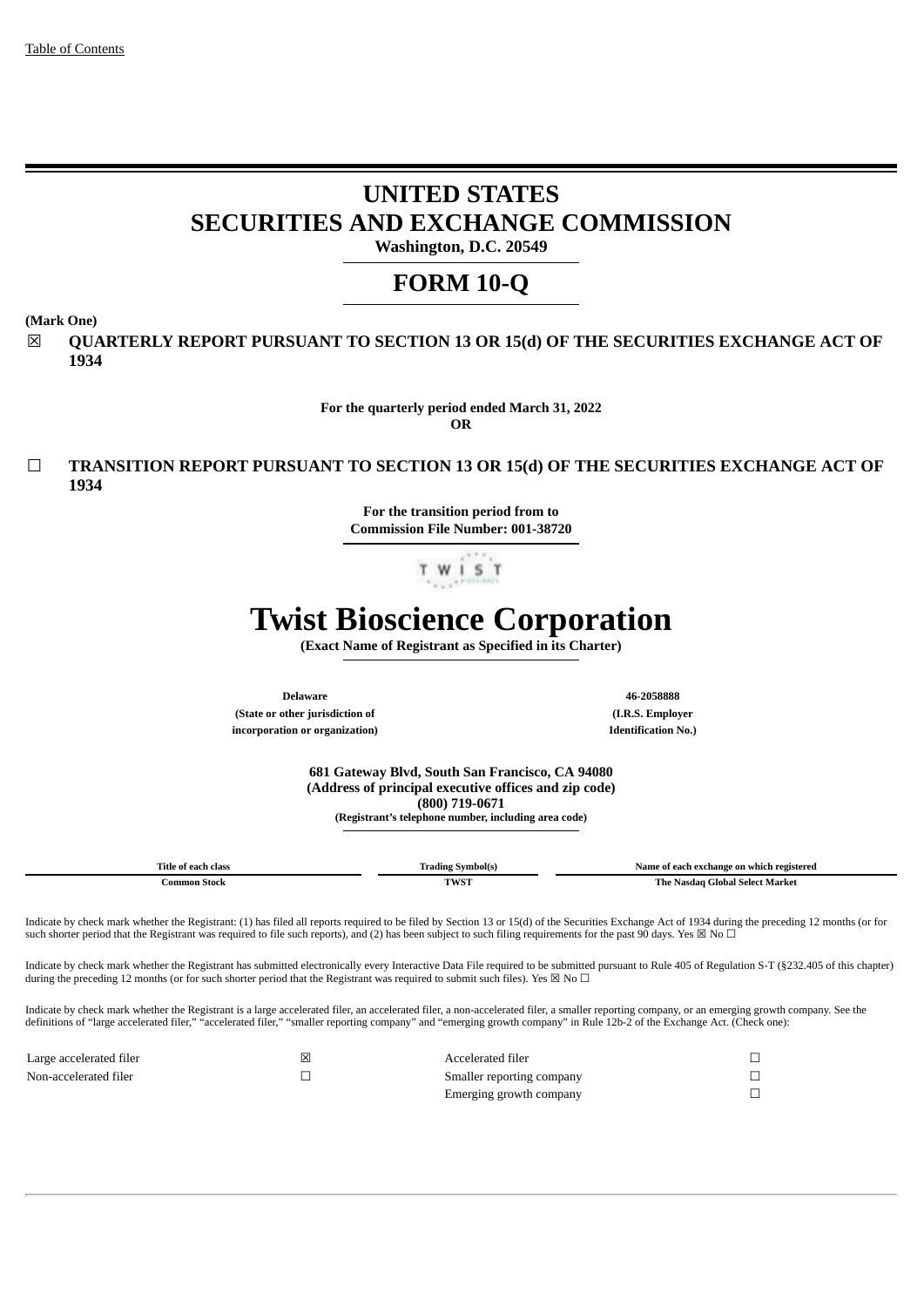Table of Contents

# UNITED STATES
# SECURITIES AND EXCHANGE COMMISSION

**Washington, D.C. 20549**

# FORM 10-Q

**(Mark One)**

☒ **QUARTERLY REPORT PURSUANT TO SECTION 13 OR 15(d) OF THE SECURITIES EXCHANGE ACT OF 1934**

**For the quarterly period ended March 31, 2022**

**OR**

☐ **TRANSITION REPORT PURSUANT TO SECTION 13 OR 15(d) OF THE SECURITIES EXCHANGE ACT OF 1934**

**For the transition period from to**

**Commission File Number: 001-38720**

# Twist Bioscience Corporation

**(Exact Name of Registrant as Specified in its Charter)**

| **Delaware** | **46-2058888** |
|---|---|
| **(State or other jurisdiction of incorporation or organization)** | **(I.R.S. Employer Identification No.)** |

**681 Gateway Blvd, South San Francisco, CA 94080**
**(Address of principal executive offices and zip code)**
**(800) 719-0671**
**(Registrant's telephone number, including area code)**

| Title of each class | Trading Symbol(s) | Name of each exchange on which registered |
|---|---|---|
| Common Stock | TWST | The Nasdaq Global Select Market |

Indicate by check mark whether the Registrant: (1) has filed all reports required to be filed by Section 13 or 15(d) of the Securities Exchange Act of 1934 during the preceding 12 months (or for such shorter period that the Registrant was required to file such reports), and (2) has been subject to such filing requirements for the past 90 days. Yes ☒ No ☐

Indicate by check mark whether the Registrant has submitted electronically every Interactive Data File required to be submitted pursuant to Rule 405 of Regulation S-T (§232.405 of this chapter) during the preceding 12 months (or for such shorter period that the Registrant was required to submit such files). Yes ☒ No ☐

Indicate by check mark whether the Registrant is a large accelerated filer, an accelerated filer, a non-accelerated filer, a smaller reporting company, or an emerging growth company. See the definitions of "large accelerated filer," "accelerated filer," "smaller reporting company" and "emerging growth company" in Rule 12b-2 of the Exchange Act. (Check one):

| | | | |
|---|---|---|---|
| Large accelerated filer | ☒ | Accelerated filer | ☐ |
| Non-accelerated filer | ☐ | Smaller reporting company | ☐ |
| | | Emerging growth company | ☐ |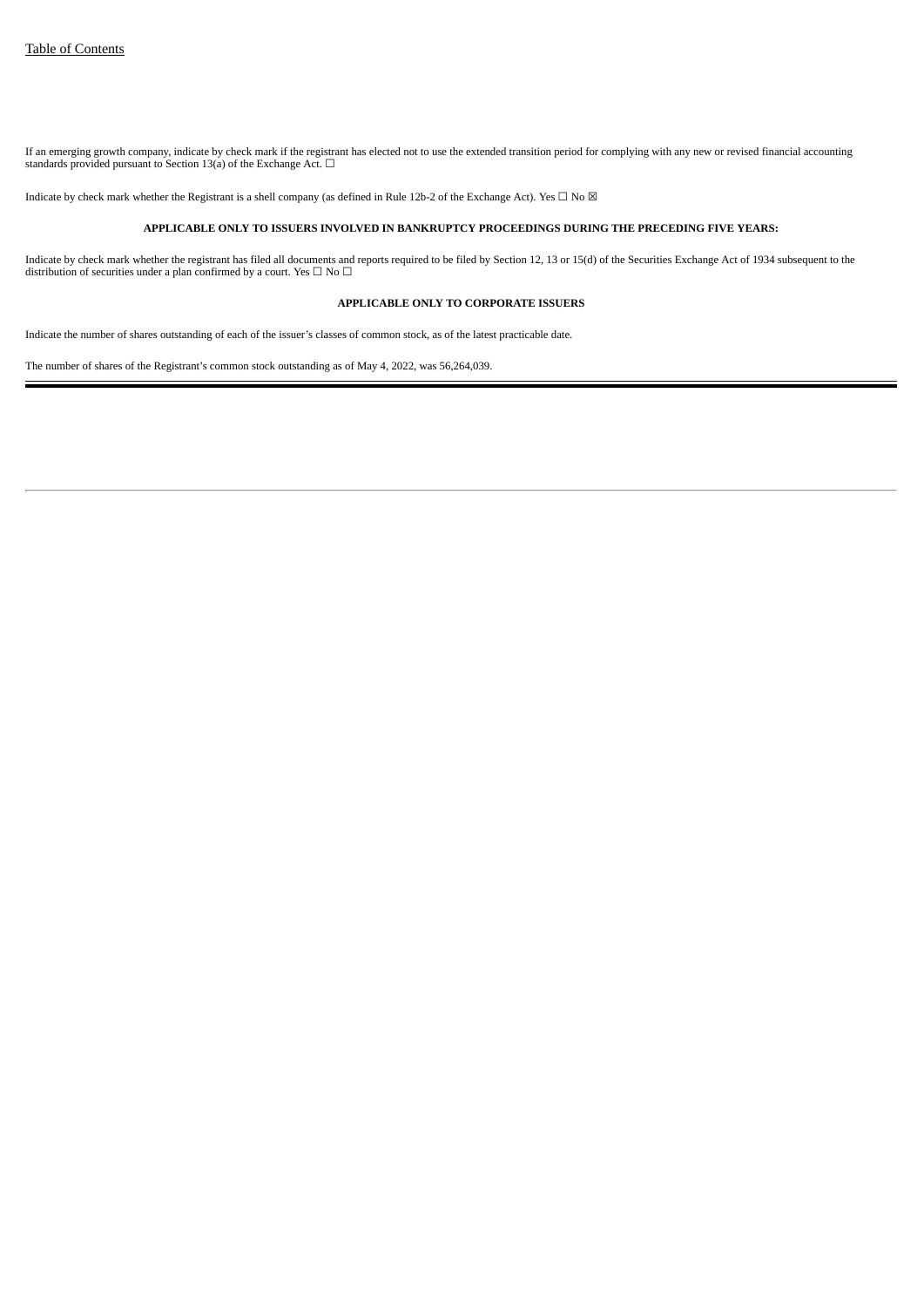If an emerging growth company, indicate by check mark if the registrant has elected not to use the extended transition period for complying with any new or revised financial accounting standards provided pursuant to Section 13(a) of the Exchange Act. ☐

Indicate by check mark whether the Registrant is a shell company (as defined in Rule 12b-2 of the Exchange Act). Yes ☐ No ☒

**APPLICABLE ONLY TO ISSUERS INVOLVED IN BANKRUPTCY PROCEEDINGS DURING THE PRECEDING FIVE YEARS:**

Indicate by check mark whether the registrant has filed all documents and reports required to be filed by Section 12, 13 or 15(d) of the Securities Exchange Act of 1934 subsequent to the distribution of securities under a plan confirmed by a court. Yes ☐ No ☐

**APPLICABLE ONLY TO CORPORATE ISSUERS**

Indicate the number of shares outstanding of each of the issuer's classes of common stock, as of the latest practicable date.

The number of shares of the Registrant's common stock outstanding as of May 4, 2022, was 56,264,039.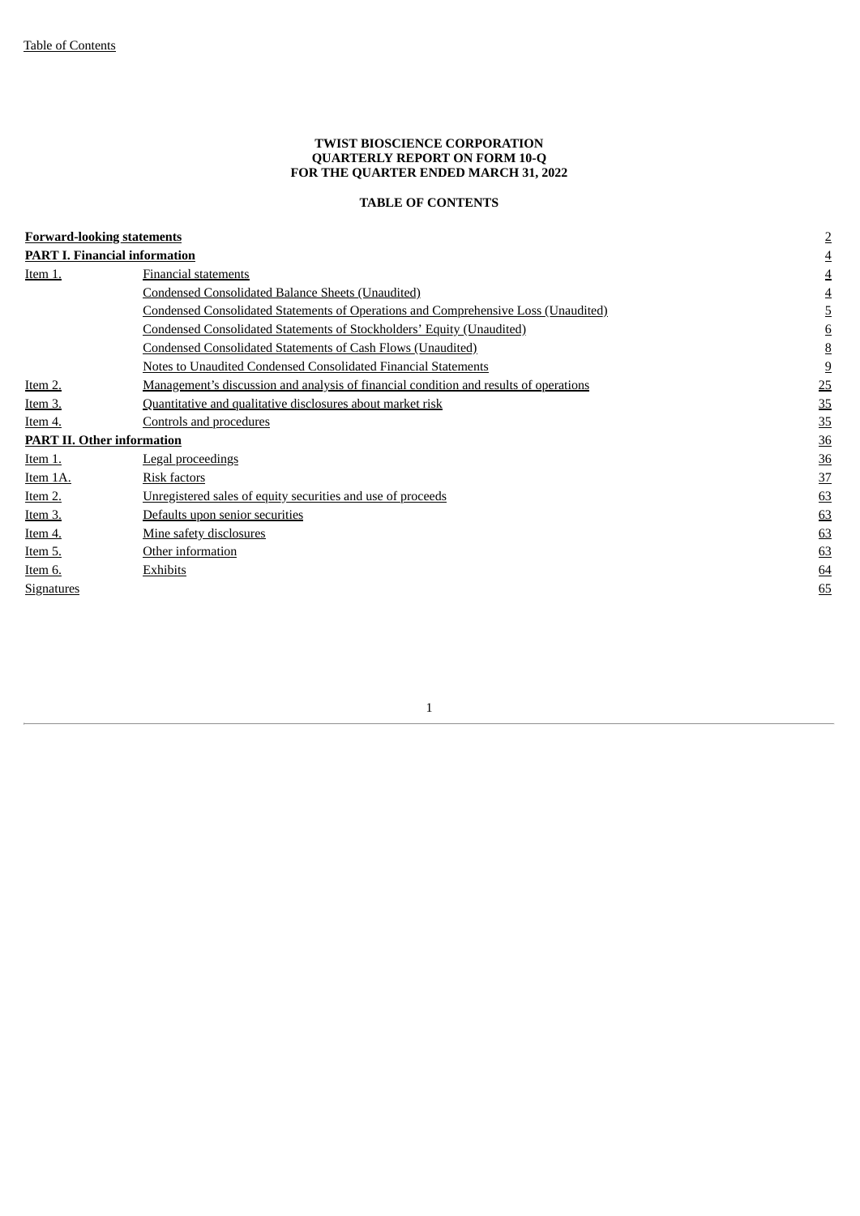**TWIST BIOSCIENCE CORPORATION**
**QUARTERLY REPORT ON FORM 10-Q**
**FOR THE QUARTER ENDED MARCH 31, 2022**

**TABLE OF CONTENTS**

| | | |
|---|---|---|
| **Forward-looking statements** | | 2 |
| **PART I. Financial information** | | 4 |
| Item 1. | Financial statements | 4 |
| | Condensed Consolidated Balance Sheets (Unaudited) | 4 |
| | Condensed Consolidated Statements of Operations and Comprehensive Loss (Unaudited) | 5 |
| | Condensed Consolidated Statements of Stockholders' Equity (Unaudited) | 6 |
| | Condensed Consolidated Statements of Cash Flows (Unaudited) | 8 |
| | Notes to Unaudited Condensed Consolidated Financial Statements | 9 |
| Item 2. | Management's discussion and analysis of financial condition and results of operations | 25 |
| Item 3. | Quantitative and qualitative disclosures about market risk | 35 |
| Item 4. | Controls and procedures | 35 |
| **PART II. Other information** | | 36 |
| Item 1. | Legal proceedings | 36 |
| Item 1A. | Risk factors | 37 |
| Item 2. | Unregistered sales of equity securities and use of proceeds | 63 |
| Item 3. | Defaults upon senior securities | 63 |
| Item 4. | Mine safety disclosures | 63 |
| Item 5. | Other information | 63 |
| Item 6. | Exhibits | 64 |
| Signatures | | 65 |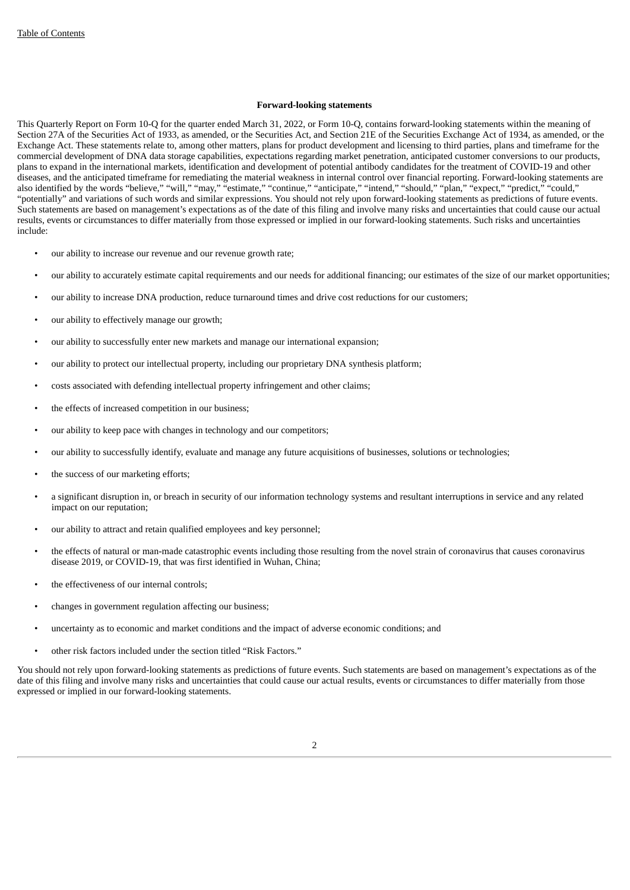Table of Contents

**Forward-looking statements**

This Quarterly Report on Form 10-Q for the quarter ended March 31, 2022, or Form 10-Q, contains forward-looking statements within the meaning of Section 27A of the Securities Act of 1933, as amended, or the Securities Act, and Section 21E of the Securities Exchange Act of 1934, as amended, or the Exchange Act. These statements relate to, among other matters, plans for product development and licensing to third parties, plans and timeframe for the commercial development of DNA data storage capabilities, expectations regarding market penetration, anticipated customer conversions to our products, plans to expand in the international markets, identification and development of potential antibody candidates for the treatment of COVID-19 and other diseases, and the anticipated timeframe for remediating the material weakness in internal control over financial reporting. Forward-looking statements are also identified by the words "believe," "will," "may," "estimate," "continue," "anticipate," "intend," "should," "plan," "expect," "predict," "could," "potentially" and variations of such words and similar expressions. You should not rely upon forward-looking statements as predictions of future events. Such statements are based on management's expectations as of the date of this filing and involve many risks and uncertainties that could cause our actual results, events or circumstances to differ materially from those expressed or implied in our forward-looking statements. Such risks and uncertainties include:

- our ability to increase our revenue and our revenue growth rate;
- our ability to accurately estimate capital requirements and our needs for additional financing; our estimates of the size of our market opportunities;
- our ability to increase DNA production, reduce turnaround times and drive cost reductions for our customers;
- our ability to effectively manage our growth;
- our ability to successfully enter new markets and manage our international expansion;
- our ability to protect our intellectual property, including our proprietary DNA synthesis platform;
- costs associated with defending intellectual property infringement and other claims;
- the effects of increased competition in our business;
- our ability to keep pace with changes in technology and our competitors;
- our ability to successfully identify, evaluate and manage any future acquisitions of businesses, solutions or technologies;
- the success of our marketing efforts;
- a significant disruption in, or breach in security of our information technology systems and resultant interruptions in service and any related impact on our reputation;
- our ability to attract and retain qualified employees and key personnel;
- the effects of natural or man-made catastrophic events including those resulting from the novel strain of coronavirus that causes coronavirus disease 2019, or COVID-19, that was first identified in Wuhan, China;
- the effectiveness of our internal controls;
- changes in government regulation affecting our business;
- uncertainty as to economic and market conditions and the impact of adverse economic conditions; and
- other risk factors included under the section titled "Risk Factors."

You should not rely upon forward-looking statements as predictions of future events. Such statements are based on management's expectations as of the date of this filing and involve many risks and uncertainties that could cause our actual results, events or circumstances to differ materially from those expressed or implied in our forward-looking statements.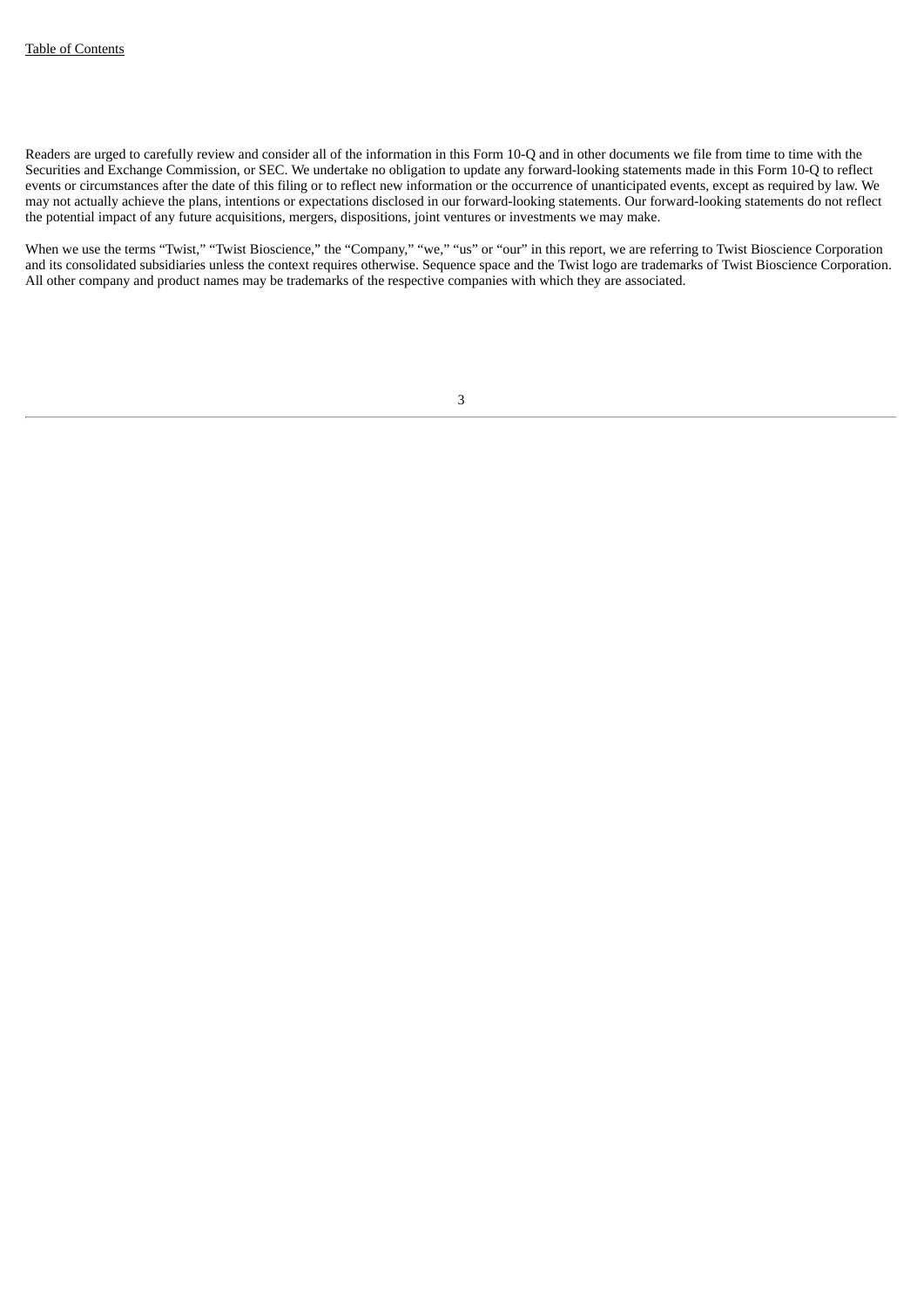Readers are urged to carefully review and consider all of the information in this Form 10-Q and in other documents we file from time to time with the Securities and Exchange Commission, or SEC. We undertake no obligation to update any forward-looking statements made in this Form 10-Q to reflect events or circumstances after the date of this filing or to reflect new information or the occurrence of unanticipated events, except as required by law. We may not actually achieve the plans, intentions or expectations disclosed in our forward-looking statements. Our forward-looking statements do not reflect the potential impact of any future acquisitions, mergers, dispositions, joint ventures or investments we may make.

When we use the terms "Twist," "Twist Bioscience," the "Company," "we," "us" or "our" in this report, we are referring to Twist Bioscience Corporation and its consolidated subsidiaries unless the context requires otherwise. Sequence space and the Twist logo are trademarks of Twist Bioscience Corporation. All other company and product names may be trademarks of the respective companies with which they are associated.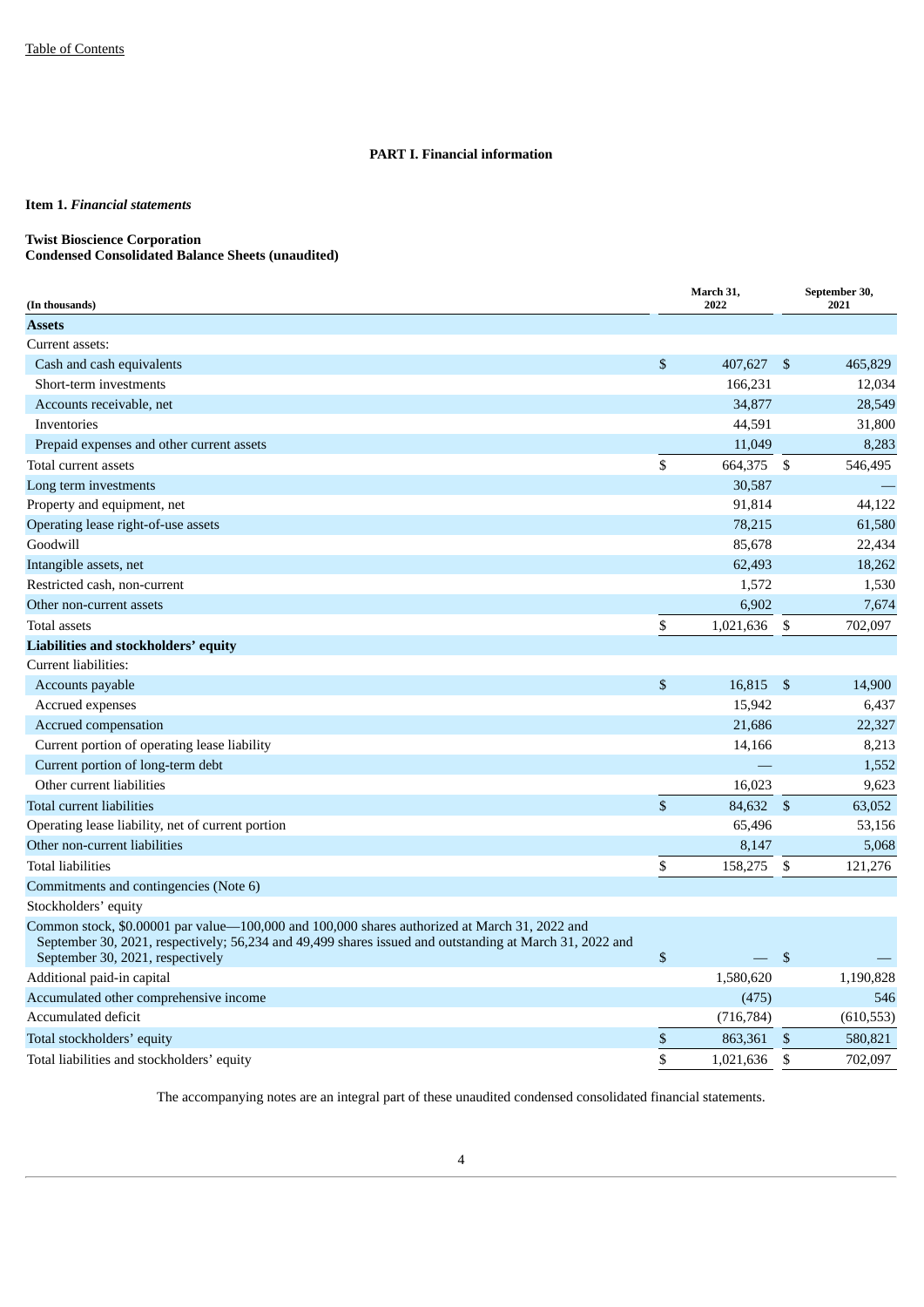[Table of Contents](#)

**PART I. Financial information**

**Item 1.** ***Financial statements***

**Twist Bioscience Corporation**
**Condensed Consolidated Balance Sheets (unaudited)**

| (In thousands) | March 31, 2022 | September 30, 2021 |
|---|---|---|
| **Assets** | | |
| Current assets: | | |
| Cash and cash equivalents | $ 407,627 | $ 465,829 |
| Short-term investments | 166,231 | 12,034 |
| Accounts receivable, net | 34,877 | 28,549 |
| Inventories | 44,591 | 31,800 |
| Prepaid expenses and other current assets | 11,049 | 8,283 |
| Total current assets | $ 664,375 | $ 546,495 |
| Long term investments | 30,587 | — |
| Property and equipment, net | 91,814 | 44,122 |
| Operating lease right-of-use assets | 78,215 | 61,580 |
| Goodwill | 85,678 | 22,434 |
| Intangible assets, net | 62,493 | 18,262 |
| Restricted cash, non-current | 1,572 | 1,530 |
| Other non-current assets | 6,902 | 7,674 |
| Total assets | $ 1,021,636 | $ 702,097 |
| **Liabilities and stockholders' equity** | | |
| Current liabilities: | | |
| Accounts payable | $ 16,815 | $ 14,900 |
| Accrued expenses | 15,942 | 6,437 |
| Accrued compensation | 21,686 | 22,327 |
| Current portion of operating lease liability | 14,166 | 8,213 |
| Current portion of long-term debt | — | 1,552 |
| Other current liabilities | 16,023 | 9,623 |
| Total current liabilities | $ 84,632 | $ 63,052 |
| Operating lease liability, net of current portion | 65,496 | 53,156 |
| Other non-current liabilities | 8,147 | 5,068 |
| Total liabilities | $ 158,275 | $ 121,276 |
| Commitments and contingencies (Note 6) | | |
| Stockholders' equity | | |
| Common stock, $0.00001 par value—100,000 and 100,000 shares authorized at March 31, 2022 and September 30, 2021, respectively; 56,234 and 49,499 shares issued and outstanding at March 31, 2022 and September 30, 2021, respectively | $ — | $ — |
| Additional paid-in capital | 1,580,620 | 1,190,828 |
| Accumulated other comprehensive income | (475) | 546 |
| Accumulated deficit | (716,784) | (610,553) |
| Total stockholders' equity | $ 863,361 | $ 580,821 |
| Total liabilities and stockholders' equity | $ 1,021,636 | $ 702,097 |

The accompanying notes are an integral part of these unaudited condensed consolidated financial statements.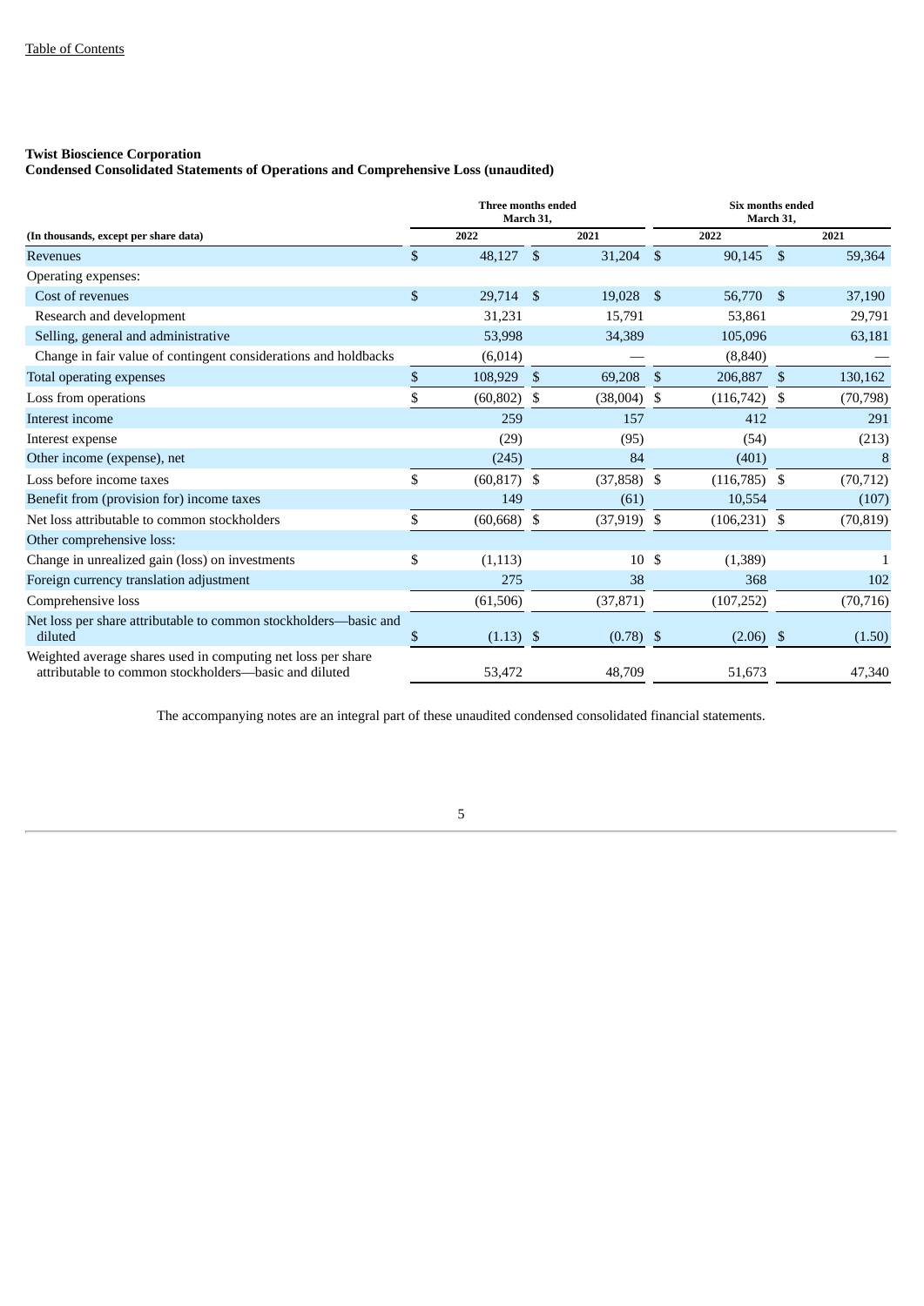**Twist Bioscience Corporation**
**Condensed Consolidated Statements of Operations and Comprehensive Loss (unaudited)**

| (In thousands, except per share data) | Three months ended March 31, 2022 | Three months ended March 31, 2021 | Six months ended March 31, 2022 | Six months ended March 31, 2021 |
|---|---|---|---|---|
| Revenues | $ 48,127 | $ 31,204 | $ 90,145 | $ 59,364 |
| Operating expenses: | | | | |
| Cost of revenues | $ 29,714 | $ 19,028 | $ 56,770 | $ 37,190 |
| Research and development | 31,231 | 15,791 | 53,861 | 29,791 |
| Selling, general and administrative | 53,998 | 34,389 | 105,096 | 63,181 |
| Change in fair value of contingent considerations and holdbacks | (6,014) | — | (8,840) | — |
| Total operating expenses | $ 108,929 | $ 69,208 | $ 206,887 | $ 130,162 |
| Loss from operations | $ (60,802) | $ (38,004) | $ (116,742) | $ (70,798) |
| Interest income | 259 | 157 | 412 | 291 |
| Interest expense | (29) | (95) | (54) | (213) |
| Other income (expense), net | (245) | 84 | (401) | 8 |
| Loss before income taxes | $ (60,817) | $ (37,858) | $ (116,785) | $ (70,712) |
| Benefit from (provision for) income taxes | 149 | (61) | 10,554 | (107) |
| Net loss attributable to common stockholders | $ (60,668) | $ (37,919) | $ (106,231) | $ (70,819) |
| Other comprehensive loss: | | | | |
| Change in unrealized gain (loss) on investments | $ (1,113) | 10 | $ (1,389) | 1 |
| Foreign currency translation adjustment | 275 | 38 | 368 | 102 |
| Comprehensive loss | (61,506) | (37,871) | (107,252) | (70,716) |
| Net loss per share attributable to common stockholders—basic and diluted | $ (1.13) | $ (0.78) | $ (2.06) | $ (1.50) |
| Weighted average shares used in computing net loss per share attributable to common stockholders—basic and diluted | 53,472 | 48,709 | 51,673 | 47,340 |

The accompanying notes are an integral part of these unaudited condensed consolidated financial statements.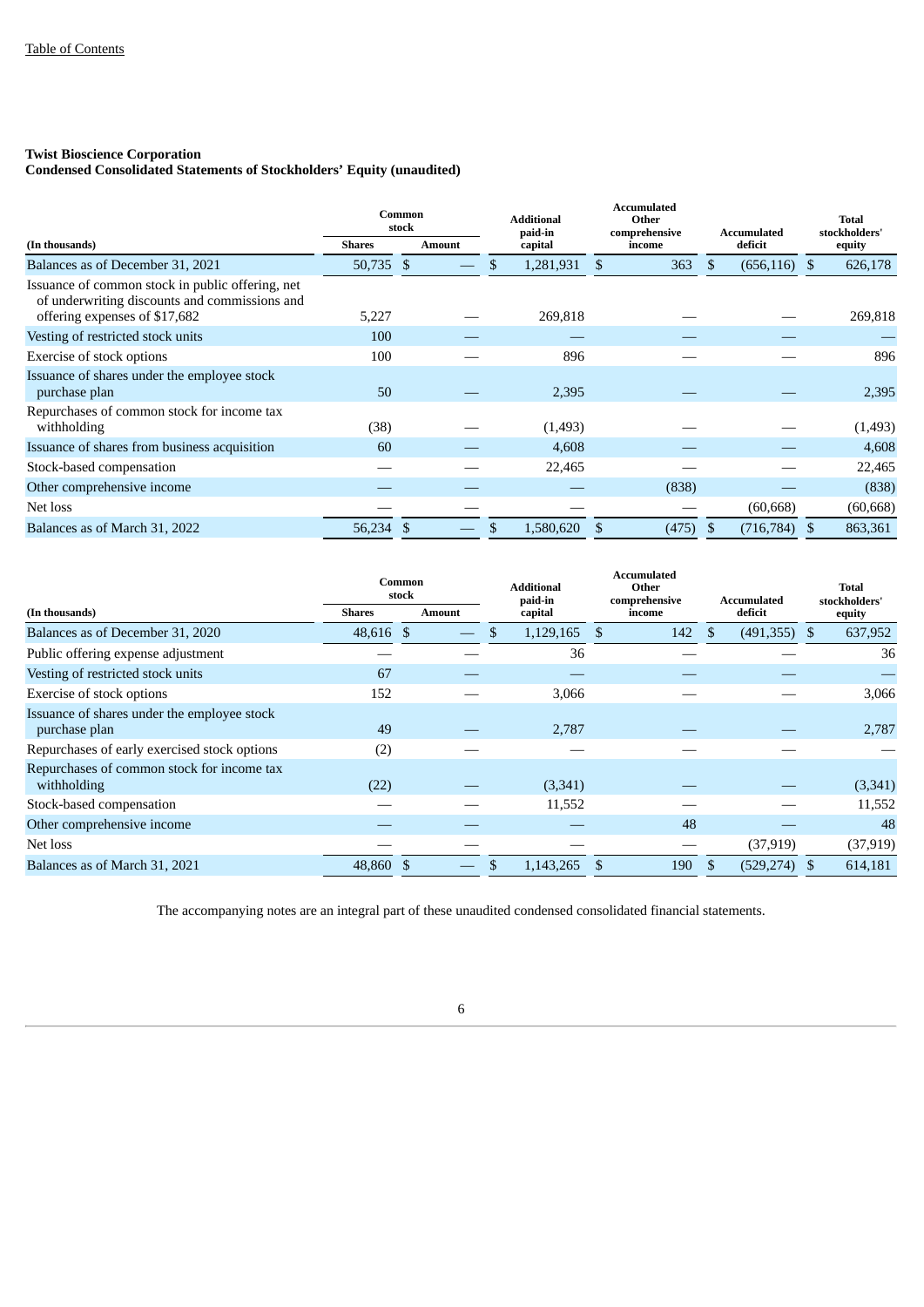[Table of Contents](#)

**Twist Bioscience Corporation**
**Condensed Consolidated Statements of Stockholders' Equity (unaudited)**

| (In thousands) | Common stock Shares | Common stock Amount | Additional paid-in capital | Accumulated Other comprehensive income | Accumulated deficit | Total stockholders' equity |
|---|---|---|---|---|---|---|
| Balances as of December 31, 2021 | 50,735 | $ — | $ 1,281,931 | $ 363 | $ (656,116) | $ 626,178 |
| Issuance of common stock in public offering, net of underwriting discounts and commissions and offering expenses of $17,682 | 5,227 | — | 269,818 | — | — | 269,818 |
| Vesting of restricted stock units | 100 | — | — | — | — | — |
| Exercise of stock options | 100 | — | 896 | — | — | 896 |
| Issuance of shares under the employee stock purchase plan | 50 | — | 2,395 | — | — | 2,395 |
| Repurchases of common stock for income tax withholding | (38) | — | (1,493) | — | — | (1,493) |
| Issuance of shares from business acquisition | 60 | — | 4,608 | — | — | 4,608 |
| Stock-based compensation | — | — | 22,465 | — | — | 22,465 |
| Other comprehensive income | — | — | — | (838) | — | (838) |
| Net loss | — | — | — | — | (60,668) | (60,668) |
| Balances as of March 31, 2022 | 56,234 | $ — | $ 1,580,620 | $ (475) | $ (716,784) | $ 863,361 |

| (In thousands) | Common stock Shares | Common stock Amount | Additional paid-in capital | Accumulated Other comprehensive income | Accumulated deficit | Total stockholders' equity |
|---|---|---|---|---|---|---|
| Balances as of December 31, 2020 | 48,616 | $ — | $ 1,129,165 | $ 142 | $ (491,355) | $ 637,952 |
| Public offering expense adjustment | — | — | 36 | — | — | 36 |
| Vesting of restricted stock units | 67 | — | — | — | — | — |
| Exercise of stock options | 152 | — | 3,066 | — | — | 3,066 |
| Issuance of shares under the employee stock purchase plan | 49 | — | 2,787 | — | — | 2,787 |
| Repurchases of early exercised stock options | (2) | — | — | — | — | — |
| Repurchases of common stock for income tax withholding | (22) | — | (3,341) | — | — | (3,341) |
| Stock-based compensation | — | — | 11,552 | — | — | 11,552 |
| Other comprehensive income | — | — | — | 48 | — | 48 |
| Net loss | — | — | — | — | (37,919) | (37,919) |
| Balances as of March 31, 2021 | 48,860 | $ — | $ 1,143,265 | $ 190 | $ (529,274) | $ 614,181 |

The accompanying notes are an integral part of these unaudited condensed consolidated financial statements.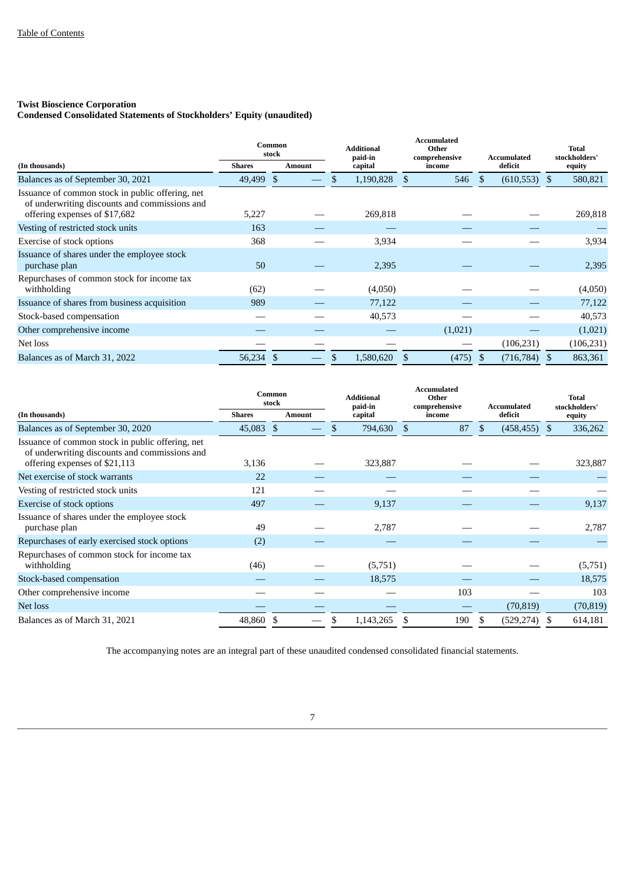**Twist Bioscience Corporation**
**Condensed Consolidated Statements of Stockholders' Equity (unaudited)**

| (In thousands) | Common stock | | Additional paid-in capital | Accumulated Other comprehensive income | Accumulated deficit | Total stockholders' equity |
|---|---|---|---|---|---|---|
| | Shares | Amount | | | | |
| Balances as of September 30, 2021 | 49,499 | $ — | $ 1,190,828 | $ 546 | $ (610,553) | $ 580,821 |
| Issuance of common stock in public offering, net of underwriting discounts and commissions and offering expenses of $17,682 | 5,227 | — | 269,818 | — | — | 269,818 |
| Vesting of restricted stock units | 163 | — | — | — | — | — |
| Exercise of stock options | 368 | — | 3,934 | — | — | 3,934 |
| Issuance of shares under the employee stock purchase plan | 50 | — | 2,395 | — | — | 2,395 |
| Repurchases of common stock for income tax withholding | (62) | — | (4,050) | — | — | (4,050) |
| Issuance of shares from business acquisition | 989 | — | 77,122 | — | — | 77,122 |
| Stock-based compensation | — | — | 40,573 | — | — | 40,573 |
| Other comprehensive income | — | — | — | (1,021) | — | (1,021) |
| Net loss | — | — | — | — | (106,231) | (106,231) |
| Balances as of March 31, 2022 | 56,234 | $ — | $ 1,580,620 | $ (475) | $ (716,784) | $ 863,361 |

| (In thousands) | Common stock | | Additional paid-in capital | Accumulated Other comprehensive income | Accumulated deficit | Total stockholders' equity |
|---|---|---|---|---|---|---|
| | Shares | Amount | | | | |
| Balances as of September 30, 2020 | 45,083 | $ — | $ 794,630 | $ 87 | $ (458,455) | $ 336,262 |
| Issuance of common stock in public offering, net of underwriting discounts and commissions and offering expenses of $21,113 | 3,136 | — | 323,887 | — | — | 323,887 |
| Net exercise of stock warrants | 22 | — | — | — | — | — |
| Vesting of restricted stock units | 121 | — | — | — | — | — |
| Exercise of stock options | 497 | — | 9,137 | — | — | 9,137 |
| Issuance of shares under the employee stock purchase plan | 49 | — | 2,787 | — | — | 2,787 |
| Repurchases of early exercised stock options | (2) | — | — | — | — | — |
| Repurchases of common stock for income tax withholding | (46) | — | (5,751) | — | — | (5,751) |
| Stock-based compensation | — | — | 18,575 | — | — | 18,575 |
| Other comprehensive income | — | — | — | 103 | — | 103 |
| Net loss | — | — | — | — | (70,819) | (70,819) |
| Balances as of March 31, 2021 | 48,860 | $ — | $ 1,143,265 | $ 190 | $ (529,274) | $ 614,181 |

The accompanying notes are an integral part of these unaudited condensed consolidated financial statements.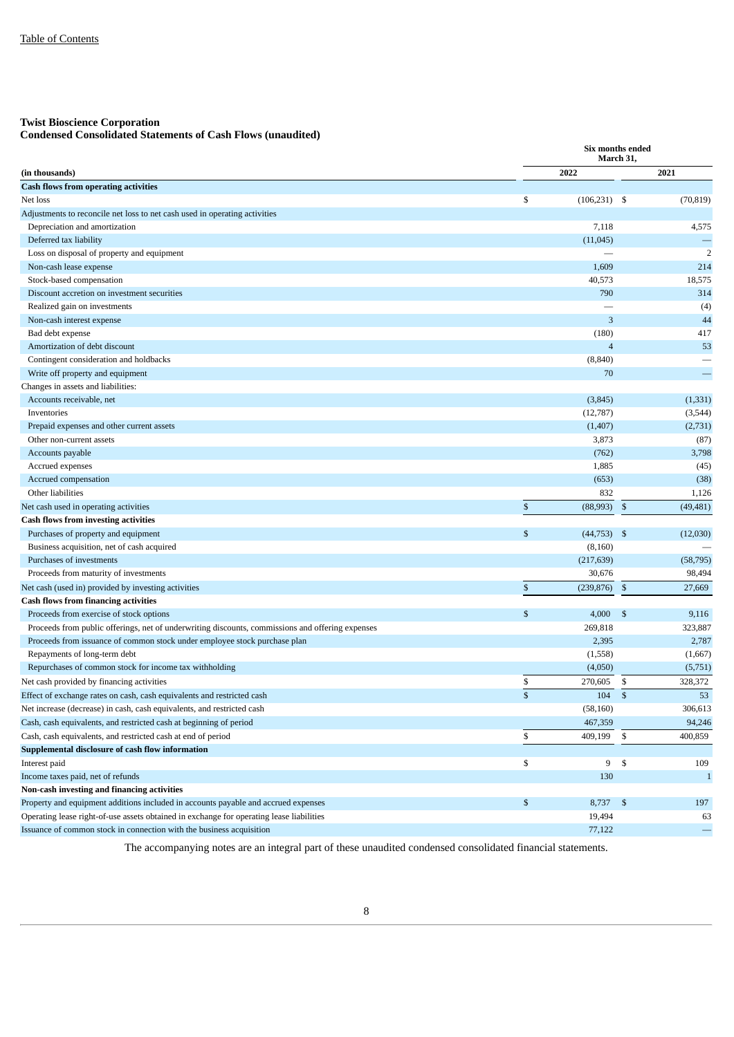Table of Contents

**Twist Bioscience Corporation**
**Condensed Consolidated Statements of Cash Flows (unaudited)**

| (in thousands) | Six months ended March 31, 2022 | 2021 |
|---|---|---|
| **Cash flows from operating activities** | | |
| Net loss | $ (106,231) | $ (70,819) |
| Adjustments to reconcile net loss to net cash used in operating activities | | |
| Depreciation and amortization | 7,118 | 4,575 |
| Deferred tax liability | (11,045) | — |
| Loss on disposal of property and equipment | — | 2 |
| Non-cash lease expense | 1,609 | 214 |
| Stock-based compensation | 40,573 | 18,575 |
| Discount accretion on investment securities | 790 | 314 |
| Realized gain on investments | — | (4) |
| Non-cash interest expense | 3 | 44 |
| Bad debt expense | (180) | 417 |
| Amortization of debt discount | 4 | 53 |
| Contingent consideration and holdbacks | (8,840) | — |
| Write off property and equipment | 70 | — |
| Changes in assets and liabilities: | | |
| Accounts receivable, net | (3,845) | (1,331) |
| Inventories | (12,787) | (3,544) |
| Prepaid expenses and other current assets | (1,407) | (2,731) |
| Other non-current assets | 3,873 | (87) |
| Accounts payable | (762) | 3,798 |
| Accrued expenses | 1,885 | (45) |
| Accrued compensation | (653) | (38) |
| Other liabilities | 832 | 1,126 |
| Net cash used in operating activities | $ (88,993) | $ (49,481) |
| **Cash flows from investing activities** | | |
| Purchases of property and equipment | $ (44,753) | $ (12,030) |
| Business acquisition, net of cash acquired | (8,160) | — |
| Purchases of investments | (217,639) | (58,795) |
| Proceeds from maturity of investments | 30,676 | 98,494 |
| Net cash (used in) provided by investing activities | $ (239,876) | $ 27,669 |
| **Cash flows from financing activities** | | |
| Proceeds from exercise of stock options | $ 4,000 | $ 9,116 |
| Proceeds from public offerings, net of underwriting discounts, commissions and offering expenses | 269,818 | 323,887 |
| Proceeds from issuance of common stock under employee stock purchase plan | 2,395 | 2,787 |
| Repayments of long-term debt | (1,558) | (1,667) |
| Repurchases of common stock for income tax withholding | (4,050) | (5,751) |
| Net cash provided by financing activities | $ 270,605 | $ 328,372 |
| Effect of exchange rates on cash, cash equivalents and restricted cash | $ 104 | $ 53 |
| Net increase (decrease) in cash, cash equivalents, and restricted cash | (58,160) | 306,613 |
| Cash, cash equivalents, and restricted cash at beginning of period | 467,359 | 94,246 |
| Cash, cash equivalents, and restricted cash at end of period | $ 409,199 | $ 400,859 |
| **Supplemental disclosure of cash flow information** | | |
| Interest paid | $ 9 | $ 109 |
| Income taxes paid, net of refunds | 130 | 1 |
| **Non-cash investing and financing activities** | | |
| Property and equipment additions included in accounts payable and accrued expenses | $ 8,737 | $ 197 |
| Operating lease right-of-use assets obtained in exchange for operating lease liabilities | 19,494 | 63 |
| Issuance of common stock in connection with the business acquisition | 77,122 | — |

The accompanying notes are an integral part of these unaudited condensed consolidated financial statements.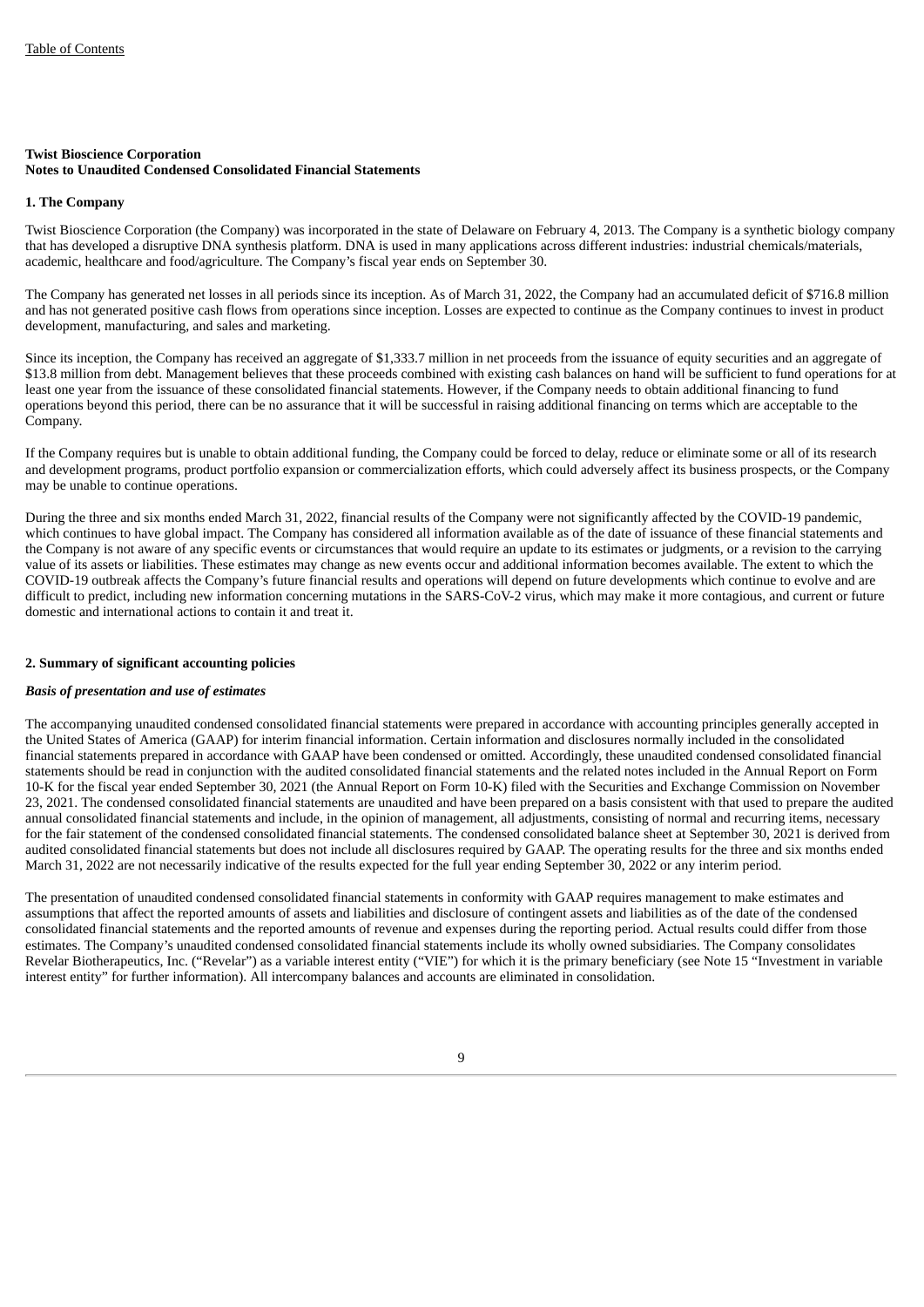**Twist Bioscience Corporation**
**Notes to Unaudited Condensed Consolidated Financial Statements**

**1. The Company**

Twist Bioscience Corporation (the Company) was incorporated in the state of Delaware on February 4, 2013. The Company is a synthetic biology company that has developed a disruptive DNA synthesis platform. DNA is used in many applications across different industries: industrial chemicals/materials, academic, healthcare and food/agriculture. The Company's fiscal year ends on September 30.

The Company has generated net losses in all periods since its inception. As of March 31, 2022, the Company had an accumulated deficit of $716.8 million and has not generated positive cash flows from operations since inception. Losses are expected to continue as the Company continues to invest in product development, manufacturing, and sales and marketing.

Since its inception, the Company has received an aggregate of $1,333.7 million in net proceeds from the issuance of equity securities and an aggregate of $13.8 million from debt. Management believes that these proceeds combined with existing cash balances on hand will be sufficient to fund operations for at least one year from the issuance of these consolidated financial statements. However, if the Company needs to obtain additional financing to fund operations beyond this period, there can be no assurance that it will be successful in raising additional financing on terms which are acceptable to the Company.

If the Company requires but is unable to obtain additional funding, the Company could be forced to delay, reduce or eliminate some or all of its research and development programs, product portfolio expansion or commercialization efforts, which could adversely affect its business prospects, or the Company may be unable to continue operations.

During the three and six months ended March 31, 2022, financial results of the Company were not significantly affected by the COVID-19 pandemic, which continues to have global impact. The Company has considered all information available as of the date of issuance of these financial statements and the Company is not aware of any specific events or circumstances that would require an update to its estimates or judgments, or a revision to the carrying value of its assets or liabilities. These estimates may change as new events occur and additional information becomes available. The extent to which the COVID-19 outbreak affects the Company's future financial results and operations will depend on future developments which continue to evolve and are difficult to predict, including new information concerning mutations in the SARS-CoV-2 virus, which may make it more contagious, and current or future domestic and international actions to contain it and treat it.

**2. Summary of significant accounting policies**

***Basis of presentation and use of estimates***

The accompanying unaudited condensed consolidated financial statements were prepared in accordance with accounting principles generally accepted in the United States of America (GAAP) for interim financial information. Certain information and disclosures normally included in the consolidated financial statements prepared in accordance with GAAP have been condensed or omitted. Accordingly, these unaudited condensed consolidated financial statements should be read in conjunction with the audited consolidated financial statements and the related notes included in the Annual Report on Form 10-K for the fiscal year ended September 30, 2021 (the Annual Report on Form 10-K) filed with the Securities and Exchange Commission on November 23, 2021. The condensed consolidated financial statements are unaudited and have been prepared on a basis consistent with that used to prepare the audited annual consolidated financial statements and include, in the opinion of management, all adjustments, consisting of normal and recurring items, necessary for the fair statement of the condensed consolidated financial statements. The condensed consolidated balance sheet at September 30, 2021 is derived from audited consolidated financial statements but does not include all disclosures required by GAAP. The operating results for the three and six months ended March 31, 2022 are not necessarily indicative of the results expected for the full year ending September 30, 2022 or any interim period.

The presentation of unaudited condensed consolidated financial statements in conformity with GAAP requires management to make estimates and assumptions that affect the reported amounts of assets and liabilities and disclosure of contingent assets and liabilities as of the date of the condensed consolidated financial statements and the reported amounts of revenue and expenses during the reporting period. Actual results could differ from those estimates. The Company's unaudited condensed consolidated financial statements include its wholly owned subsidiaries. The Company consolidates Revelar Biotherapeutics, Inc. ("Revelar") as a variable interest entity ("VIE") for which it is the primary beneficiary (see Note 15 "Investment in variable interest entity" for further information). All intercompany balances and accounts are eliminated in consolidation.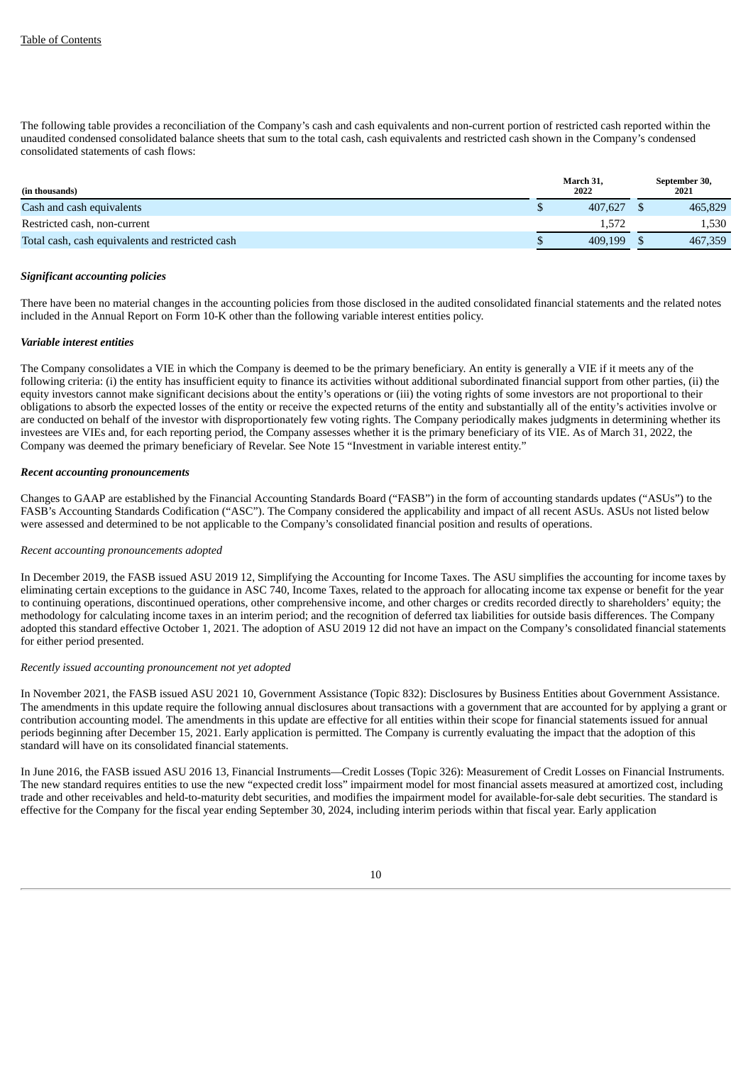The following table provides a reconciliation of the Company's cash and cash equivalents and non-current portion of restricted cash reported within the unaudited condensed consolidated balance sheets that sum to the total cash, cash equivalents and restricted cash shown in the Company's condensed consolidated statements of cash flows:

| (in thousands) | March 31, 2022 | September 30, 2021 |
|---|---|---|
| Cash and cash equivalents | $ 407,627 | $ 465,829 |
| Restricted cash, non-current | 1,572 | 1,530 |
| Total cash, cash equivalents and restricted cash | $ 409,199 | $ 467,359 |

***Significant accounting policies***

There have been no material changes in the accounting policies from those disclosed in the audited consolidated financial statements and the related notes included in the Annual Report on Form 10-K other than the following variable interest entities policy.

***Variable interest entities***

The Company consolidates a VIE in which the Company is deemed to be the primary beneficiary. An entity is generally a VIE if it meets any of the following criteria: (i) the entity has insufficient equity to finance its activities without additional subordinated financial support from other parties, (ii) the equity investors cannot make significant decisions about the entity's operations or (iii) the voting rights of some investors are not proportional to their obligations to absorb the expected losses of the entity or receive the expected returns of the entity and substantially all of the entity's activities involve or are conducted on behalf of the investor with disproportionately few voting rights. The Company periodically makes judgments in determining whether its investees are VIEs and, for each reporting period, the Company assesses whether it is the primary beneficiary of its VIE. As of March 31, 2022, the Company was deemed the primary beneficiary of Revelar. See Note 15 "Investment in variable interest entity."

***Recent accounting pronouncements***

Changes to GAAP are established by the Financial Accounting Standards Board ("FASB") in the form of accounting standards updates ("ASUs") to the FASB's Accounting Standards Codification ("ASC"). The Company considered the applicability and impact of all recent ASUs. ASUs not listed below were assessed and determined to be not applicable to the Company's consolidated financial position and results of operations.

*Recent accounting pronouncements adopted*

In December 2019, the FASB issued ASU 2019 12, Simplifying the Accounting for Income Taxes. The ASU simplifies the accounting for income taxes by eliminating certain exceptions to the guidance in ASC 740, Income Taxes, related to the approach for allocating income tax expense or benefit for the year to continuing operations, discontinued operations, other comprehensive income, and other charges or credits recorded directly to shareholders' equity; the methodology for calculating income taxes in an interim period; and the recognition of deferred tax liabilities for outside basis differences. The Company adopted this standard effective October 1, 2021. The adoption of ASU 2019 12 did not have an impact on the Company's consolidated financial statements for either period presented.

*Recently issued accounting pronouncement not yet adopted*

In November 2021, the FASB issued ASU 2021 10, Government Assistance (Topic 832): Disclosures by Business Entities about Government Assistance. The amendments in this update require the following annual disclosures about transactions with a government that are accounted for by applying a grant or contribution accounting model. The amendments in this update are effective for all entities within their scope for financial statements issued for annual periods beginning after December 15, 2021. Early application is permitted. The Company is currently evaluating the impact that the adoption of this standard will have on its consolidated financial statements.

In June 2016, the FASB issued ASU 2016 13, Financial Instruments—Credit Losses (Topic 326): Measurement of Credit Losses on Financial Instruments. The new standard requires entities to use the new "expected credit loss" impairment model for most financial assets measured at amortized cost, including trade and other receivables and held-to-maturity debt securities, and modifies the impairment model for available-for-sale debt securities. The standard is effective for the Company for the fiscal year ending September 30, 2024, including interim periods within that fiscal year. Early application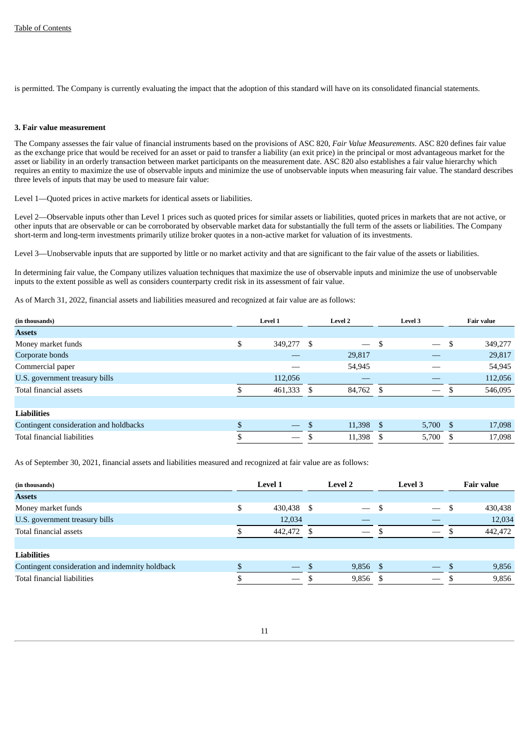is permitted. The Company is currently evaluating the impact that the adoption of this standard will have on its consolidated financial statements.

### 3. Fair value measurement

The Company assesses the fair value of financial instruments based on the provisions of ASC 820, *Fair Value Measurements*. ASC 820 defines fair value as the exchange price that would be received for an asset or paid to transfer a liability (an exit price) in the principal or most advantageous market for the asset or liability in an orderly transaction between market participants on the measurement date. ASC 820 also establishes a fair value hierarchy which requires an entity to maximize the use of observable inputs and minimize the use of unobservable inputs when measuring fair value. The standard describes three levels of inputs that may be used to measure fair value:

Level 1—Quoted prices in active markets for identical assets or liabilities.

Level 2—Observable inputs other than Level 1 prices such as quoted prices for similar assets or liabilities, quoted prices in markets that are not active, or other inputs that are observable or can be corroborated by observable market data for substantially the full term of the assets or liabilities. The Company short-term and long-term investments primarily utilize broker quotes in a non-active market for valuation of its investments.

Level 3—Unobservable inputs that are supported by little or no market activity and that are significant to the fair value of the assets or liabilities.

In determining fair value, the Company utilizes valuation techniques that maximize the use of observable inputs and minimize the use of unobservable inputs to the extent possible as well as considers counterparty credit risk in its assessment of fair value.

As of March 31, 2022, financial assets and liabilities measured and recognized at fair value are as follows:

| (in thousands) | Level 1 | Level 2 | Level 3 | Fair value |
|---|---|---|---|---|
| **Assets** | | | | |
| Money market funds | $ 349,277 | $ — | $ — | $ 349,277 |
| Corporate bonds | — | 29,817 | — | 29,817 |
| Commercial paper | — | 54,945 | — | 54,945 |
| U.S. government treasury bills | 112,056 | — | — | 112,056 |
| Total financial assets | $ 461,333 | $ 84,762 | $ — | $ 546,095 |
| | | | | |
| **Liabilities** | | | | |
| Contingent consideration and holdbacks | $ — | $ 11,398 | $ 5,700 | $ 17,098 |
| Total financial liabilities | $ — | $ 11,398 | $ 5,700 | $ 17,098 |

As of September 30, 2021, financial assets and liabilities measured and recognized at fair value are as follows:

| (in thousands) | Level 1 | Level 2 | Level 3 | Fair value |
|---|---|---|---|---|
| **Assets** | | | | |
| Money market funds | $ 430,438 | $ — | $ — | $ 430,438 |
| U.S. government treasury bills | 12,034 | — | — | 12,034 |
| Total financial assets | $ 442,472 | $ — | $ — | $ 442,472 |
| | | | | |
| **Liabilities** | | | | |
| Contingent consideration and indemnity holdback | $ — | $ 9,856 | $ — | $ 9,856 |
| Total financial liabilities | $ — | $ 9,856 | $ — | $ 9,856 |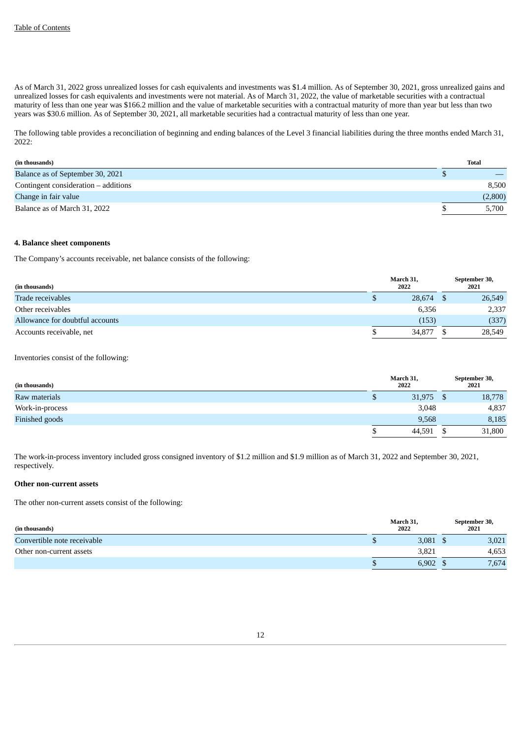As of March 31, 2022 gross unrealized losses for cash equivalents and investments was $1.4 million. As of September 30, 2021, gross unrealized gains and unrealized losses for cash equivalents and investments were not material. As of March 31, 2022, the value of marketable securities with a contractual maturity of less than one year was $166.2 million and the value of marketable securities with a contractual maturity of more than year but less than two years was $30.6 million. As of September 30, 2021, all marketable securities had a contractual maturity of less than one year.

The following table provides a reconciliation of beginning and ending balances of the Level 3 financial liabilities during the three months ended March 31, 2022:

| (in thousands) | Total |
|---|---|
| Balance as of September 30, 2021 | $ — |
| Contingent consideration – additions | 8,500 |
| Change in fair value | (2,800) |
| Balance as of March 31, 2022 | $ 5,700 |

**4. Balance sheet components**

The Company's accounts receivable, net balance consists of the following:

| (in thousands) | March 31, 2022 | September 30, 2021 |
|---|---|---|
| Trade receivables | $ 28,674 | $ 26,549 |
| Other receivables | 6,356 | 2,337 |
| Allowance for doubtful accounts | (153) | (337) |
| Accounts receivable, net | $ 34,877 | $ 28,549 |

Inventories consist of the following:

| (in thousands) | March 31, 2022 | September 30, 2021 |
|---|---|---|
| Raw materials | $ 31,975 | $ 18,778 |
| Work-in-process | 3,048 | 4,837 |
| Finished goods | 9,568 | 8,185 |
| | $ 44,591 | $ 31,800 |

The work-in-process inventory included gross consigned inventory of $1.2 million and $1.9 million as of March 31, 2022 and September 30, 2021, respectively.

**Other non-current assets**

The other non-current assets consist of the following:

| (in thousands) | March 31, 2022 | September 30, 2021 |
|---|---|---|
| Convertible note receivable | $ 3,081 | $ 3,021 |
| Other non-current assets | 3,821 | 4,653 |
| | $ 6,902 | $ 7,674 |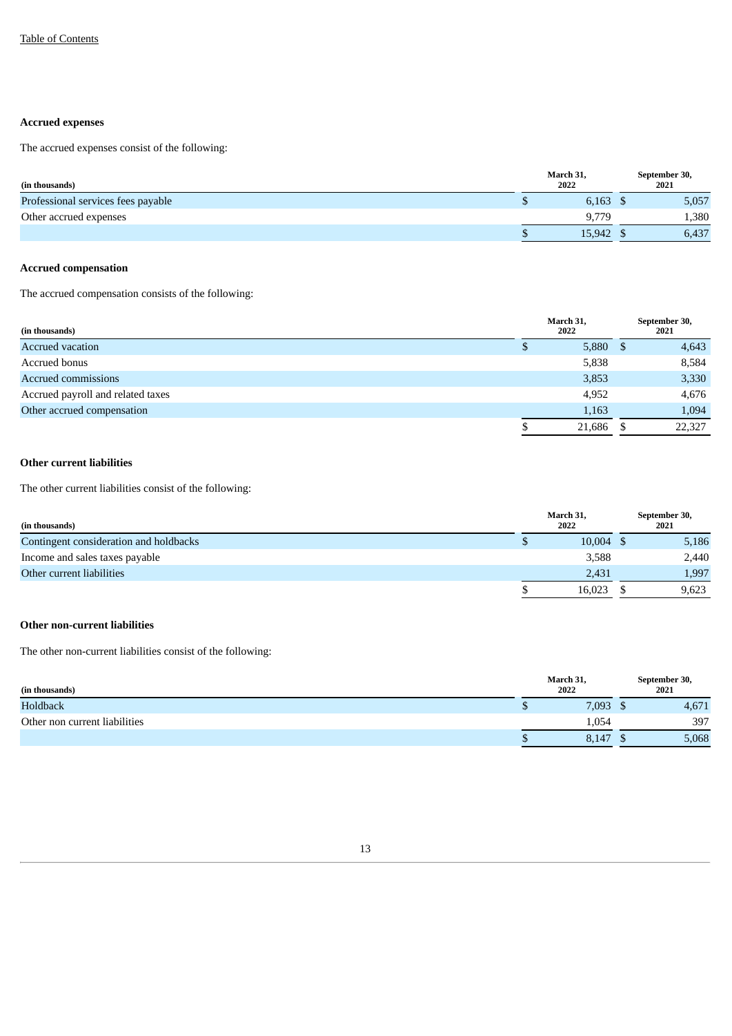### Accrued expenses

The accrued expenses consist of the following:

| (in thousands) | March 31, 2022 | September 30, 2021 |
|---|---|---|
| Professional services fees payable | $ 6,163 | $ 5,057 |
| Other accrued expenses | 9,779 | 1,380 |
| | $ 15,942 | $ 6,437 |

### Accrued compensation

The accrued compensation consists of the following:

| (in thousands) | March 31, 2022 | September 30, 2021 |
|---|---|---|
| Accrued vacation | $ 5,880 | $ 4,643 |
| Accrued bonus | 5,838 | 8,584 |
| Accrued commissions | 3,853 | 3,330 |
| Accrued payroll and related taxes | 4,952 | 4,676 |
| Other accrued compensation | 1,163 | 1,094 |
| | $ 21,686 | $ 22,327 |

### Other current liabilities

The other current liabilities consist of the following:

| (in thousands) | March 31, 2022 | September 30, 2021 |
|---|---|---|
| Contingent consideration and holdbacks | $ 10,004 | $ 5,186 |
| Income and sales taxes payable | 3,588 | 2,440 |
| Other current liabilities | 2,431 | 1,997 |
| | $ 16,023 | $ 9,623 |

### Other non-current liabilities

The other non-current liabilities consist of the following:

| (in thousands) | March 31, 2022 | September 30, 2021 |
|---|---|---|
| Holdback | $ 7,093 | $ 4,671 |
| Other non current liabilities | 1,054 | 397 |
| | $ 8,147 | $ 5,068 |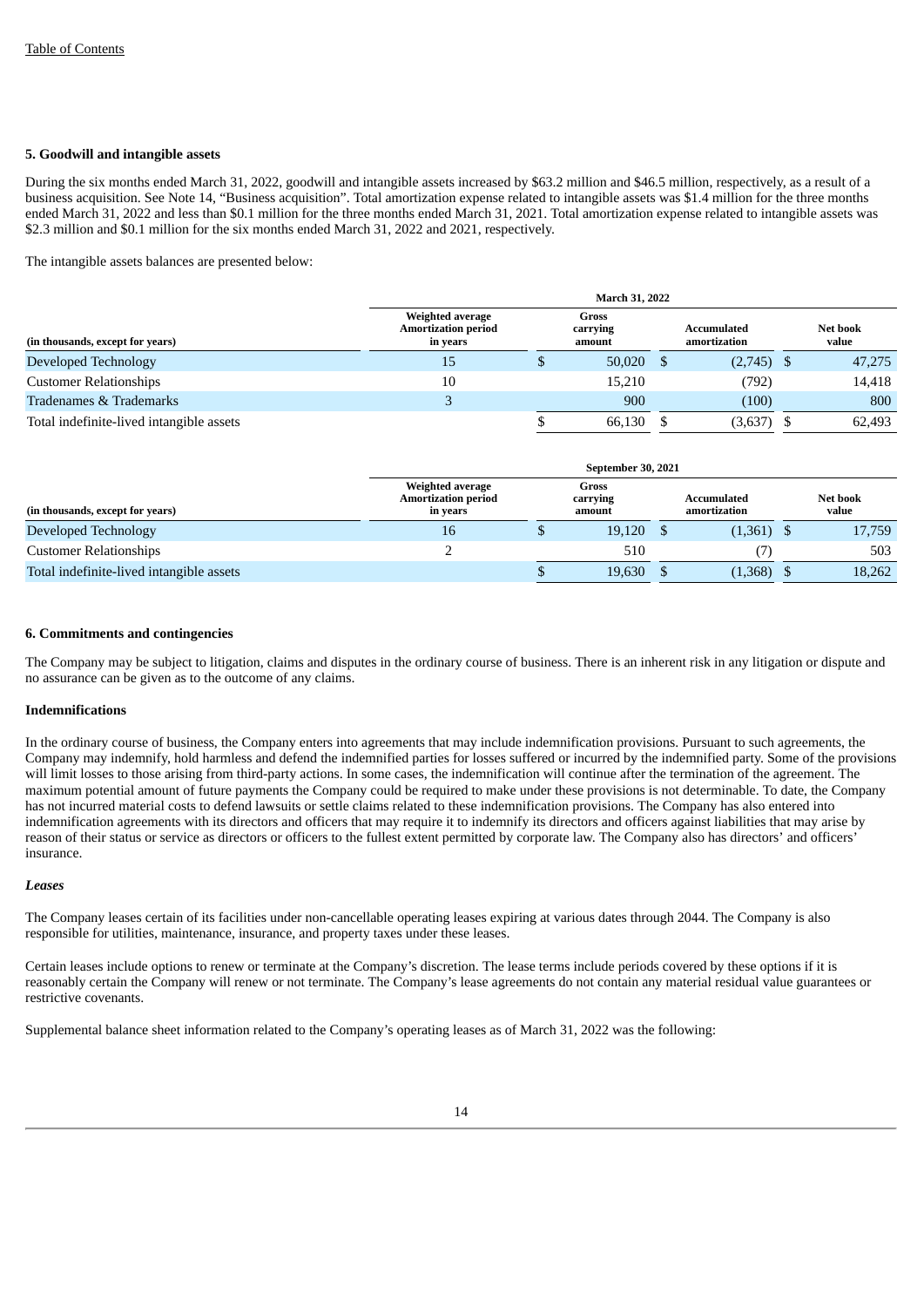## 5. Goodwill and intangible assets

During the six months ended March 31, 2022, goodwill and intangible assets increased by $63.2 million and $46.5 million, respectively, as a result of a business acquisition. See Note 14, "Business acquisition". Total amortization expense related to intangible assets was $1.4 million for the three months ended March 31, 2022 and less than $0.1 million for the three months ended March 31, 2021. Total amortization expense related to intangible assets was $2.3 million and $0.1 million for the six months ended March 31, 2022 and 2021, respectively.

The intangible assets balances are presented below:

| | March 31, 2022 | | | |
|---|---|---|---|---|
| (in thousands, except for years) | Weighted average Amortization period in years | Gross carrying amount | Accumulated amortization | Net book value |
| Developed Technology | 15 | $ 50,020 | $ (2,745) | $ 47,275 |
| Customer Relationships | 10 | 15,210 | (792) | 14,418 |
| Tradenames & Trademarks | 3 | 900 | (100) | 800 |
| Total indefinite-lived intangible assets | | $ 66,130 | $ (3,637) | $ 62,493 |

| | September 30, 2021 | | | |
|---|---|---|---|---|
| (in thousands, except for years) | Weighted average Amortization period in years | Gross carrying amount | Accumulated amortization | Net book value |
| Developed Technology | 16 | $ 19,120 | $ (1,361) | $ 17,759 |
| Customer Relationships | 2 | 510 | (7) | 503 |
| Total indefinite-lived intangible assets | | $ 19,630 | $ (1,368) | $ 18,262 |

## 6. Commitments and contingencies

The Company may be subject to litigation, claims and disputes in the ordinary course of business. There is an inherent risk in any litigation or dispute and no assurance can be given as to the outcome of any claims.

### Indemnifications

In the ordinary course of business, the Company enters into agreements that may include indemnification provisions. Pursuant to such agreements, the Company may indemnify, hold harmless and defend the indemnified parties for losses suffered or incurred by the indemnified party. Some of the provisions will limit losses to those arising from third-party actions. In some cases, the indemnification will continue after the termination of the agreement. The maximum potential amount of future payments the Company could be required to make under these provisions is not determinable. To date, the Company has not incurred material costs to defend lawsuits or settle claims related to these indemnification provisions. The Company has also entered into indemnification agreements with its directors and officers that may require it to indemnify its directors and officers against liabilities that may arise by reason of their status or service as directors or officers to the fullest extent permitted by corporate law. The Company also has directors' and officers' insurance.

### *Leases*

The Company leases certain of its facilities under non-cancellable operating leases expiring at various dates through 2044. The Company is also responsible for utilities, maintenance, insurance, and property taxes under these leases.

Certain leases include options to renew or terminate at the Company's discretion. The lease terms include periods covered by these options if it is reasonably certain the Company will renew or not terminate. The Company's lease agreements do not contain any material residual value guarantees or restrictive covenants.

Supplemental balance sheet information related to the Company's operating leases as of March 31, 2022 was the following: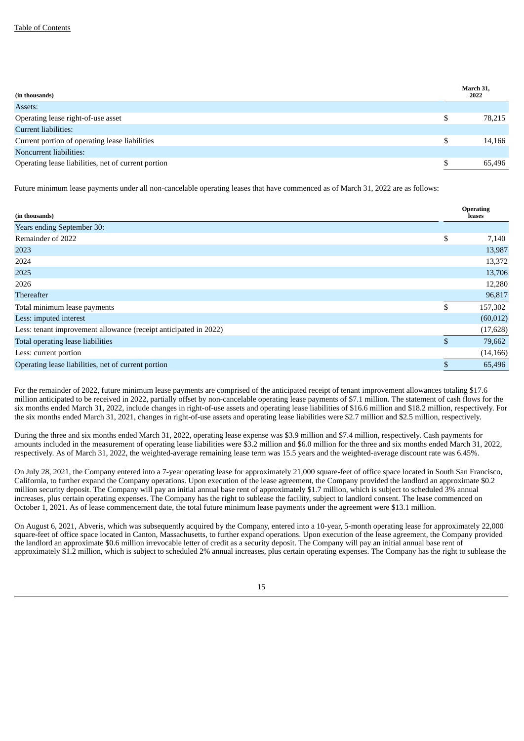| (in thousands) | March 31, 2022 |
| --- | --- |
| Assets: | |
| Operating lease right-of-use asset | $ 78,215 |
| Current liabilities: | |
| Current portion of operating lease liabilities | $ 14,166 |
| Noncurrent liabilities: | |
| Operating lease liabilities, net of current portion | $ 65,496 |

Future minimum lease payments under all non-cancelable operating leases that have commenced as of March 31, 2022 are as follows:

| (in thousands) | Operating leases |
| --- | --- |
| Years ending September 30: | |
| Remainder of 2022 | $ 7,140 |
| 2023 | 13,987 |
| 2024 | 13,372 |
| 2025 | 13,706 |
| 2026 | 12,280 |
| Thereafter | 96,817 |
| Total minimum lease payments | $ 157,302 |
| Less: imputed interest | (60,012) |
| Less: tenant improvement allowance (receipt anticipated in 2022) | (17,628) |
| Total operating lease liabilities | $ 79,662 |
| Less: current portion | (14,166) |
| Operating lease liabilities, net of current portion | $ 65,496 |

For the remainder of 2022, future minimum lease payments are comprised of the anticipated receipt of tenant improvement allowances totaling $17.6 million anticipated to be received in 2022, partially offset by non-cancelable operating lease payments of $7.1 million. The statement of cash flows for the six months ended March 31, 2022, include changes in right-of-use assets and operating lease liabilities of $16.6 million and $18.2 million, respectively. For the six months ended March 31, 2021, changes in right-of-use assets and operating lease liabilities were $2.7 million and $2.5 million, respectively.

During the three and six months ended March 31, 2022, operating lease expense was $3.9 million and $7.4 million, respectively. Cash payments for amounts included in the measurement of operating lease liabilities were $3.2 million and $6.0 million for the three and six months ended March 31, 2022, respectively. As of March 31, 2022, the weighted-average remaining lease term was 15.5 years and the weighted-average discount rate was 6.45%.

On July 28, 2021, the Company entered into a 7-year operating lease for approximately 21,000 square-feet of office space located in South San Francisco, California, to further expand the Company operations. Upon execution of the lease agreement, the Company provided the landlord an approximate $0.2 million security deposit. The Company will pay an initial annual base rent of approximately $1.7 million, which is subject to scheduled 3% annual increases, plus certain operating expenses. The Company has the right to sublease the facility, subject to landlord consent. The lease commenced on October 1, 2021. As of lease commencement date, the total future minimum lease payments under the agreement were $13.1 million.

On August 6, 2021, Abveris, which was subsequently acquired by the Company, entered into a 10-year, 5-month operating lease for approximately 22,000 square-feet of office space located in Canton, Massachusetts, to further expand operations. Upon execution of the lease agreement, the Company provided the landlord an approximate $0.6 million irrevocable letter of credit as a security deposit. The Company will pay an initial annual base rent of approximately $1.2 million, which is subject to scheduled 2% annual increases, plus certain operating expenses. The Company has the right to sublease the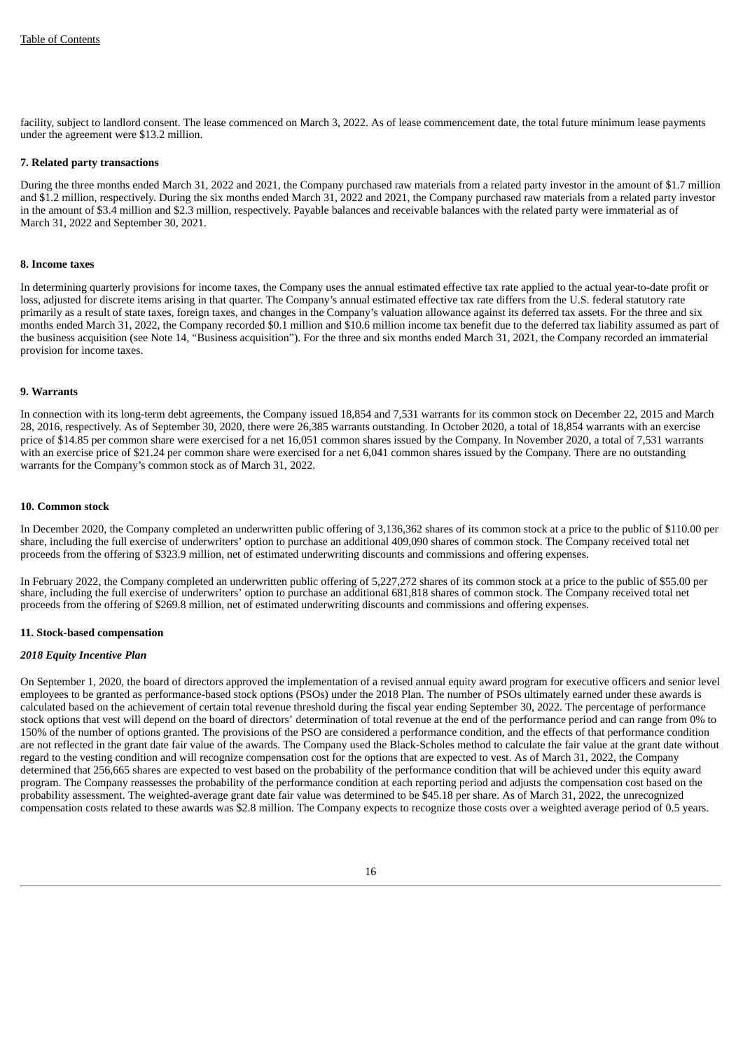facility, subject to landlord consent. The lease commenced on March 3, 2022. As of lease commencement date, the total future minimum lease payments under the agreement were $13.2 million.

### 7. Related party transactions

During the three months ended March 31, 2022 and 2021, the Company purchased raw materials from a related party investor in the amount of $1.7 million and $1.2 million, respectively. During the six months ended March 31, 2022 and 2021, the Company purchased raw materials from a related party investor in the amount of $3.4 million and $2.3 million, respectively. Payable balances and receivable balances with the related party were immaterial as of March 31, 2022 and September 30, 2021.

### 8. Income taxes

In determining quarterly provisions for income taxes, the Company uses the annual estimated effective tax rate applied to the actual year-to-date profit or loss, adjusted for discrete items arising in that quarter. The Company's annual estimated effective tax rate differs from the U.S. federal statutory rate primarily as a result of state taxes, foreign taxes, and changes in the Company's valuation allowance against its deferred tax assets. For the three and six months ended March 31, 2022, the Company recorded $0.1 million and $10.6 million income tax benefit due to the deferred tax liability assumed as part of the business acquisition (see Note 14, "Business acquisition"). For the three and six months ended March 31, 2021, the Company recorded an immaterial provision for income taxes.

### 9. Warrants

In connection with its long-term debt agreements, the Company issued 18,854 and 7,531 warrants for its common stock on December 22, 2015 and March 28, 2016, respectively. As of September 30, 2020, there were 26,385 warrants outstanding. In October 2020, a total of 18,854 warrants with an exercise price of $14.85 per common share were exercised for a net 16,051 common shares issued by the Company. In November 2020, a total of 7,531 warrants with an exercise price of $21.24 per common share were exercised for a net 6,041 common shares issued by the Company. There are no outstanding warrants for the Company's common stock as of March 31, 2022.

### 10. Common stock

In December 2020, the Company completed an underwritten public offering of 3,136,362 shares of its common stock at a price to the public of $110.00 per share, including the full exercise of underwriters' option to purchase an additional 409,090 shares of common stock. The Company received total net proceeds from the offering of $323.9 million, net of estimated underwriting discounts and commissions and offering expenses.

In February 2022, the Company completed an underwritten public offering of 5,227,272 shares of its common stock at a price to the public of $55.00 per share, including the full exercise of underwriters' option to purchase an additional 681,818 shares of common stock. The Company received total net proceeds from the offering of $269.8 million, net of estimated underwriting discounts and commissions and offering expenses.

### 11. Stock-based compensation

#### *2018 Equity Incentive Plan*

On September 1, 2020, the board of directors approved the implementation of a revised annual equity award program for executive officers and senior level employees to be granted as performance-based stock options (PSOs) under the 2018 Plan. The number of PSOs ultimately earned under these awards is calculated based on the achievement of certain total revenue threshold during the fiscal year ending September 30, 2022. The percentage of performance stock options that vest will depend on the board of directors' determination of total revenue at the end of the performance period and can range from 0% to 150% of the number of options granted. The provisions of the PSO are considered a performance condition, and the effects of that performance condition are not reflected in the grant date fair value of the awards. The Company used the Black-Scholes method to calculate the fair value at the grant date without regard to the vesting condition and will recognize compensation cost for the options that are expected to vest. As of March 31, 2022, the Company determined that 256,665 shares are expected to vest based on the probability of the performance condition that will be achieved under this equity award program. The Company reassesses the probability of the performance condition at each reporting period and adjusts the compensation cost based on the probability assessment. The weighted-average grant date fair value was determined to be $45.18 per share. As of March 31, 2022, the unrecognized compensation costs related to these awards was $2.8 million. The Company expects to recognize those costs over a weighted average period of 0.5 years.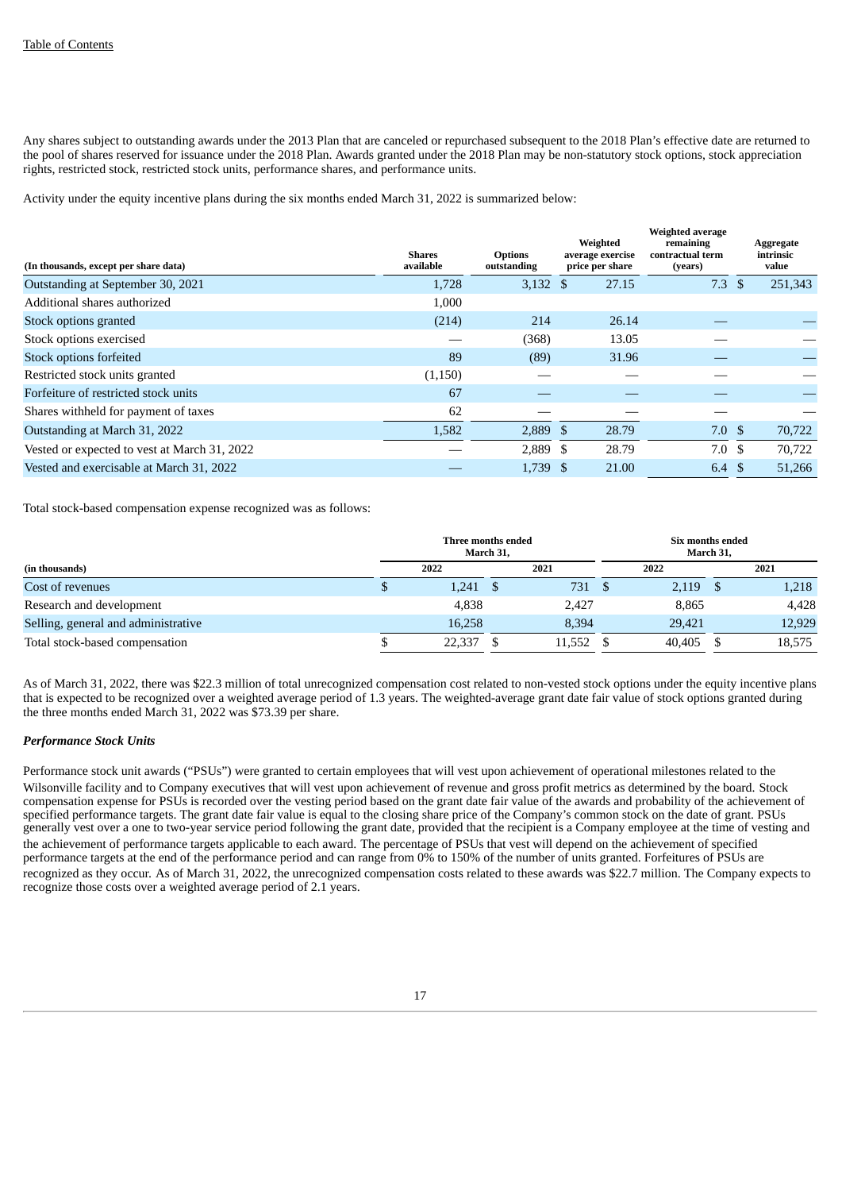Any shares subject to outstanding awards under the 2013 Plan that are canceled or repurchased subsequent to the 2018 Plan's effective date are returned to the pool of shares reserved for issuance under the 2018 Plan. Awards granted under the 2018 Plan may be non-statutory stock options, stock appreciation rights, restricted stock, restricted stock units, performance shares, and performance units.

Activity under the equity incentive plans during the six months ended March 31, 2022 is summarized below:

| (In thousands, except per share data) | Shares available | Options outstanding | Weighted average exercise price per share | Weighted average remaining contractual term (years) | Aggregate intrinsic value |
|---|---|---|---|---|---|
| Outstanding at September 30, 2021 | 1,728 | 3,132 | $ 27.15 | 7.3 | $ 251,343 |
| Additional shares authorized | 1,000 | | | | |
| Stock options granted | (214) | 214 | 26.14 | — | — |
| Stock options exercised | — | (368) | 13.05 | — | — |
| Stock options forfeited | 89 | (89) | 31.96 | — | — |
| Restricted stock units granted | (1,150) | — | — | — | — |
| Forfeiture of restricted stock units | 67 | — | — | — | — |
| Shares withheld for payment of taxes | 62 | — | — | — | — |
| Outstanding at March 31, 2022 | 1,582 | 2,889 | $ 28.79 | 7.0 | $ 70,722 |
| Vested or expected to vest at March 31, 2022 | — | 2,889 | $ 28.79 | 7.0 | $ 70,722 |
| Vested and exercisable at March 31, 2022 | — | 1,739 | $ 21.00 | 6.4 | $ 51,266 |

Total stock-based compensation expense recognized was as follows:

| | Three months ended March 31, | | Six months ended March 31, | |
|---|---|---|---|---|
| (in thousands) | 2022 | 2021 | 2022 | 2021 |
| Cost of revenues | $ 1,241 | $ 731 | $ 2,119 | $ 1,218 |
| Research and development | 4,838 | 2,427 | 8,865 | 4,428 |
| Selling, general and administrative | 16,258 | 8,394 | 29,421 | 12,929 |
| Total stock-based compensation | $ 22,337 | $ 11,552 | $ 40,405 | $ 18,575 |

As of March 31, 2022, there was $22.3 million of total unrecognized compensation cost related to non-vested stock options under the equity incentive plans that is expected to be recognized over a weighted average period of 1.3 years. The weighted-average grant date fair value of stock options granted during the three months ended March 31, 2022 was $73.39 per share.

***Performance Stock Units***

Performance stock unit awards ("PSUs") were granted to certain employees that will vest upon achievement of operational milestones related to the Wilsonville facility and to Company executives that will vest upon achievement of revenue and gross profit metrics as determined by the board. Stock compensation expense for PSUs is recorded over the vesting period based on the grant date fair value of the awards and probability of the achievement of specified performance targets. The grant date fair value is equal to the closing share price of the Company's common stock on the date of grant. PSUs generally vest over a one to two-year service period following the grant date, provided that the recipient is a Company employee at the time of vesting and the achievement of performance targets applicable to each award. The percentage of PSUs that vest will depend on the achievement of specified performance targets at the end of the performance period and can range from 0% to 150% of the number of units granted. Forfeitures of PSUs are recognized as they occur. As of March 31, 2022, the unrecognized compensation costs related to these awards was $22.7 million. The Company expects to recognize those costs over a weighted average period of 2.1 years.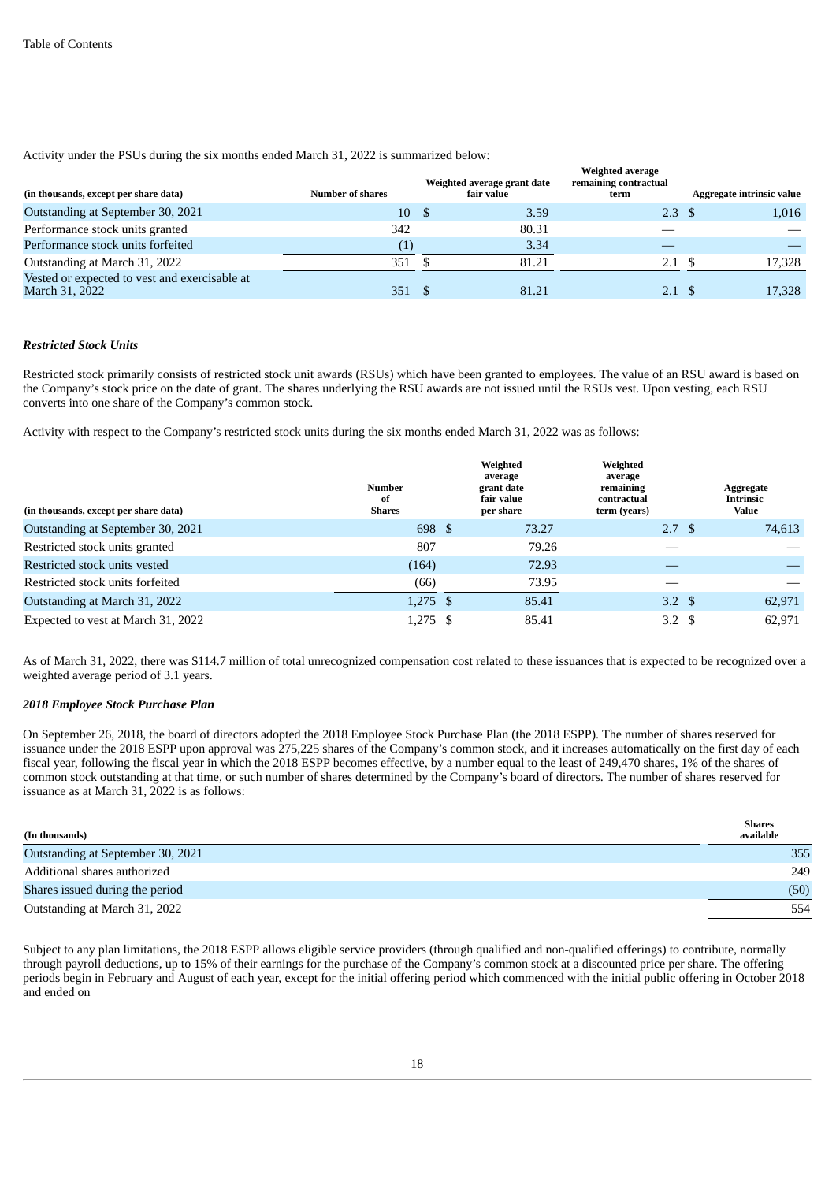Activity under the PSUs during the six months ended March 31, 2022 is summarized below:

| (in thousands, except per share data) | Number of shares | Weighted average grant date fair value | Weighted average remaining contractual term | Aggregate intrinsic value |
|---|---|---|---|---|
| Outstanding at September 30, 2021 | 10 | $ 3.59 | 2.3 | $ 1,016 |
| Performance stock units granted | 342 | 80.31 | — | — |
| Performance stock units forfeited | (1) | 3.34 | — | — |
| Outstanding at March 31, 2022 | 351 | $ 81.21 | 2.1 | $ 17,328 |
| Vested or expected to vest and exercisable at March 31, 2022 | 351 | $ 81.21 | 2.1 | $ 17,328 |

***Restricted Stock Units***

Restricted stock primarily consists of restricted stock unit awards (RSUs) which have been granted to employees. The value of an RSU award is based on the Company's stock price on the date of grant. The shares underlying the RSU awards are not issued until the RSUs vest. Upon vesting, each RSU converts into one share of the Company's common stock.

Activity with respect to the Company's restricted stock units during the six months ended March 31, 2022 was as follows:

| (in thousands, except per share data) | Number of Shares | Weighted average grant date fair value per share | Weighted average remaining contractual term (years) | Aggregate Intrinsic Value |
|---|---|---|---|---|
| Outstanding at September 30, 2021 | 698 | $ 73.27 | 2.7 | $ 74,613 |
| Restricted stock units granted | 807 | 79.26 | — | — |
| Restricted stock units vested | (164) | 72.93 | — | — |
| Restricted stock units forfeited | (66) | 73.95 | — | — |
| Outstanding at March 31, 2022 | 1,275 | $ 85.41 | 3.2 | $ 62,971 |
| Expected to vest at March 31, 2022 | 1,275 | $ 85.41 | 3.2 | $ 62,971 |

As of March 31, 2022, there was $114.7 million of total unrecognized compensation cost related to these issuances that is expected to be recognized over a weighted average period of 3.1 years.

***2018 Employee Stock Purchase Plan***

On September 26, 2018, the board of directors adopted the 2018 Employee Stock Purchase Plan (the 2018 ESPP). The number of shares reserved for issuance under the 2018 ESPP upon approval was 275,225 shares of the Company's common stock, and it increases automatically on the first day of each fiscal year, following the fiscal year in which the 2018 ESPP becomes effective, by a number equal to the least of 249,470 shares, 1% of the shares of common stock outstanding at that time, or such number of shares determined by the Company's board of directors. The number of shares reserved for issuance as at March 31, 2022 is as follows:

| (In thousands) | Shares available |
|---|---|
| Outstanding at September 30, 2021 | 355 |
| Additional shares authorized | 249 |
| Shares issued during the period | (50) |
| Outstanding at March 31, 2022 | 554 |

Subject to any plan limitations, the 2018 ESPP allows eligible service providers (through qualified and non-qualified offerings) to contribute, normally through payroll deductions, up to 15% of their earnings for the purchase of the Company's common stock at a discounted price per share. The offering periods begin in February and August of each year, except for the initial offering period which commenced with the initial public offering in October 2018 and ended on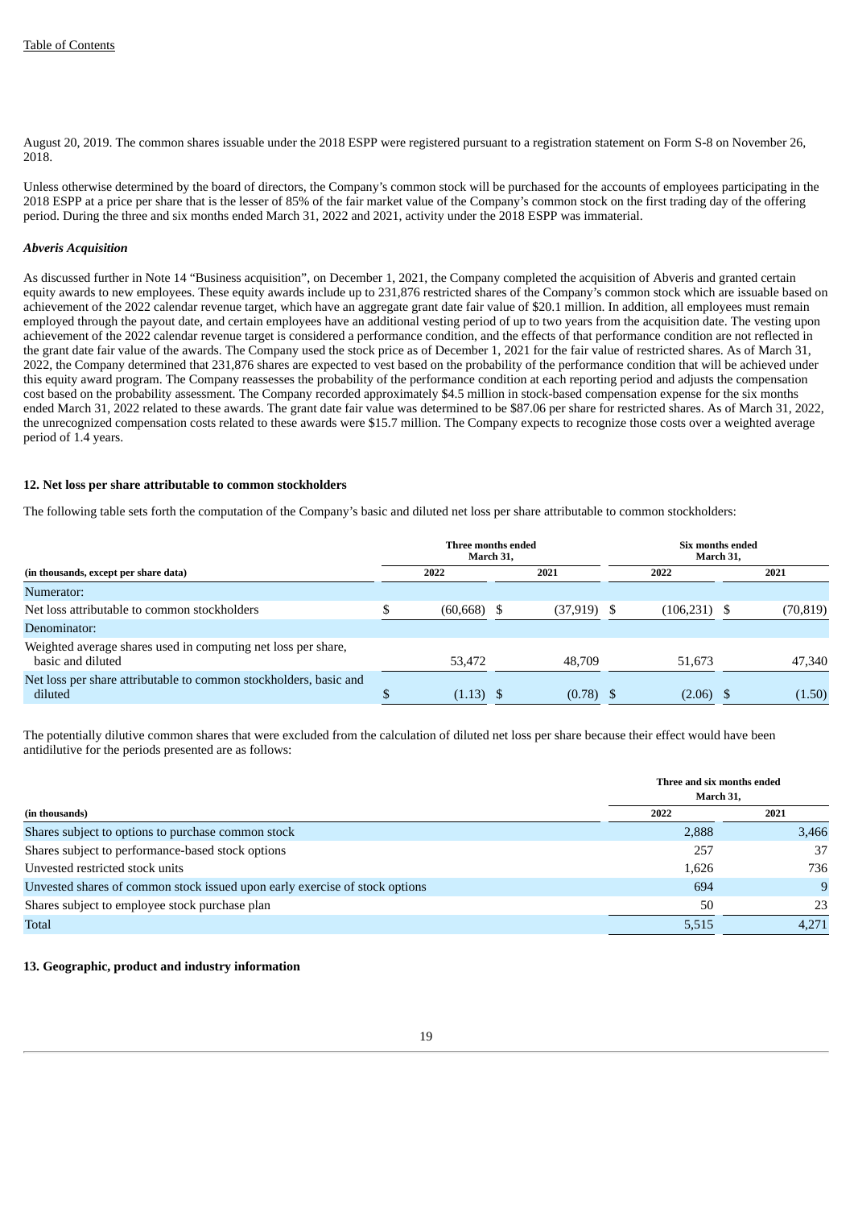August 20, 2019. The common shares issuable under the 2018 ESPP were registered pursuant to a registration statement on Form S-8 on November 26, 2018.

Unless otherwise determined by the board of directors, the Company's common stock will be purchased for the accounts of employees participating in the 2018 ESPP at a price per share that is the lesser of 85% of the fair market value of the Company's common stock on the first trading day of the offering period. During the three and six months ended March 31, 2022 and 2021, activity under the 2018 ESPP was immaterial.

***Abveris Acquisition***

As discussed further in Note 14 "Business acquisition", on December 1, 2021, the Company completed the acquisition of Abveris and granted certain equity awards to new employees. These equity awards include up to 231,876 restricted shares of the Company's common stock which are issuable based on achievement of the 2022 calendar revenue target, which have an aggregate grant date fair value of $20.1 million. In addition, all employees must remain employed through the payout date, and certain employees have an additional vesting period of up to two years from the acquisition date. The vesting upon achievement of the 2022 calendar revenue target is considered a performance condition, and the effects of that performance condition are not reflected in the grant date fair value of the awards. The Company used the stock price as of December 1, 2021 for the fair value of restricted shares. As of March 31, 2022, the Company determined that 231,876 shares are expected to vest based on the probability of the performance condition that will be achieved under this equity award program. The Company reassesses the probability of the performance condition at each reporting period and adjusts the compensation cost based on the probability assessment. The Company recorded approximately $4.5 million in stock-based compensation expense for the six months ended March 31, 2022 related to these awards. The grant date fair value was determined to be $87.06 per share for restricted shares. As of March 31, 2022, the unrecognized compensation costs related to these awards were $15.7 million. The Company expects to recognize those costs over a weighted average period of 1.4 years.

**12. Net loss per share attributable to common stockholders**

The following table sets forth the computation of the Company's basic and diluted net loss per share attributable to common stockholders:

| | Three months ended March 31, | | Six months ended March 31, | |
|---|---|---|---|---|
| **(in thousands, except per share data)** | **2022** | **2021** | **2022** | **2021** |
| Numerator: | | | | |
| Net loss attributable to common stockholders | $ (60,668) | $ (37,919) | $ (106,231) | $ (70,819) |
| Denominator: | | | | |
| Weighted average shares used in computing net loss per share, basic and diluted | 53,472 | 48,709 | 51,673 | 47,340 |
| Net loss per share attributable to common stockholders, basic and diluted | $ (1.13) | $ (0.78) | $ (2.06) | $ (1.50) |

The potentially dilutive common shares that were excluded from the calculation of diluted net loss per share because their effect would have been antidilutive for the periods presented are as follows:

| | Three and six months ended March 31, | |
|---|---|---|
| **(in thousands)** | **2022** | **2021** |
| Shares subject to options to purchase common stock | 2,888 | 3,466 |
| Shares subject to performance-based stock options | 257 | 37 |
| Unvested restricted stock units | 1,626 | 736 |
| Unvested shares of common stock issued upon early exercise of stock options | 694 | 9 |
| Shares subject to employee stock purchase plan | 50 | 23 |
| Total | 5,515 | 4,271 |

**13. Geographic, product and industry information**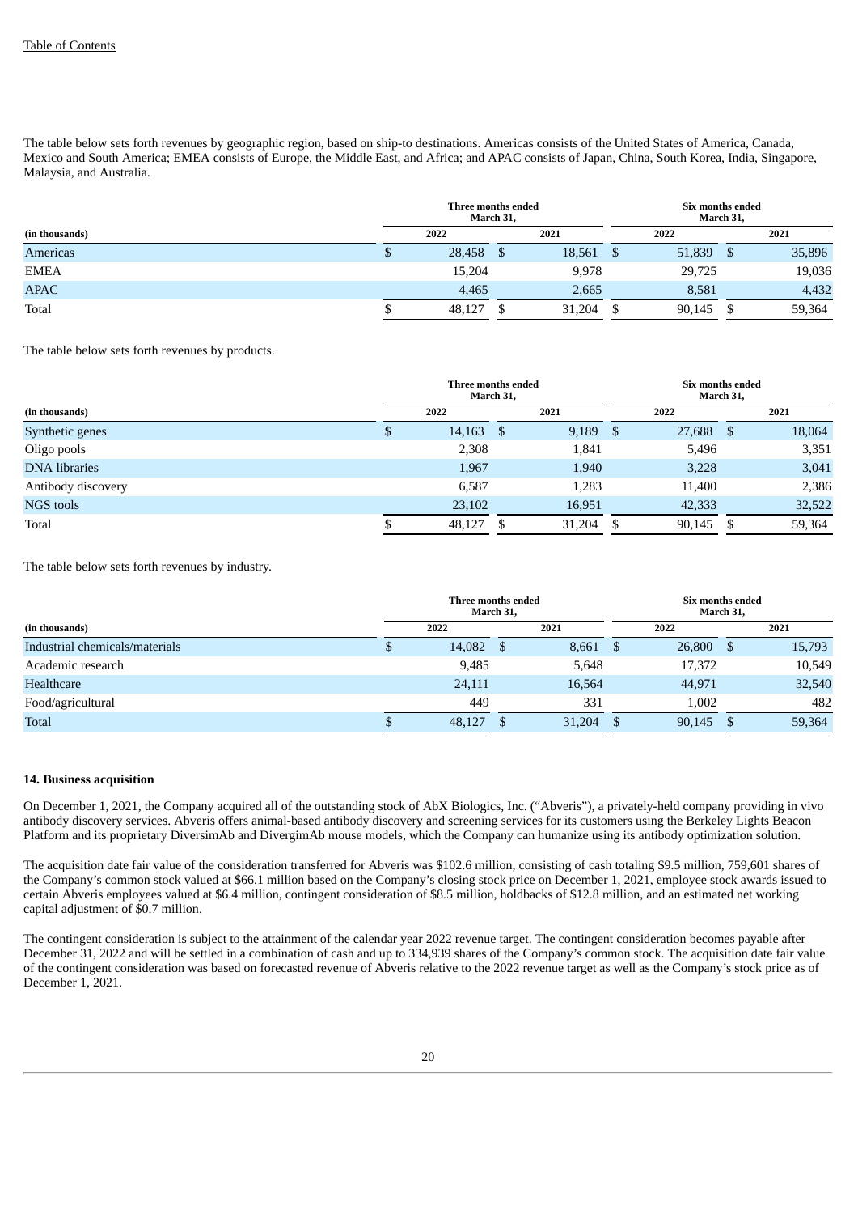The table below sets forth revenues by geographic region, based on ship-to destinations. Americas consists of the United States of America, Canada, Mexico and South America; EMEA consists of Europe, the Middle East, and Africa; and APAC consists of Japan, China, South Korea, India, Singapore, Malaysia, and Australia.

| | Three months ended March 31, | | Six months ended March 31, | |
|---|---|---|---|---|
| (in thousands) | 2022 | 2021 | 2022 | 2021 |
| Americas | $ 28,458 | $ 18,561 | $ 51,839 | $ 35,896 |
| EMEA | 15,204 | 9,978 | 29,725 | 19,036 |
| APAC | 4,465 | 2,665 | 8,581 | 4,432 |
| Total | $ 48,127 | $ 31,204 | $ 90,145 | $ 59,364 |

The table below sets forth revenues by products.

| | Three months ended March 31, | | Six months ended March 31, | |
|---|---|---|---|---|
| (in thousands) | 2022 | 2021 | 2022 | 2021 |
| Synthetic genes | $ 14,163 | $ 9,189 | $ 27,688 | $ 18,064 |
| Oligo pools | 2,308 | 1,841 | 5,496 | 3,351 |
| DNA libraries | 1,967 | 1,940 | 3,228 | 3,041 |
| Antibody discovery | 6,587 | 1,283 | 11,400 | 2,386 |
| NGS tools | 23,102 | 16,951 | 42,333 | 32,522 |
| Total | $ 48,127 | $ 31,204 | $ 90,145 | $ 59,364 |

The table below sets forth revenues by industry.

| | Three months ended March 31, | | Six months ended March 31, | |
|---|---|---|---|---|
| (in thousands) | 2022 | 2021 | 2022 | 2021 |
| Industrial chemicals/materials | $ 14,082 | $ 8,661 | $ 26,800 | $ 15,793 |
| Academic research | 9,485 | 5,648 | 17,372 | 10,549 |
| Healthcare | 24,111 | 16,564 | 44,971 | 32,540 |
| Food/agricultural | 449 | 331 | 1,002 | 482 |
| Total | $ 48,127 | $ 31,204 | $ 90,145 | $ 59,364 |

**14. Business acquisition**

On December 1, 2021, the Company acquired all of the outstanding stock of AbX Biologics, Inc. ("Abveris"), a privately-held company providing in vivo antibody discovery services. Abveris offers animal-based antibody discovery and screening services for its customers using the Berkeley Lights Beacon Platform and its proprietary DiversimAb and DivergimAb mouse models, which the Company can humanize using its antibody optimization solution.

The acquisition date fair value of the consideration transferred for Abveris was $102.6 million, consisting of cash totaling $9.5 million, 759,601 shares of the Company's common stock valued at $66.1 million based on the Company's closing stock price on December 1, 2021, employee stock awards issued to certain Abveris employees valued at $6.4 million, contingent consideration of $8.5 million, holdbacks of $12.8 million, and an estimated net working capital adjustment of $0.7 million.

The contingent consideration is subject to the attainment of the calendar year 2022 revenue target. The contingent consideration becomes payable after December 31, 2022 and will be settled in a combination of cash and up to 334,939 shares of the Company's common stock. The acquisition date fair value of the contingent consideration was based on forecasted revenue of Abveris relative to the 2022 revenue target as well as the Company's stock price as of December 1, 2021.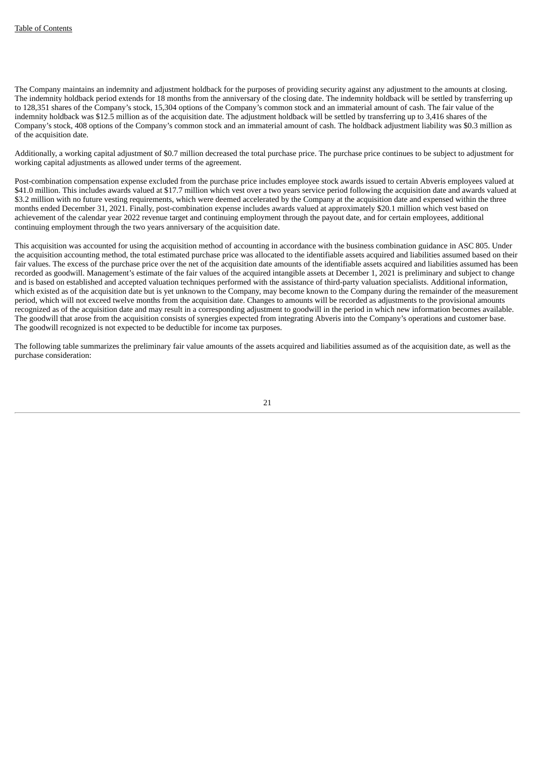The Company maintains an indemnity and adjustment holdback for the purposes of providing security against any adjustment to the amounts at closing. The indemnity holdback period extends for 18 months from the anniversary of the closing date. The indemnity holdback will be settled by transferring up to 128,351 shares of the Company's stock, 15,304 options of the Company's common stock and an immaterial amount of cash. The fair value of the indemnity holdback was $12.5 million as of the acquisition date. The adjustment holdback will be settled by transferring up to 3,416 shares of the Company's stock, 408 options of the Company's common stock and an immaterial amount of cash. The holdback adjustment liability was $0.3 million as of the acquisition date.

Additionally, a working capital adjustment of $0.7 million decreased the total purchase price. The purchase price continues to be subject to adjustment for working capital adjustments as allowed under terms of the agreement.

Post-combination compensation expense excluded from the purchase price includes employee stock awards issued to certain Abveris employees valued at $41.0 million. This includes awards valued at $17.7 million which vest over a two years service period following the acquisition date and awards valued at $3.2 million with no future vesting requirements, which were deemed accelerated by the Company at the acquisition date and expensed within the three months ended December 31, 2021. Finally, post-combination expense includes awards valued at approximately $20.1 million which vest based on achievement of the calendar year 2022 revenue target and continuing employment through the payout date, and for certain employees, additional continuing employment through the two years anniversary of the acquisition date.

This acquisition was accounted for using the acquisition method of accounting in accordance with the business combination guidance in ASC 805. Under the acquisition accounting method, the total estimated purchase price was allocated to the identifiable assets acquired and liabilities assumed based on their fair values. The excess of the purchase price over the net of the acquisition date amounts of the identifiable assets acquired and liabilities assumed has been recorded as goodwill. Management's estimate of the fair values of the acquired intangible assets at December 1, 2021 is preliminary and subject to change and is based on established and accepted valuation techniques performed with the assistance of third-party valuation specialists. Additional information, which existed as of the acquisition date but is yet unknown to the Company, may become known to the Company during the remainder of the measurement period, which will not exceed twelve months from the acquisition date. Changes to amounts will be recorded as adjustments to the provisional amounts recognized as of the acquisition date and may result in a corresponding adjustment to goodwill in the period in which new information becomes available. The goodwill that arose from the acquisition consists of synergies expected from integrating Abveris into the Company's operations and customer base. The goodwill recognized is not expected to be deductible for income tax purposes.

The following table summarizes the preliminary fair value amounts of the assets acquired and liabilities assumed as of the acquisition date, as well as the purchase consideration: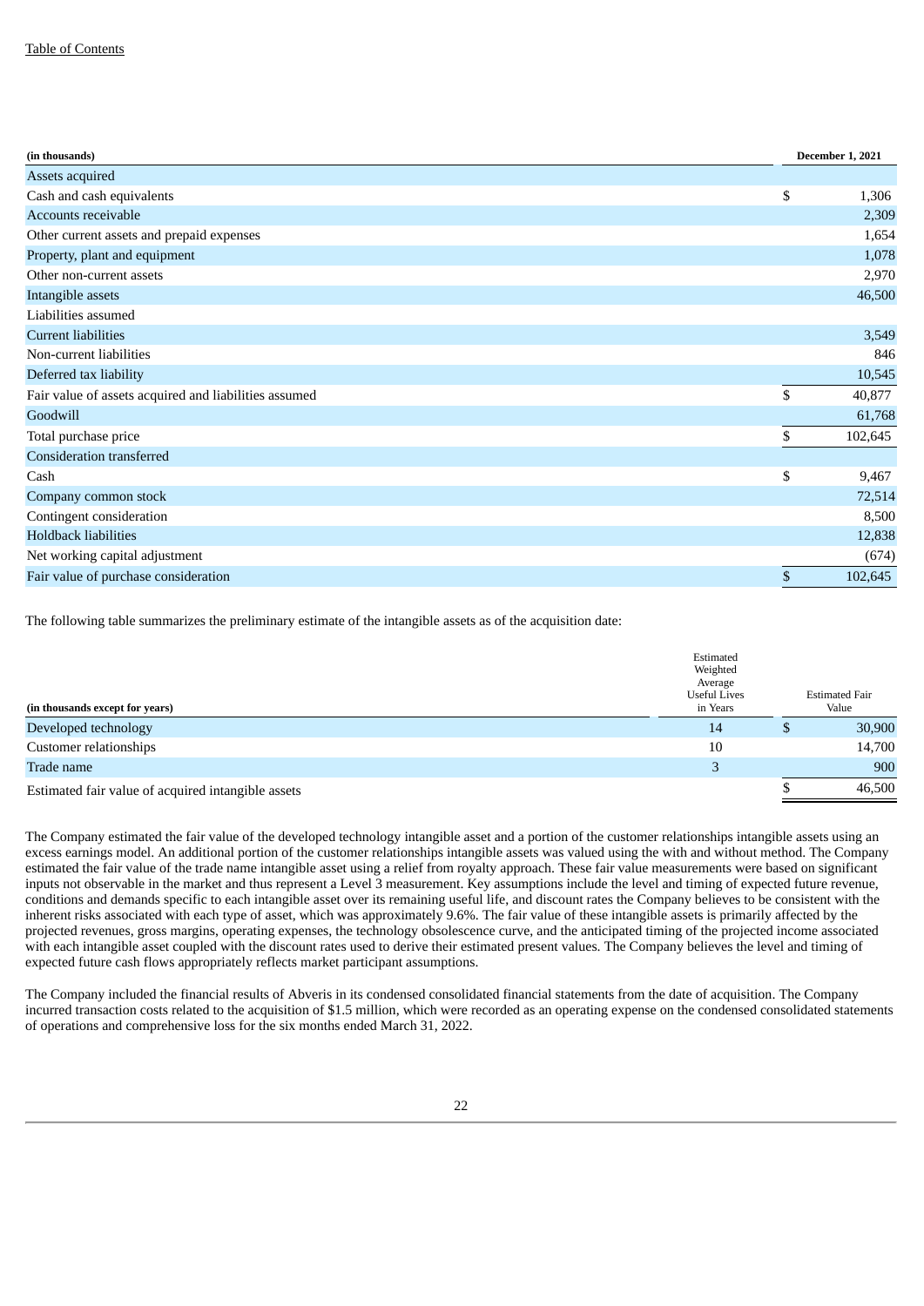| (in thousands) | December 1, 2021 |
|---|---|
| Assets acquired | |
| Cash and cash equivalents | $ 1,306 |
| Accounts receivable | 2,309 |
| Other current assets and prepaid expenses | 1,654 |
| Property, plant and equipment | 1,078 |
| Other non-current assets | 2,970 |
| Intangible assets | 46,500 |
| Liabilities assumed | |
| Current liabilities | 3,549 |
| Non-current liabilities | 846 |
| Deferred tax liability | 10,545 |
| Fair value of assets acquired and liabilities assumed | $ 40,877 |
| Goodwill | 61,768 |
| Total purchase price | $ 102,645 |
| Consideration transferred | |
| Cash | $ 9,467 |
| Company common stock | 72,514 |
| Contingent consideration | 8,500 |
| Holdback liabilities | 12,838 |
| Net working capital adjustment | (674) |
| Fair value of purchase consideration | $ 102,645 |

The following table summarizes the preliminary estimate of the intangible assets as of the acquisition date:

| (in thousands except for years) | Estimated Weighted Average Useful Lives in Years | Estimated Fair Value |
|---|---|---|
| Developed technology | 14 | $ 30,900 |
| Customer relationships | 10 | 14,700 |
| Trade name | 3 | 900 |
| Estimated fair value of acquired intangible assets | | $ 46,500 |

The Company estimated the fair value of the developed technology intangible asset and a portion of the customer relationships intangible assets using an excess earnings model. An additional portion of the customer relationships intangible assets was valued using the with and without method. The Company estimated the fair value of the trade name intangible asset using a relief from royalty approach. These fair value measurements were based on significant inputs not observable in the market and thus represent a Level 3 measurement. Key assumptions include the level and timing of expected future revenue, conditions and demands specific to each intangible asset over its remaining useful life, and discount rates the Company believes to be consistent with the inherent risks associated with each type of asset, which was approximately 9.6%. The fair value of these intangible assets is primarily affected by the projected revenues, gross margins, operating expenses, the technology obsolescence curve, and the anticipated timing of the projected income associated with each intangible asset coupled with the discount rates used to derive their estimated present values. The Company believes the level and timing of expected future cash flows appropriately reflects market participant assumptions.

The Company included the financial results of Abveris in its condensed consolidated financial statements from the date of acquisition. The Company incurred transaction costs related to the acquisition of $1.5 million, which were recorded as an operating expense on the condensed consolidated statements of operations and comprehensive loss for the six months ended March 31, 2022.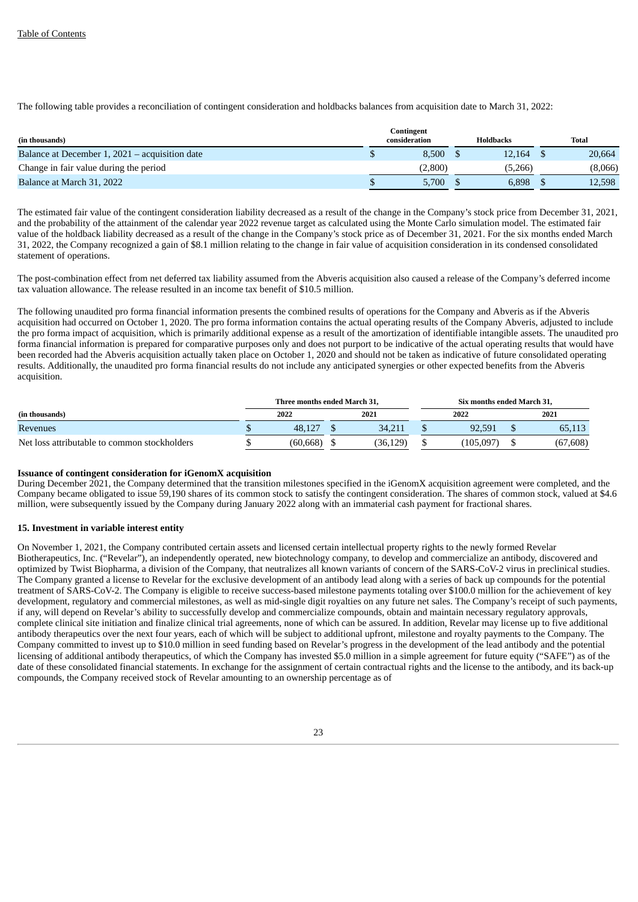The following table provides a reconciliation of contingent consideration and holdbacks balances from acquisition date to March 31, 2022:

| (in thousands) | Contingent consideration | Holdbacks | Total |
|---|---|---|---|
| Balance at December 1, 2021 – acquisition date | $ 8,500 | $ 12,164 | $ 20,664 |
| Change in fair value during the period | (2,800) | (5,266) | (8,066) |
| Balance at March 31, 2022 | $ 5,700 | $ 6,898 | $ 12,598 |

The estimated fair value of the contingent consideration liability decreased as a result of the change in the Company's stock price from December 31, 2021, and the probability of the attainment of the calendar year 2022 revenue target as calculated using the Monte Carlo simulation model. The estimated fair value of the holdback liability decreased as a result of the change in the Company's stock price as of December 31, 2021. For the six months ended March 31, 2022, the Company recognized a gain of $8.1 million relating to the change in fair value of acquisition consideration in its condensed consolidated statement of operations.

The post-combination effect from net deferred tax liability assumed from the Abveris acquisition also caused a release of the Company's deferred income tax valuation allowance. The release resulted in an income tax benefit of $10.5 million.

The following unaudited pro forma financial information presents the combined results of operations for the Company and Abveris as if the Abveris acquisition had occurred on October 1, 2020. The pro forma information contains the actual operating results of the Company Abveris, adjusted to include the pro forma impact of acquisition, which is primarily additional expense as a result of the amortization of identifiable intangible assets. The unaudited pro forma financial information is prepared for comparative purposes only and does not purport to be indicative of the actual operating results that would have been recorded had the Abveris acquisition actually taken place on October 1, 2020 and should not be taken as indicative of future consolidated operating results. Additionally, the unaudited pro forma financial results do not include any anticipated synergies or other expected benefits from the Abveris acquisition.

| | Three months ended March 31, | | Six months ended March 31, | |
|---|---|---|---|---|
| (in thousands) | 2022 | 2021 | 2022 | 2021 |
| Revenues | $ 48,127 | $ 34,211 | $ 92,591 | $ 65,113 |
| Net loss attributable to common stockholders | $ (60,668) | $ (36,129) | $ (105,097) | $ (67,608) |

**Issuance of contingent consideration for iGenomX acquisition**

During December 2021, the Company determined that the transition milestones specified in the iGenomX acquisition agreement were completed, and the Company became obligated to issue 59,190 shares of its common stock to satisfy the contingent consideration. The shares of common stock, valued at $4.6 million, were subsequently issued by the Company during January 2022 along with an immaterial cash payment for fractional shares.

**15. Investment in variable interest entity**

On November 1, 2021, the Company contributed certain assets and licensed certain intellectual property rights to the newly formed Revelar Biotherapeutics, Inc. ("Revelar"), an independently operated, new biotechnology company, to develop and commercialize an antibody, discovered and optimized by Twist Biopharma, a division of the Company, that neutralizes all known variants of concern of the SARS-CoV-2 virus in preclinical studies. The Company granted a license to Revelar for the exclusive development of an antibody lead along with a series of back up compounds for the potential treatment of SARS-CoV-2. The Company is eligible to receive success-based milestone payments totaling over $100.0 million for the achievement of key development, regulatory and commercial milestones, as well as mid-single digit royalties on any future net sales. The Company's receipt of such payments, if any, will depend on Revelar's ability to successfully develop and commercialize compounds, obtain and maintain necessary regulatory approvals, complete clinical site initiation and finalize clinical trial agreements, none of which can be assured. In addition, Revelar may license up to five additional antibody therapeutics over the next four years, each of which will be subject to additional upfront, milestone and royalty payments to the Company. The Company committed to invest up to $10.0 million in seed funding based on Revelar's progress in the development of the lead antibody and the potential licensing of additional antibody therapeutics, of which the Company has invested $5.0 million in a simple agreement for future equity ("SAFE") as of the date of these consolidated financial statements. In exchange for the assignment of certain contractual rights and the license to the antibody, and its back-up compounds, the Company received stock of Revelar amounting to an ownership percentage as of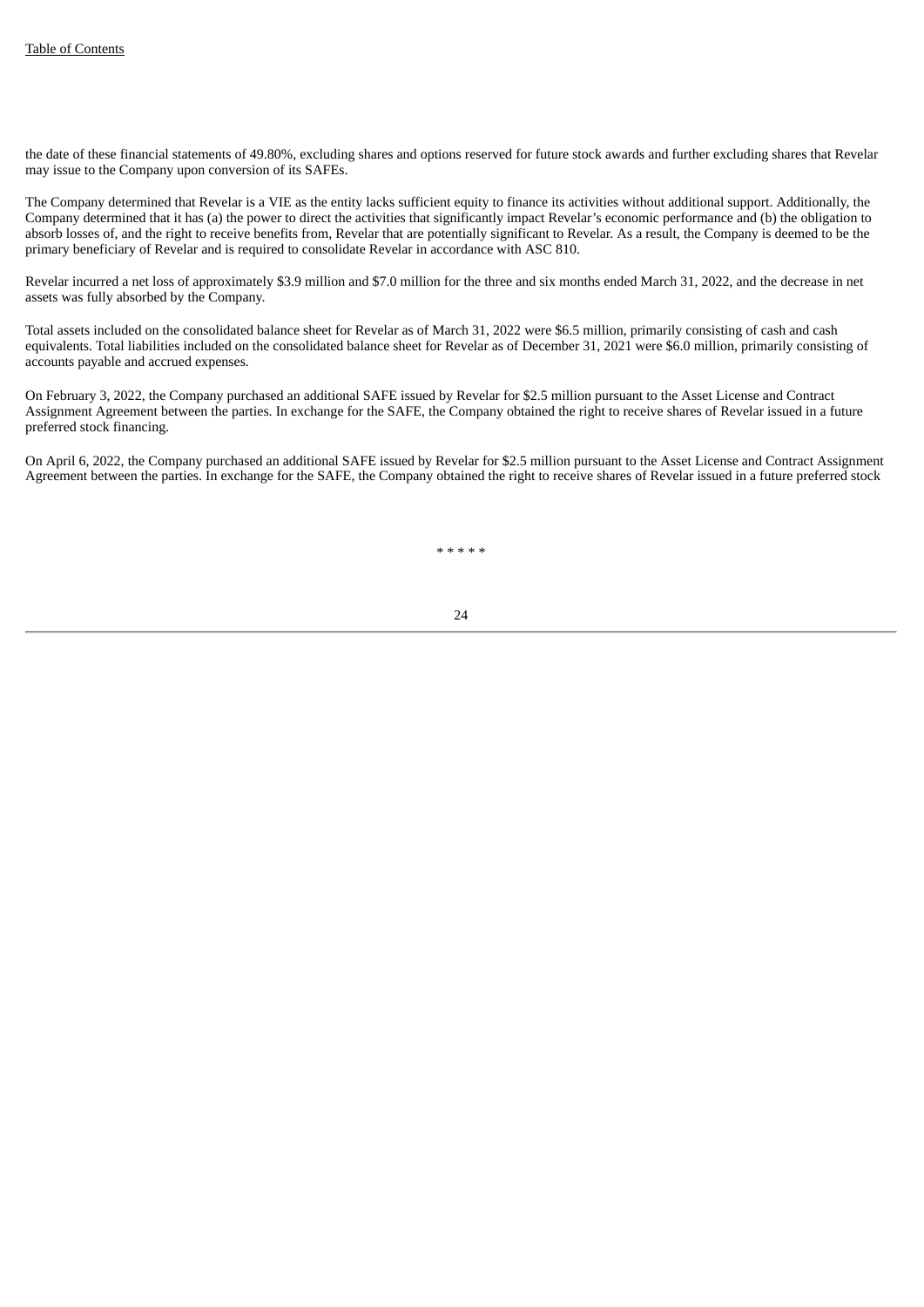the date of these financial statements of 49.80%, excluding shares and options reserved for future stock awards and further excluding shares that Revelar may issue to the Company upon conversion of its SAFEs.

The Company determined that Revelar is a VIE as the entity lacks sufficient equity to finance its activities without additional support. Additionally, the Company determined that it has (a) the power to direct the activities that significantly impact Revelar's economic performance and (b) the obligation to absorb losses of, and the right to receive benefits from, Revelar that are potentially significant to Revelar. As a result, the Company is deemed to be the primary beneficiary of Revelar and is required to consolidate Revelar in accordance with ASC 810.

Revelar incurred a net loss of approximately $3.9 million and $7.0 million for the three and six months ended March 31, 2022, and the decrease in net assets was fully absorbed by the Company.

Total assets included on the consolidated balance sheet for Revelar as of March 31, 2022 were $6.5 million, primarily consisting of cash and cash equivalents. Total liabilities included on the consolidated balance sheet for Revelar as of December 31, 2021 were $6.0 million, primarily consisting of accounts payable and accrued expenses.

On February 3, 2022, the Company purchased an additional SAFE issued by Revelar for $2.5 million pursuant to the Asset License and Contract Assignment Agreement between the parties. In exchange for the SAFE, the Company obtained the right to receive shares of Revelar issued in a future preferred stock financing.

On April 6, 2022, the Company purchased an additional SAFE issued by Revelar for $2.5 million pursuant to the Asset License and Contract Assignment Agreement between the parties. In exchange for the SAFE, the Company obtained the right to receive shares of Revelar issued in a future preferred stock

\* \* \* \* \*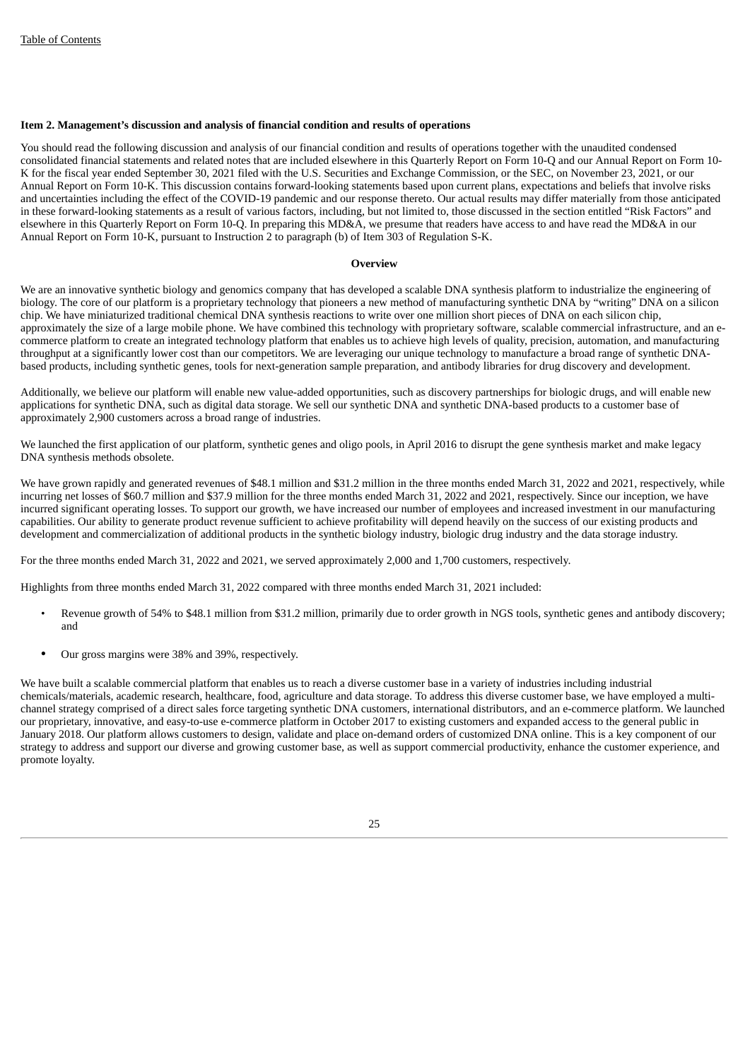**Item 2. Management's discussion and analysis of financial condition and results of operations**

You should read the following discussion and analysis of our financial condition and results of operations together with the unaudited condensed consolidated financial statements and related notes that are included elsewhere in this Quarterly Report on Form 10-Q and our Annual Report on Form 10-K for the fiscal year ended September 30, 2021 filed with the U.S. Securities and Exchange Commission, or the SEC, on November 23, 2021, or our Annual Report on Form 10-K. This discussion contains forward-looking statements based upon current plans, expectations and beliefs that involve risks and uncertainties including the effect of the COVID-19 pandemic and our response thereto. Our actual results may differ materially from those anticipated in these forward-looking statements as a result of various factors, including, but not limited to, those discussed in the section entitled "Risk Factors" and elsewhere in this Quarterly Report on Form 10-Q. In preparing this MD&A, we presume that readers have access to and have read the MD&A in our Annual Report on Form 10-K, pursuant to Instruction 2 to paragraph (b) of Item 303 of Regulation S-K.

**Overview**

We are an innovative synthetic biology and genomics company that has developed a scalable DNA synthesis platform to industrialize the engineering of biology. The core of our platform is a proprietary technology that pioneers a new method of manufacturing synthetic DNA by "writing" DNA on a silicon chip. We have miniaturized traditional chemical DNA synthesis reactions to write over one million short pieces of DNA on each silicon chip, approximately the size of a large mobile phone. We have combined this technology with proprietary software, scalable commercial infrastructure, and an e-commerce platform to create an integrated technology platform that enables us to achieve high levels of quality, precision, automation, and manufacturing throughput at a significantly lower cost than our competitors. We are leveraging our unique technology to manufacture a broad range of synthetic DNA-based products, including synthetic genes, tools for next-generation sample preparation, and antibody libraries for drug discovery and development.

Additionally, we believe our platform will enable new value-added opportunities, such as discovery partnerships for biologic drugs, and will enable new applications for synthetic DNA, such as digital data storage. We sell our synthetic DNA and synthetic DNA-based products to a customer base of approximately 2,900 customers across a broad range of industries.

We launched the first application of our platform, synthetic genes and oligo pools, in April 2016 to disrupt the gene synthesis market and make legacy DNA synthesis methods obsolete.

We have grown rapidly and generated revenues of $48.1 million and $31.2 million in the three months ended March 31, 2022 and 2021, respectively, while incurring net losses of $60.7 million and $37.9 million for the three months ended March 31, 2022 and 2021, respectively. Since our inception, we have incurred significant operating losses. To support our growth, we have increased our number of employees and increased investment in our manufacturing capabilities. Our ability to generate product revenue sufficient to achieve profitability will depend heavily on the success of our existing products and development and commercialization of additional products in the synthetic biology industry, biologic drug industry and the data storage industry.

For the three months ended March 31, 2022 and 2021, we served approximately 2,000 and 1,700 customers, respectively.

Highlights from three months ended March 31, 2022 compared with three months ended March 31, 2021 included:

- Revenue growth of 54% to $48.1 million from $31.2 million, primarily due to order growth in NGS tools, synthetic genes and antibody discovery; and
- Our gross margins were 38% and 39%, respectively.

We have built a scalable commercial platform that enables us to reach a diverse customer base in a variety of industries including industrial chemicals/materials, academic research, healthcare, food, agriculture and data storage. To address this diverse customer base, we have employed a multi-channel strategy comprised of a direct sales force targeting synthetic DNA customers, international distributors, and an e-commerce platform. We launched our proprietary, innovative, and easy-to-use e-commerce platform in October 2017 to existing customers and expanded access to the general public in January 2018. Our platform allows customers to design, validate and place on-demand orders of customized DNA online. This is a key component of our strategy to address and support our diverse and growing customer base, as well as support commercial productivity, enhance the customer experience, and promote loyalty.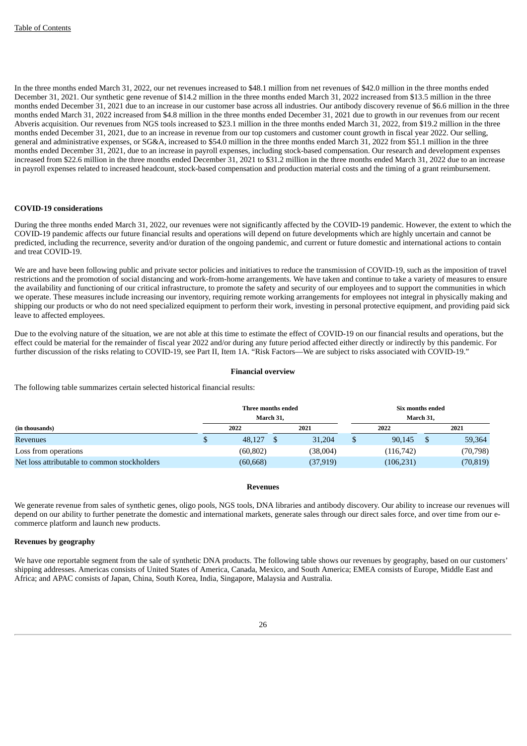In the three months ended March 31, 2022, our net revenues increased to $48.1 million from net revenues of $42.0 million in the three months ended December 31, 2021. Our synthetic gene revenue of $14.2 million in the three months ended March 31, 2022 increased from $13.5 million in the three months ended December 31, 2021 due to an increase in our customer base across all industries. Our antibody discovery revenue of $6.6 million in the three months ended March 31, 2022 increased from $4.8 million in the three months ended December 31, 2021 due to growth in our revenues from our recent Abveris acquisition. Our revenues from NGS tools increased to $23.1 million in the three months ended March 31, 2022, from $19.2 million in the three months ended December 31, 2021, due to an increase in revenue from our top customers and customer count growth in fiscal year 2022. Our selling, general and administrative expenses, or SG&A, increased to $54.0 million in the three months ended March 31, 2022 from $51.1 million in the three months ended December 31, 2021, due to an increase in payroll expenses, including stock-based compensation. Our research and development expenses increased from $22.6 million in the three months ended December 31, 2021 to $31.2 million in the three months ended March 31, 2022 due to an increase in payroll expenses related to increased headcount, stock-based compensation and production material costs and the timing of a grant reimbursement.

**COVID-19 considerations**

During the three months ended March 31, 2022, our revenues were not significantly affected by the COVID-19 pandemic. However, the extent to which the COVID-19 pandemic affects our future financial results and operations will depend on future developments which are highly uncertain and cannot be predicted, including the recurrence, severity and/or duration of the ongoing pandemic, and current or future domestic and international actions to contain and treat COVID-19.

We are and have been following public and private sector policies and initiatives to reduce the transmission of COVID-19, such as the imposition of travel restrictions and the promotion of social distancing and work-from-home arrangements. We have taken and continue to take a variety of measures to ensure the availability and functioning of our critical infrastructure, to promote the safety and security of our employees and to support the communities in which we operate. These measures include increasing our inventory, requiring remote working arrangements for employees not integral in physically making and shipping our products or who do not need specialized equipment to perform their work, investing in personal protective equipment, and providing paid sick leave to affected employees.

Due to the evolving nature of the situation, we are not able at this time to estimate the effect of COVID-19 on our financial results and operations, but the effect could be material for the remainder of fiscal year 2022 and/or during any future period affected either directly or indirectly by this pandemic. For further discussion of the risks relating to COVID-19, see Part II, Item 1A. "Risk Factors—We are subject to risks associated with COVID-19."

**Financial overview**

The following table summarizes certain selected historical financial results:

| | Three months ended March 31, | | Six months ended March 31, | |
|---|---|---|---|---|
| **(in thousands)** | **2022** | **2021** | **2022** | **2021** |
| Revenues | $ 48,127 | $ 31,204 | $ 90,145 | $ 59,364 |
| Loss from operations | (60,802) | (38,004) | (116,742) | (70,798) |
| Net loss attributable to common stockholders | (60,668) | (37,919) | (106,231) | (70,819) |

**Revenues**

We generate revenue from sales of synthetic genes, oligo pools, NGS tools, DNA libraries and antibody discovery. Our ability to increase our revenues will depend on our ability to further penetrate the domestic and international markets, generate sales through our direct sales force, and over time from our e-commerce platform and launch new products.

**Revenues by geography**

We have one reportable segment from the sale of synthetic DNA products. The following table shows our revenues by geography, based on our customers' shipping addresses. Americas consists of United States of America, Canada, Mexico, and South America; EMEA consists of Europe, Middle East and Africa; and APAC consists of Japan, China, South Korea, India, Singapore, Malaysia and Australia.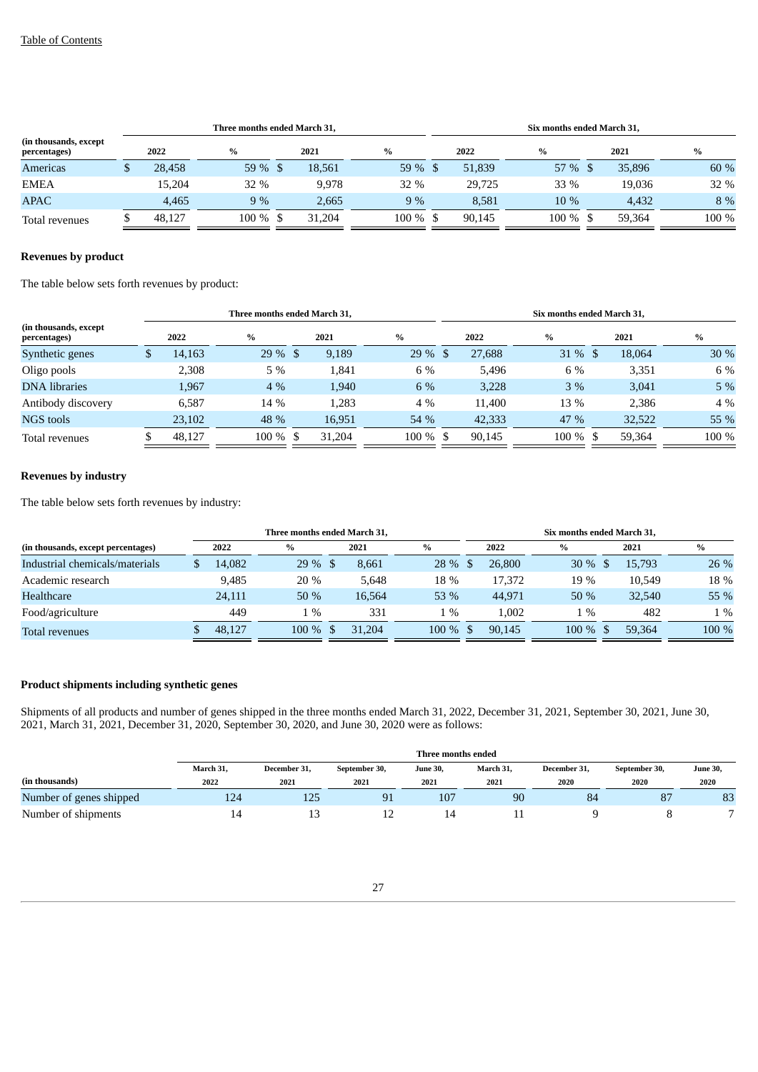| (in thousands, except percentages) | Three months ended March 31, | | | | Six months ended March 31, | | | |
|---|---|---|---|---|---|---|---|---|
| | 2022 | % | 2021 | % | 2022 | % | 2021 | % |
| Americas | $ 28,458 | 59 % | $ 18,561 | 59 % | $ 51,839 | 57 % | $ 35,896 | 60 % |
| EMEA | 15,204 | 32 % | 9,978 | 32 % | 29,725 | 33 % | 19,036 | 32 % |
| APAC | 4,465 | 9 % | 2,665 | 9 % | 8,581 | 10 % | 4,432 | 8 % |
| Total revenues | $ 48,127 | 100 % | $ 31,204 | 100 % | $ 90,145 | 100 % | $ 59,364 | 100 % |

**Revenues by product**

The table below sets forth revenues by product:

| (in thousands, except percentages) | Three months ended March 31, | | | | Six months ended March 31, | | | |
|---|---|---|---|---|---|---|---|---|
| | 2022 | % | 2021 | % | 2022 | % | 2021 | % |
| Synthetic genes | $ 14,163 | 29 % | $ 9,189 | 29 % | $ 27,688 | 31 % | $ 18,064 | 30 % |
| Oligo pools | 2,308 | 5 % | 1,841 | 6 % | 5,496 | 6 % | 3,351 | 6 % |
| DNA libraries | 1,967 | 4 % | 1,940 | 6 % | 3,228 | 3 % | 3,041 | 5 % |
| Antibody discovery | 6,587 | 14 % | 1,283 | 4 % | 11,400 | 13 % | 2,386 | 4 % |
| NGS tools | 23,102 | 48 % | 16,951 | 54 % | 42,333 | 47 % | 32,522 | 55 % |
| Total revenues | $ 48,127 | 100 % | $ 31,204 | 100 % | $ 90,145 | 100 % | $ 59,364 | 100 % |

**Revenues by industry**

The table below sets forth revenues by industry:

| (in thousands, except percentages) | Three months ended March 31, | | | | Six months ended March 31, | | | |
|---|---|---|---|---|---|---|---|---|
| | 2022 | % | 2021 | % | 2022 | % | 2021 | % |
| Industrial chemicals/materials | $ 14,082 | 29 % | $ 8,661 | 28 % | $ 26,800 | 30 % | $ 15,793 | 26 % |
| Academic research | 9,485 | 20 % | 5,648 | 18 % | 17,372 | 19 % | 10,549 | 18 % |
| Healthcare | 24,111 | 50 % | 16,564 | 53 % | 44,971 | 50 % | 32,540 | 55 % |
| Food/agriculture | 449 | 1 % | 331 | 1 % | 1,002 | 1 % | 482 | 1 % |
| Total revenues | $ 48,127 | 100 % | $ 31,204 | 100 % | $ 90,145 | 100 % | $ 59,364 | 100 % |

**Product shipments including synthetic genes**

Shipments of all products and number of genes shipped in the three months ended March 31, 2022, December 31, 2021, September 30, 2021, June 30, 2021, March 31, 2021, December 31, 2020, September 30, 2020, and June 30, 2020 were as follows:

| (in thousands) | Three months ended | | | | | | | |
|---|---|---|---|---|---|---|---|---|
| | March 31, 2022 | December 31, 2021 | September 30, 2021 | June 30, 2021 | March 31, 2021 | December 31, 2020 | September 30, 2020 | June 30, 2020 |
| Number of genes shipped | 124 | 125 | 91 | 107 | 90 | 84 | 87 | 83 |
| Number of shipments | 14 | 13 | 12 | 14 | 11 | 9 | 8 | 7 |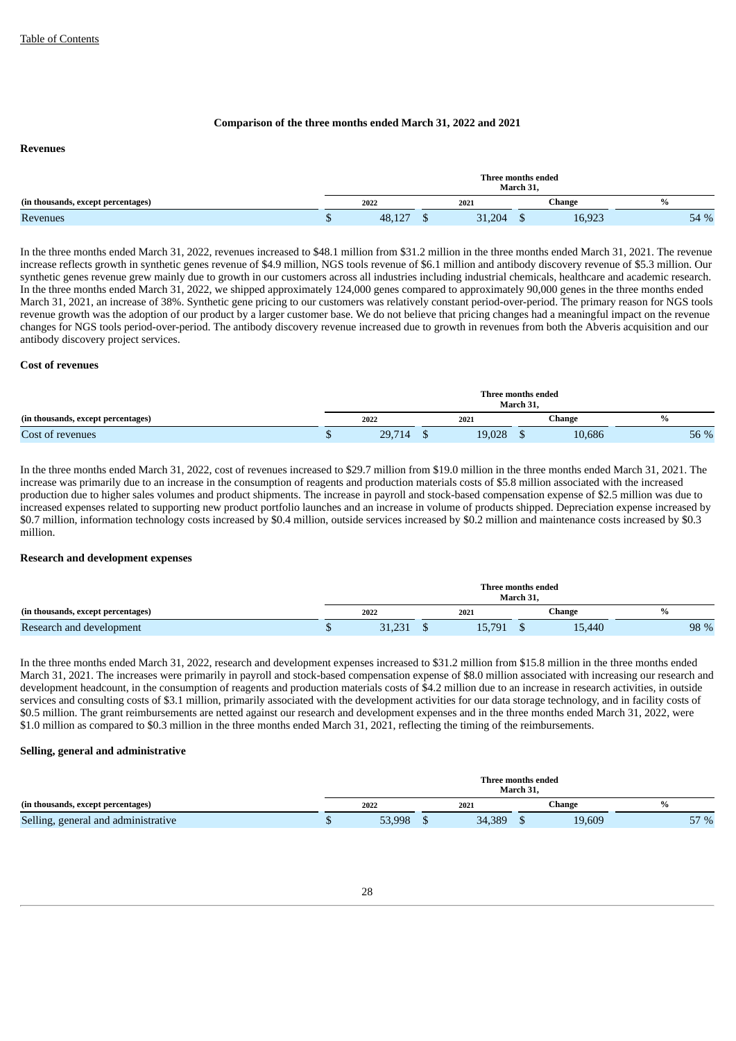### Comparison of the three months ended March 31, 2022 and 2021

#### Revenues

| (in thousands, except percentages) | Three months ended March 31, | | | |
|---|---|---|---|---|
| | 2022 | 2021 | Change | % |
| Revenues | $ 48,127 | $ 31,204 | $ 16,923 | 54 % |

In the three months ended March 31, 2022, revenues increased to $48.1 million from $31.2 million in the three months ended March 31, 2021. The revenue increase reflects growth in synthetic genes revenue of $4.9 million, NGS tools revenue of $6.1 million and antibody discovery revenue of $5.3 million. Our synthetic genes revenue grew mainly due to growth in our customers across all industries including industrial chemicals, healthcare and academic research. In the three months ended March 31, 2022, we shipped approximately 124,000 genes compared to approximately 90,000 genes in the three months ended March 31, 2021, an increase of 38%. Synthetic gene pricing to our customers was relatively constant period-over-period. The primary reason for NGS tools revenue growth was the adoption of our product by a larger customer base. We do not believe that pricing changes had a meaningful impact on the revenue changes for NGS tools period-over-period. The antibody discovery revenue increased due to growth in revenues from both the Abveris acquisition and our antibody discovery project services.

#### Cost of revenues

| (in thousands, except percentages) | Three months ended March 31, | | | |
|---|---|---|---|---|
| | 2022 | 2021 | Change | % |
| Cost of revenues | $ 29,714 | $ 19,028 | $ 10,686 | 56 % |

In the three months ended March 31, 2022, cost of revenues increased to $29.7 million from $19.0 million in the three months ended March 31, 2021. The increase was primarily due to an increase in the consumption of reagents and production materials costs of $5.8 million associated with the increased production due to higher sales volumes and product shipments. The increase in payroll and stock-based compensation expense of $2.5 million was due to increased expenses related to supporting new product portfolio launches and an increase in volume of products shipped. Depreciation expense increased by $0.7 million, information technology costs increased by $0.4 million, outside services increased by $0.2 million and maintenance costs increased by $0.3 million.

#### Research and development expenses

| (in thousands, except percentages) | Three months ended March 31, | | | |
|---|---|---|---|---|
| | 2022 | 2021 | Change | % |
| Research and development | $ 31,231 | $ 15,791 | $ 15,440 | 98 % |

In the three months ended March 31, 2022, research and development expenses increased to $31.2 million from $15.8 million in the three months ended March 31, 2021. The increases were primarily in payroll and stock-based compensation expense of $8.0 million associated with increasing our research and development headcount, in the consumption of reagents and production materials costs of $4.2 million due to an increase in research activities, in outside services and consulting costs of $3.1 million, primarily associated with the development activities for our data storage technology, and in facility costs of $0.5 million. The grant reimbursements are netted against our research and development expenses and in the three months ended March 31, 2022, were $1.0 million as compared to $0.3 million in the three months ended March 31, 2021, reflecting the timing of the reimbursements.

#### Selling, general and administrative

| (in thousands, except percentages) | Three months ended March 31, | | | |
|---|---|---|---|---|
| | 2022 | 2021 | Change | % |
| Selling, general and administrative | $ 53,998 | $ 34,389 | $ 19,609 | 57 % |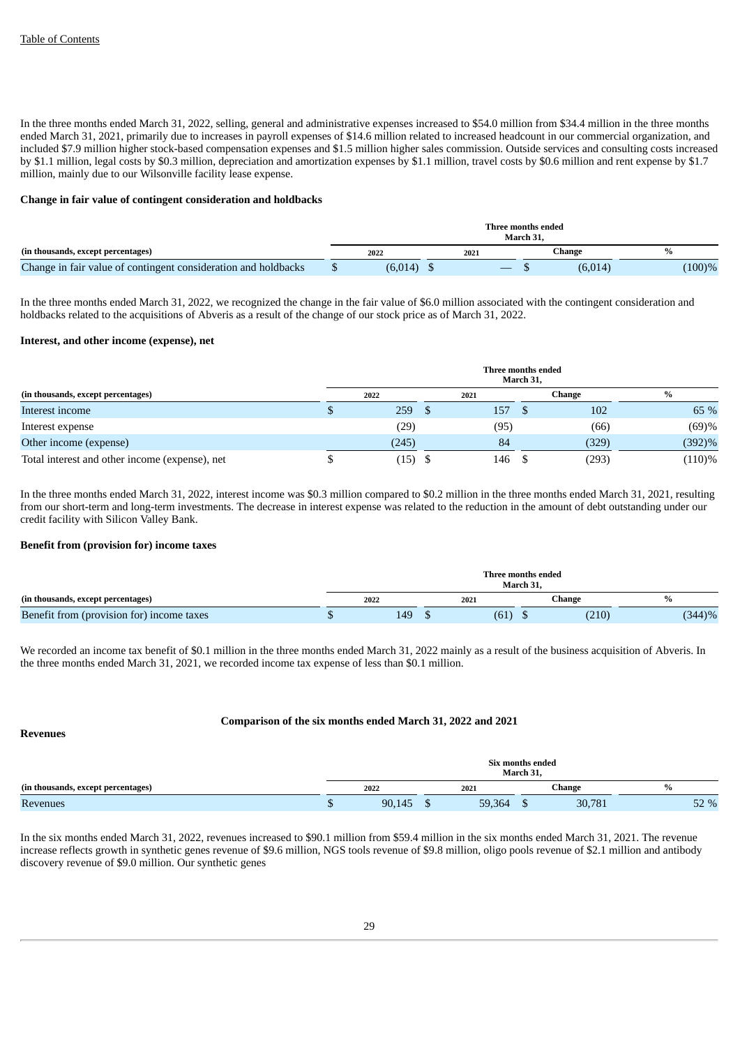In the three months ended March 31, 2022, selling, general and administrative expenses increased to $54.0 million from $34.4 million in the three months ended March 31, 2021, primarily due to increases in payroll expenses of $14.6 million related to increased headcount in our commercial organization, and included $7.9 million higher stock-based compensation expenses and $1.5 million higher sales commission. Outside services and consulting costs increased by $1.1 million, legal costs by $0.3 million, depreciation and amortization expenses by $1.1 million, travel costs by $0.6 million and rent expense by $1.7 million, mainly due to our Wilsonville facility lease expense.

**Change in fair value of contingent consideration and holdbacks**

| | Three months ended March 31, | | | |
|---|---|---|---|---|
| (in thousands, except percentages) | 2022 | 2021 | Change | % |
| Change in fair value of contingent consideration and holdbacks | $ (6,014) | $ — | $ (6,014) | (100)% |

In the three months ended March 31, 2022, we recognized the change in the fair value of $6.0 million associated with the contingent consideration and holdbacks related to the acquisitions of Abveris as a result of the change of our stock price as of March 31, 2022.

**Interest, and other income (expense), net**

| | Three months ended March 31, | | | |
|---|---|---|---|---|
| (in thousands, except percentages) | 2022 | 2021 | Change | % |
| Interest income | $ 259 | $ 157 | $ 102 | 65 % |
| Interest expense | (29) | (95) | (66) | (69)% |
| Other income (expense) | (245) | 84 | (329) | (392)% |
| Total interest and other income (expense), net | $ (15) | $ 146 | $ (293) | (110)% |

In the three months ended March 31, 2022, interest income was $0.3 million compared to $0.2 million in the three months ended March 31, 2021, resulting from our short-term and long-term investments. The decrease in interest expense was related to the reduction in the amount of debt outstanding under our credit facility with Silicon Valley Bank.

**Benefit from (provision for) income taxes**

| | Three months ended March 31, | | | |
|---|---|---|---|---|
| (in thousands, except percentages) | 2022 | 2021 | Change | % |
| Benefit from (provision for) income taxes | $ 149 | $ (61) | $ (210) | (344)% |

We recorded an income tax benefit of $0.1 million in the three months ended March 31, 2022 mainly as a result of the business acquisition of Abveris. In the three months ended March 31, 2021, we recorded income tax expense of less than $0.1 million.

**Comparison of the six months ended March 31, 2022 and 2021**

**Revenues**

| | Six months ended March 31, | | | |
|---|---|---|---|---|
| (in thousands, except percentages) | 2022 | 2021 | Change | % |
| Revenues | $ 90,145 | $ 59,364 | $ 30,781 | 52 % |

In the six months ended March 31, 2022, revenues increased to $90.1 million from $59.4 million in the six months ended March 31, 2021. The revenue increase reflects growth in synthetic genes revenue of $9.6 million, NGS tools revenue of $9.8 million, oligo pools revenue of $2.1 million and antibody discovery revenue of $9.0 million. Our synthetic genes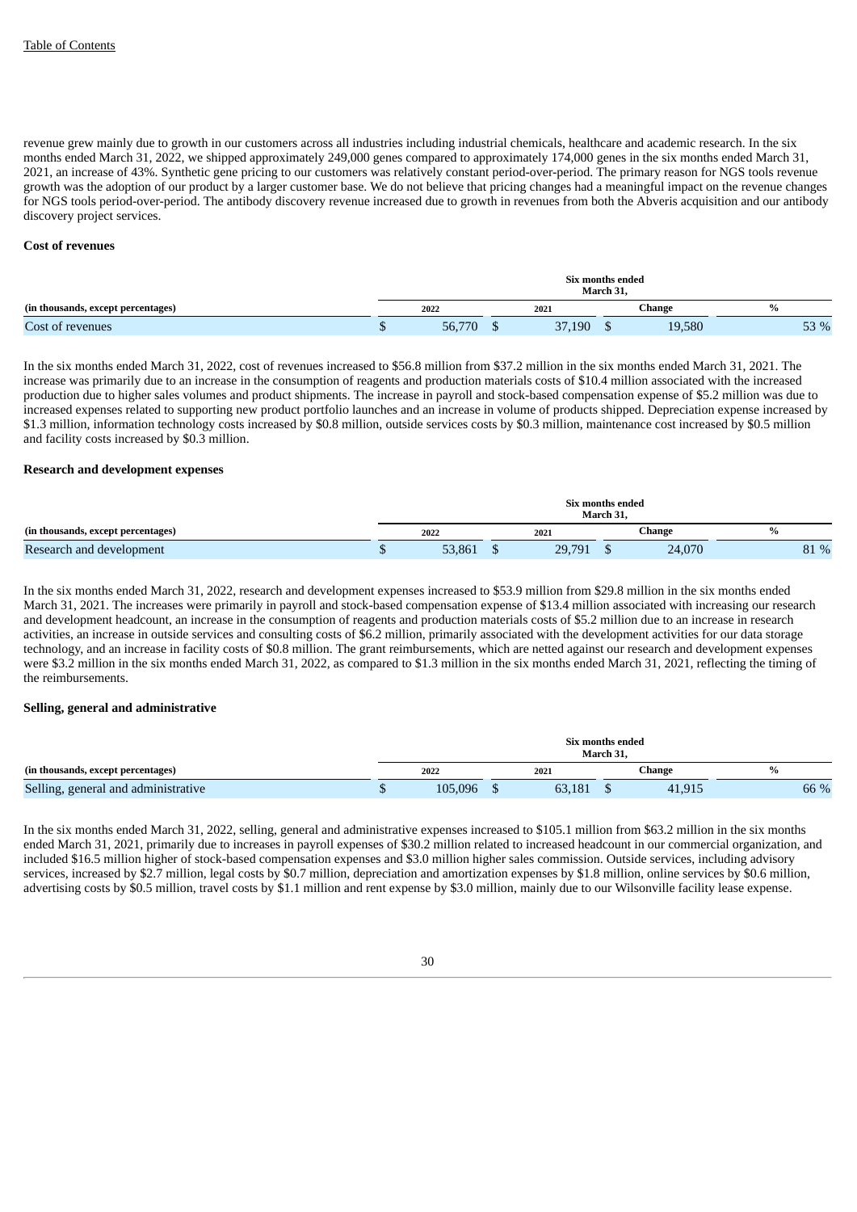revenue grew mainly due to growth in our customers across all industries including industrial chemicals, healthcare and academic research. In the six months ended March 31, 2022, we shipped approximately 249,000 genes compared to approximately 174,000 genes in the six months ended March 31, 2021, an increase of 43%. Synthetic gene pricing to our customers was relatively constant period-over-period. The primary reason for NGS tools revenue growth was the adoption of our product by a larger customer base. We do not believe that pricing changes had a meaningful impact on the revenue changes for NGS tools period-over-period. The antibody discovery revenue increased due to growth in revenues from both the Abveris acquisition and our antibody discovery project services.

**Cost of revenues**

| | Six months ended March 31, | | | |
|---|---|---|---|---|
| (in thousands, except percentages) | 2022 | 2021 | Change | % |
| Cost of revenues | $ 56,770 | $ 37,190 | $ 19,580 | 53 % |

In the six months ended March 31, 2022, cost of revenues increased to $56.8 million from $37.2 million in the six months ended March 31, 2021. The increase was primarily due to an increase in the consumption of reagents and production materials costs of $10.4 million associated with the increased production due to higher sales volumes and product shipments. The increase in payroll and stock-based compensation expense of $5.2 million was due to increased expenses related to supporting new product portfolio launches and an increase in volume of products shipped. Depreciation expense increased by $1.3 million, information technology costs increased by $0.8 million, outside services costs by $0.3 million, maintenance cost increased by $0.5 million and facility costs increased by $0.3 million.

**Research and development expenses**

| | Six months ended March 31, | | | |
|---|---|---|---|---|
| (in thousands, except percentages) | 2022 | 2021 | Change | % |
| Research and development | $ 53,861 | $ 29,791 | $ 24,070 | 81 % |

In the six months ended March 31, 2022, research and development expenses increased to $53.9 million from $29.8 million in the six months ended March 31, 2021. The increases were primarily in payroll and stock-based compensation expense of $13.4 million associated with increasing our research and development headcount, an increase in the consumption of reagents and production materials costs of $5.2 million due to an increase in research activities, an increase in outside services and consulting costs of $6.2 million, primarily associated with the development activities for our data storage technology, and an increase in facility costs of $0.8 million. The grant reimbursements, which are netted against our research and development expenses were $3.2 million in the six months ended March 31, 2022, as compared to $1.3 million in the six months ended March 31, 2021, reflecting the timing of the reimbursements.

**Selling, general and administrative**

| | Six months ended March 31, | | | |
|---|---|---|---|---|
| (in thousands, except percentages) | 2022 | 2021 | Change | % |
| Selling, general and administrative | $ 105,096 | $ 63,181 | $ 41,915 | 66 % |

In the six months ended March 31, 2022, selling, general and administrative expenses increased to $105.1 million from $63.2 million in the six months ended March 31, 2021, primarily due to increases in payroll expenses of $30.2 million related to increased headcount in our commercial organization, and included $16.5 million higher of stock-based compensation expenses and $3.0 million higher sales commission. Outside services, including advisory services, increased by $2.7 million, legal costs by $0.7 million, depreciation and amortization expenses by $1.8 million, online services by $0.6 million, advertising costs by $0.5 million, travel costs by $1.1 million and rent expense by $3.0 million, mainly due to our Wilsonville facility lease expense.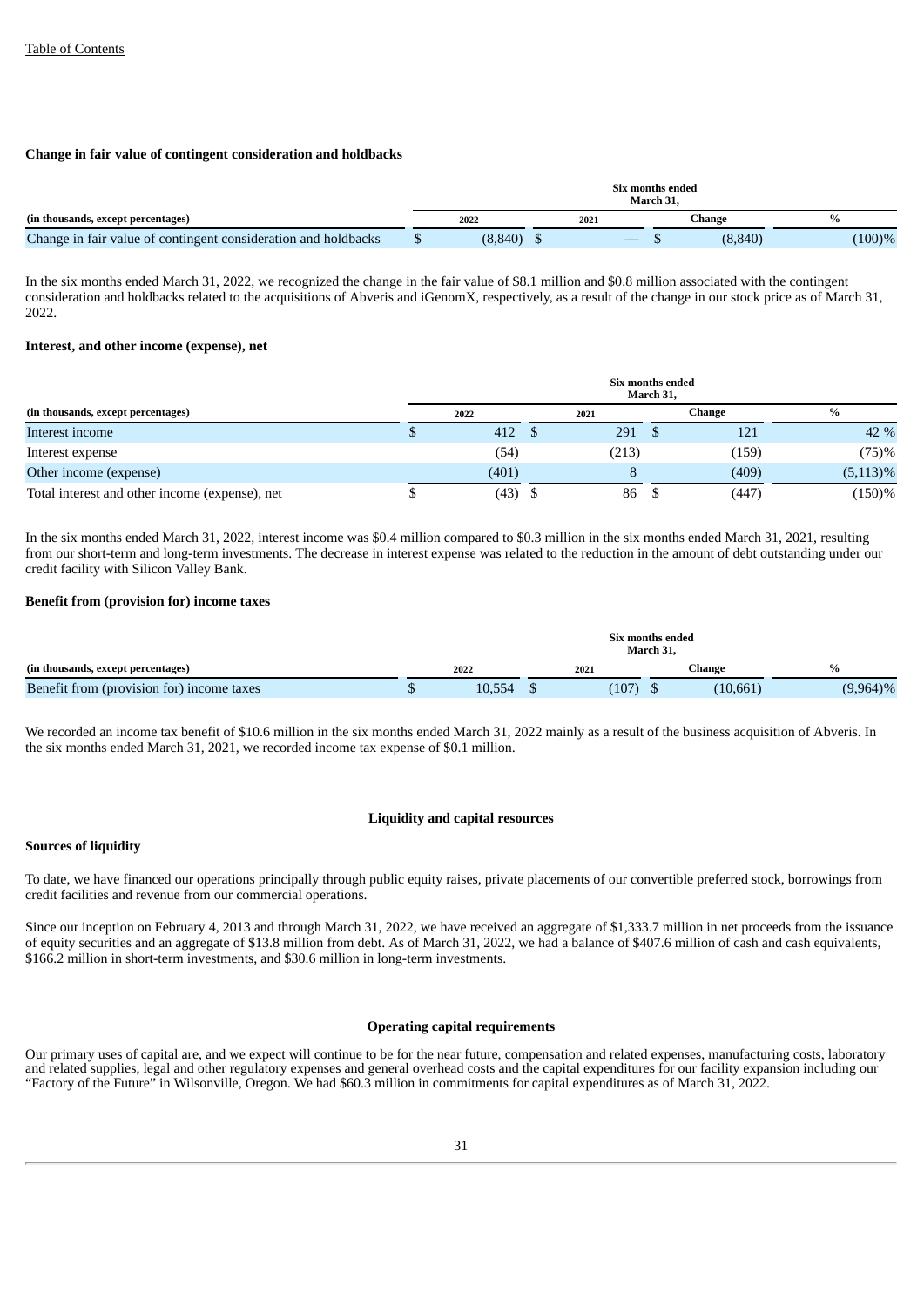**Change in fair value of contingent consideration and holdbacks**

| | Six months ended March 31, | | | |
|---|---|---|---|---|
| (in thousands, except percentages) | 2022 | 2021 | Change | % |
| Change in fair value of contingent consideration and holdbacks | $ (8,840) | $ — | $ (8,840) | (100)% |

In the six months ended March 31, 2022, we recognized the change in the fair value of $8.1 million and $0.8 million associated with the contingent consideration and holdbacks related to the acquisitions of Abveris and iGenomX, respectively, as a result of the change in our stock price as of March 31, 2022.

**Interest, and other income (expense), net**

| | Six months ended March 31, | | | |
|---|---|---|---|---|
| (in thousands, except percentages) | 2022 | 2021 | Change | % |
| Interest income | $ 412 | $ 291 | $ 121 | 42 % |
| Interest expense | (54) | (213) | (159) | (75)% |
| Other income (expense) | (401) | 8 | (409) | (5,113)% |
| Total interest and other income (expense), net | $ (43) | $ 86 | $ (447) | (150)% |

In the six months ended March 31, 2022, interest income was $0.4 million compared to $0.3 million in the six months ended March 31, 2021, resulting from our short-term and long-term investments. The decrease in interest expense was related to the reduction in the amount of debt outstanding under our credit facility with Silicon Valley Bank.

**Benefit from (provision for) income taxes**

| | Six months ended March 31, | | | |
|---|---|---|---|---|
| (in thousands, except percentages) | 2022 | 2021 | Change | % |
| Benefit from (provision for) income taxes | $ 10,554 | $ (107) | $ (10,661) | (9,964)% |

We recorded an income tax benefit of $10.6 million in the six months ended March 31, 2022 mainly as a result of the business acquisition of Abveris. In the six months ended March 31, 2021, we recorded income tax expense of $0.1 million.

## Liquidity and capital resources

**Sources of liquidity**

To date, we have financed our operations principally through public equity raises, private placements of our convertible preferred stock, borrowings from credit facilities and revenue from our commercial operations.

Since our inception on February 4, 2013 and through March 31, 2022, we have received an aggregate of $1,333.7 million in net proceeds from the issuance of equity securities and an aggregate of $13.8 million from debt. As of March 31, 2022, we had a balance of $407.6 million of cash and cash equivalents, $166.2 million in short-term investments, and $30.6 million in long-term investments.

## Operating capital requirements

Our primary uses of capital are, and we expect will continue to be for the near future, compensation and related expenses, manufacturing costs, laboratory and related supplies, legal and other regulatory expenses and general overhead costs and the capital expenditures for our facility expansion including our "Factory of the Future" in Wilsonville, Oregon. We had $60.3 million in commitments for capital expenditures as of March 31, 2022.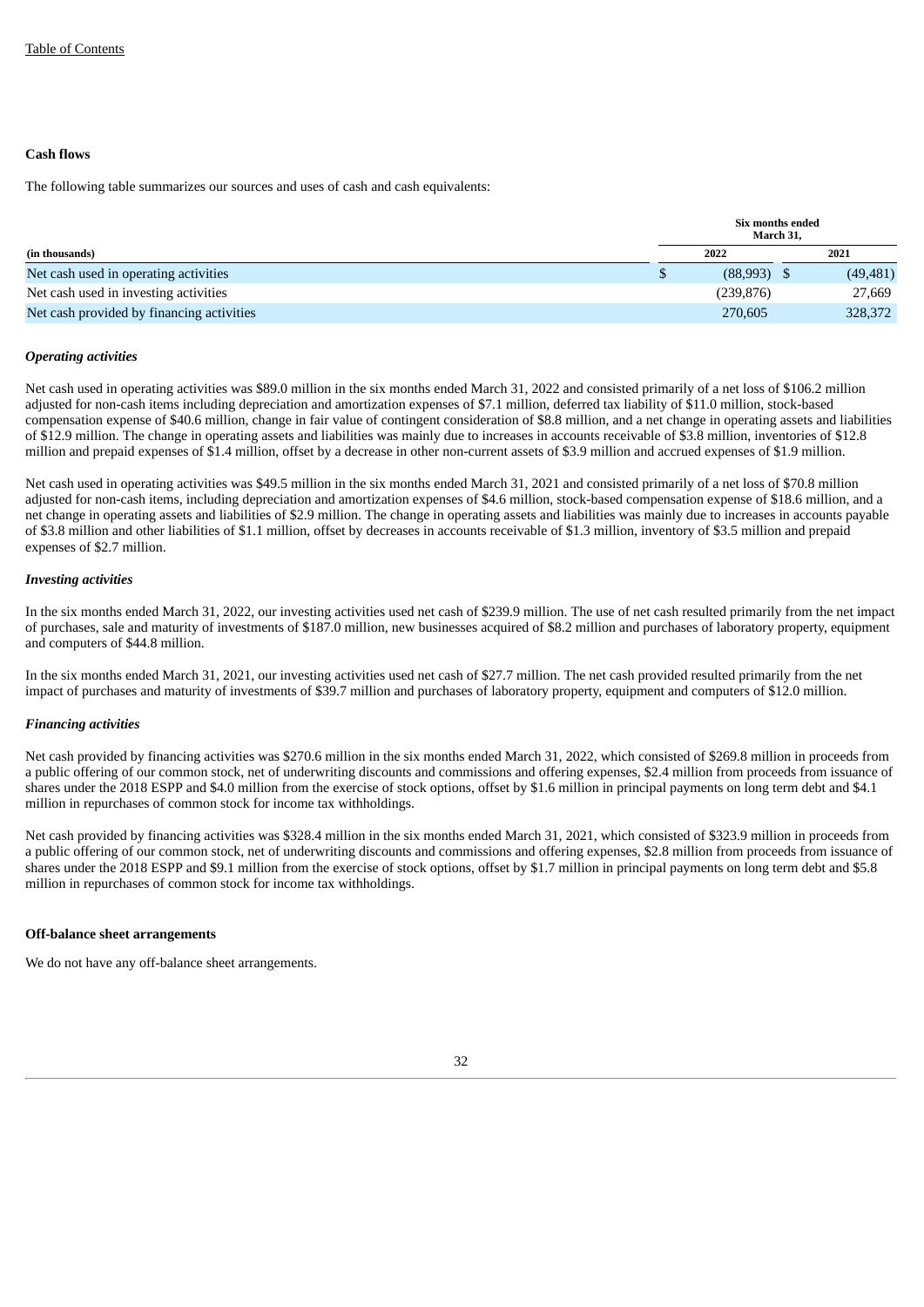**Cash flows**

The following table summarizes our sources and uses of cash and cash equivalents:

| | Six months ended March 31, | |
|---|---|---|
| (in thousands) | 2022 | 2021 |
| Net cash used in operating activities | $ (88,993) | $ (49,481) |
| Net cash used in investing activities | (239,876) | 27,669 |
| Net cash provided by financing activities | 270,605 | 328,372 |

***Operating activities***

Net cash used in operating activities was $89.0 million in the six months ended March 31, 2022 and consisted primarily of a net loss of $106.2 million adjusted for non-cash items including depreciation and amortization expenses of $7.1 million, deferred tax liability of $11.0 million, stock-based compensation expense of $40.6 million, change in fair value of contingent consideration of $8.8 million, and a net change in operating assets and liabilities of $12.9 million. The change in operating assets and liabilities was mainly due to increases in accounts receivable of $3.8 million, inventories of $12.8 million and prepaid expenses of $1.4 million, offset by a decrease in other non-current assets of $3.9 million and accrued expenses of $1.9 million.

Net cash used in operating activities was $49.5 million in the six months ended March 31, 2021 and consisted primarily of a net loss of $70.8 million adjusted for non-cash items, including depreciation and amortization expenses of $4.6 million, stock-based compensation expense of $18.6 million, and a net change in operating assets and liabilities of $2.9 million. The change in operating assets and liabilities was mainly due to increases in accounts payable of $3.8 million and other liabilities of $1.1 million, offset by decreases in accounts receivable of $1.3 million, inventory of $3.5 million and prepaid expenses of $2.7 million.

***Investing activities***

In the six months ended March 31, 2022, our investing activities used net cash of $239.9 million. The use of net cash resulted primarily from the net impact of purchases, sale and maturity of investments of $187.0 million, new businesses acquired of $8.2 million and purchases of laboratory property, equipment and computers of $44.8 million.

In the six months ended March 31, 2021, our investing activities used net cash of $27.7 million. The net cash provided resulted primarily from the net impact of purchases and maturity of investments of $39.7 million and purchases of laboratory property, equipment and computers of $12.0 million.

***Financing activities***

Net cash provided by financing activities was $270.6 million in the six months ended March 31, 2022, which consisted of $269.8 million in proceeds from a public offering of our common stock, net of underwriting discounts and commissions and offering expenses, $2.4 million from proceeds from issuance of shares under the 2018 ESPP and $4.0 million from the exercise of stock options, offset by $1.6 million in principal payments on long term debt and $4.1 million in repurchases of common stock for income tax withholdings.

Net cash provided by financing activities was $328.4 million in the six months ended March 31, 2021, which consisted of $323.9 million in proceeds from a public offering of our common stock, net of underwriting discounts and commissions and offering expenses, $2.8 million from proceeds from issuance of shares under the 2018 ESPP and $9.1 million from the exercise of stock options, offset by $1.7 million in principal payments on long term debt and $5.8 million in repurchases of common stock for income tax withholdings.

**Off-balance sheet arrangements**

We do not have any off-balance sheet arrangements.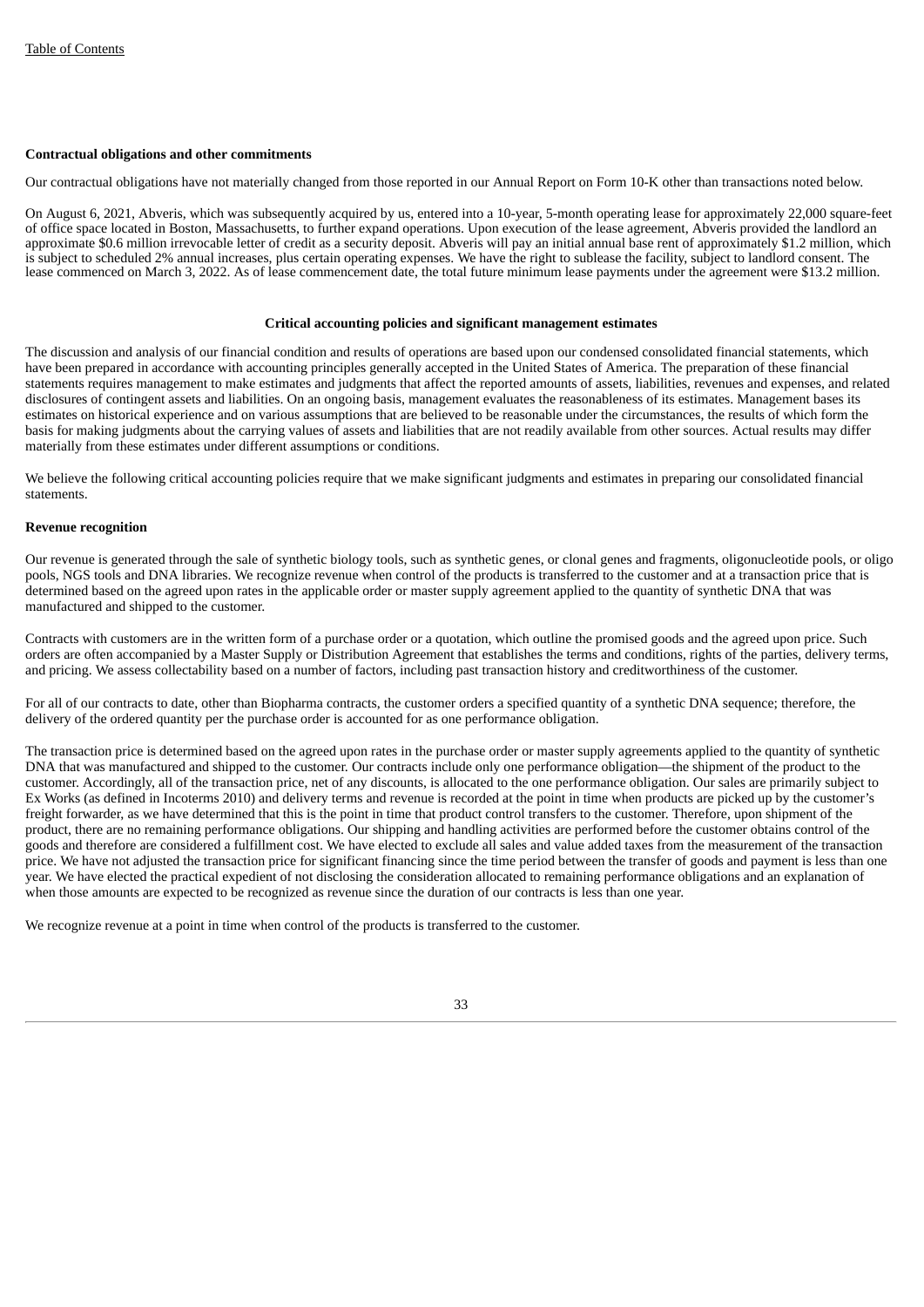**Contractual obligations and other commitments**

Our contractual obligations have not materially changed from those reported in our Annual Report on Form 10-K other than transactions noted below.

On August 6, 2021, Abveris, which was subsequently acquired by us, entered into a 10-year, 5-month operating lease for approximately 22,000 square-feet of office space located in Boston, Massachusetts, to further expand operations. Upon execution of the lease agreement, Abveris provided the landlord an approximate $0.6 million irrevocable letter of credit as a security deposit. Abveris will pay an initial annual base rent of approximately $1.2 million, which is subject to scheduled 2% annual increases, plus certain operating expenses. We have the right to sublease the facility, subject to landlord consent. The lease commenced on March 3, 2022. As of lease commencement date, the total future minimum lease payments under the agreement were $13.2 million.

## Critical accounting policies and significant management estimates

The discussion and analysis of our financial condition and results of operations are based upon our condensed consolidated financial statements, which have been prepared in accordance with accounting principles generally accepted in the United States of America. The preparation of these financial statements requires management to make estimates and judgments that affect the reported amounts of assets, liabilities, revenues and expenses, and related disclosures of contingent assets and liabilities. On an ongoing basis, management evaluates the reasonableness of its estimates. Management bases its estimates on historical experience and on various assumptions that are believed to be reasonable under the circumstances, the results of which form the basis for making judgments about the carrying values of assets and liabilities that are not readily available from other sources. Actual results may differ materially from these estimates under different assumptions or conditions.

We believe the following critical accounting policies require that we make significant judgments and estimates in preparing our consolidated financial statements.

**Revenue recognition**

Our revenue is generated through the sale of synthetic biology tools, such as synthetic genes, or clonal genes and fragments, oligonucleotide pools, or oligo pools, NGS tools and DNA libraries. We recognize revenue when control of the products is transferred to the customer and at a transaction price that is determined based on the agreed upon rates in the applicable order or master supply agreement applied to the quantity of synthetic DNA that was manufactured and shipped to the customer.

Contracts with customers are in the written form of a purchase order or a quotation, which outline the promised goods and the agreed upon price. Such orders are often accompanied by a Master Supply or Distribution Agreement that establishes the terms and conditions, rights of the parties, delivery terms, and pricing. We assess collectability based on a number of factors, including past transaction history and creditworthiness of the customer.

For all of our contracts to date, other than Biopharma contracts, the customer orders a specified quantity of a synthetic DNA sequence; therefore, the delivery of the ordered quantity per the purchase order is accounted for as one performance obligation.

The transaction price is determined based on the agreed upon rates in the purchase order or master supply agreements applied to the quantity of synthetic DNA that was manufactured and shipped to the customer. Our contracts include only one performance obligation—the shipment of the product to the customer. Accordingly, all of the transaction price, net of any discounts, is allocated to the one performance obligation. Our sales are primarily subject to Ex Works (as defined in Incoterms 2010) and delivery terms and revenue is recorded at the point in time when products are picked up by the customer's freight forwarder, as we have determined that this is the point in time that product control transfers to the customer. Therefore, upon shipment of the product, there are no remaining performance obligations. Our shipping and handling activities are performed before the customer obtains control of the goods and therefore are considered a fulfillment cost. We have elected to exclude all sales and value added taxes from the measurement of the transaction price. We have not adjusted the transaction price for significant financing since the time period between the transfer of goods and payment is less than one year. We have elected the practical expedient of not disclosing the consideration allocated to remaining performance obligations and an explanation of when those amounts are expected to be recognized as revenue since the duration of our contracts is less than one year.

We recognize revenue at a point in time when control of the products is transferred to the customer.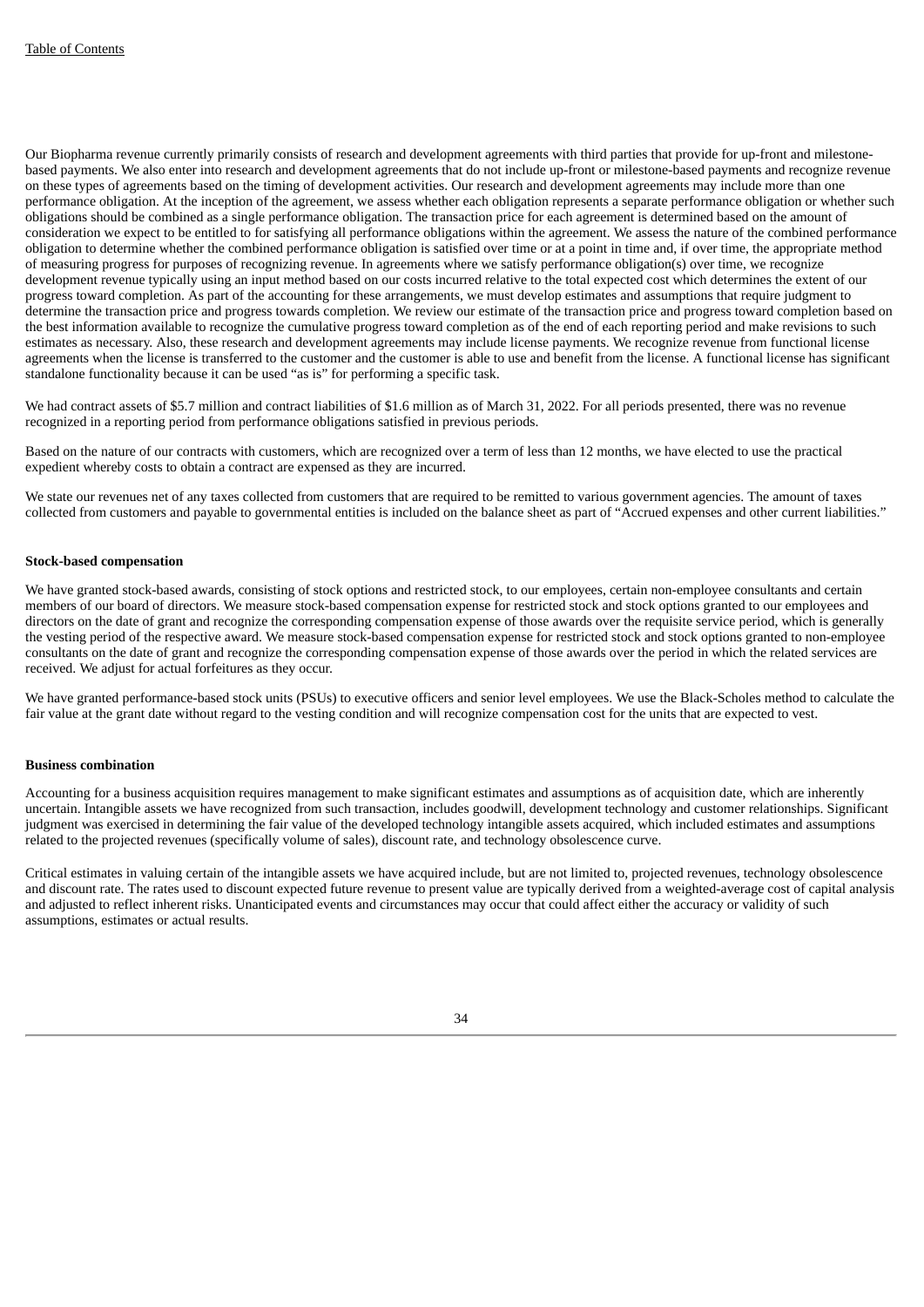Our Biopharma revenue currently primarily consists of research and development agreements with third parties that provide for up-front and milestone-based payments. We also enter into research and development agreements that do not include up-front or milestone-based payments and recognize revenue on these types of agreements based on the timing of development activities. Our research and development agreements may include more than one performance obligation. At the inception of the agreement, we assess whether each obligation represents a separate performance obligation or whether such obligations should be combined as a single performance obligation. The transaction price for each agreement is determined based on the amount of consideration we expect to be entitled to for satisfying all performance obligations within the agreement. We assess the nature of the combined performance obligation to determine whether the combined performance obligation is satisfied over time or at a point in time and, if over time, the appropriate method of measuring progress for purposes of recognizing revenue. In agreements where we satisfy performance obligation(s) over time, we recognize development revenue typically using an input method based on our costs incurred relative to the total expected cost which determines the extent of our progress toward completion. As part of the accounting for these arrangements, we must develop estimates and assumptions that require judgment to determine the transaction price and progress towards completion. We review our estimate of the transaction price and progress toward completion based on the best information available to recognize the cumulative progress toward completion as of the end of each reporting period and make revisions to such estimates as necessary. Also, these research and development agreements may include license payments. We recognize revenue from functional license agreements when the license is transferred to the customer and the customer is able to use and benefit from the license. A functional license has significant standalone functionality because it can be used "as is" for performing a specific task.

We had contract assets of $5.7 million and contract liabilities of $1.6 million as of March 31, 2022. For all periods presented, there was no revenue recognized in a reporting period from performance obligations satisfied in previous periods.

Based on the nature of our contracts with customers, which are recognized over a term of less than 12 months, we have elected to use the practical expedient whereby costs to obtain a contract are expensed as they are incurred.

We state our revenues net of any taxes collected from customers that are required to be remitted to various government agencies. The amount of taxes collected from customers and payable to governmental entities is included on the balance sheet as part of "Accrued expenses and other current liabilities."

**Stock-based compensation**

We have granted stock-based awards, consisting of stock options and restricted stock, to our employees, certain non-employee consultants and certain members of our board of directors. We measure stock-based compensation expense for restricted stock and stock options granted to our employees and directors on the date of grant and recognize the corresponding compensation expense of those awards over the requisite service period, which is generally the vesting period of the respective award. We measure stock-based compensation expense for restricted stock and stock options granted to non-employee consultants on the date of grant and recognize the corresponding compensation expense of those awards over the period in which the related services are received. We adjust for actual forfeitures as they occur.

We have granted performance-based stock units (PSUs) to executive officers and senior level employees. We use the Black-Scholes method to calculate the fair value at the grant date without regard to the vesting condition and will recognize compensation cost for the units that are expected to vest.

**Business combination**

Accounting for a business acquisition requires management to make significant estimates and assumptions as of acquisition date, which are inherently uncertain. Intangible assets we have recognized from such transaction, includes goodwill, development technology and customer relationships. Significant judgment was exercised in determining the fair value of the developed technology intangible assets acquired, which included estimates and assumptions related to the projected revenues (specifically volume of sales), discount rate, and technology obsolescence curve.

Critical estimates in valuing certain of the intangible assets we have acquired include, but are not limited to, projected revenues, technology obsolescence and discount rate. The rates used to discount expected future revenue to present value are typically derived from a weighted-average cost of capital analysis and adjusted to reflect inherent risks. Unanticipated events and circumstances may occur that could affect either the accuracy or validity of such assumptions, estimates or actual results.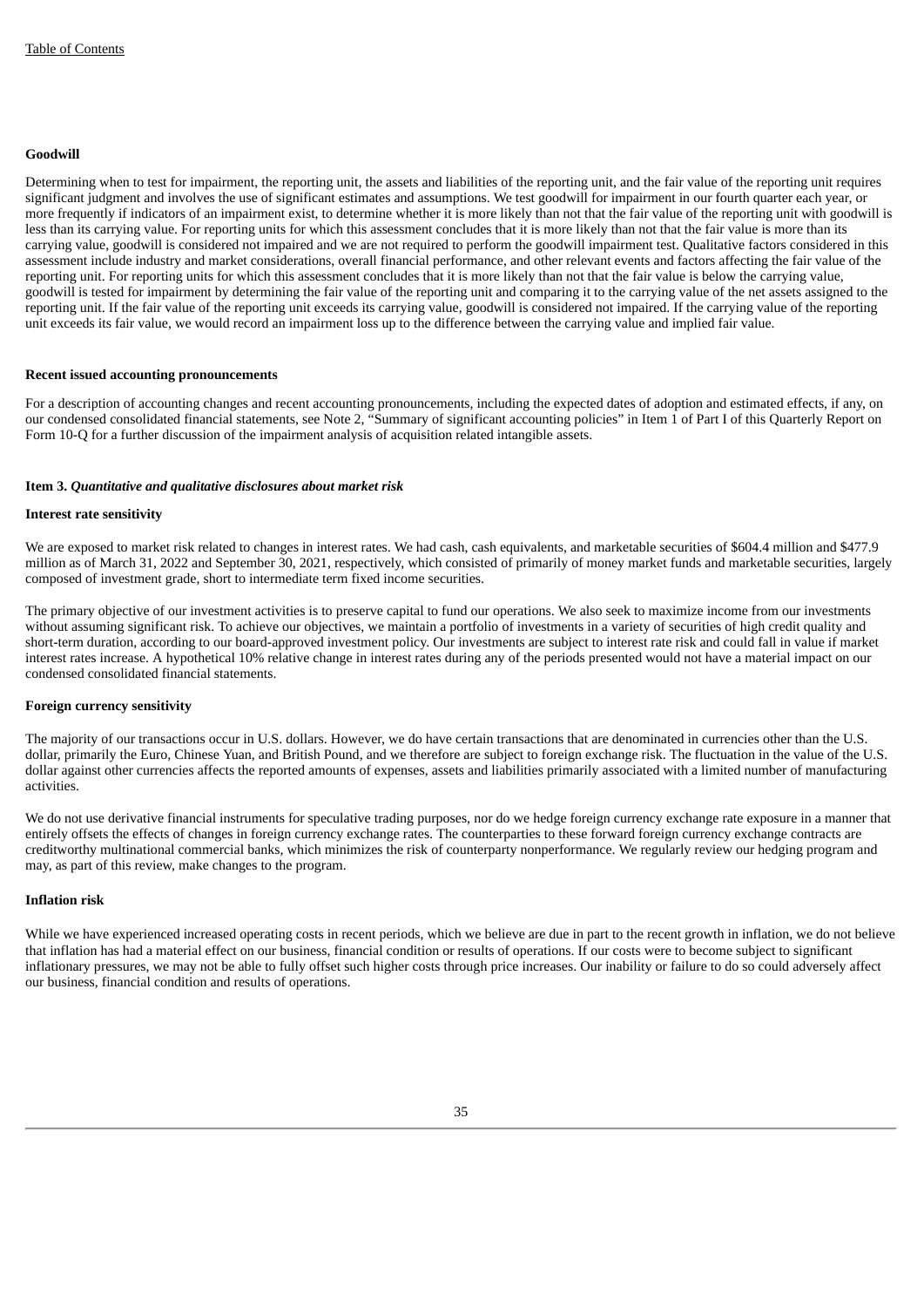**Goodwill**

Determining when to test for impairment, the reporting unit, the assets and liabilities of the reporting unit, and the fair value of the reporting unit requires significant judgment and involves the use of significant estimates and assumptions. We test goodwill for impairment in our fourth quarter each year, or more frequently if indicators of an impairment exist, to determine whether it is more likely than not that the fair value of the reporting unit with goodwill is less than its carrying value. For reporting units for which this assessment concludes that it is more likely than not that the fair value is more than its carrying value, goodwill is considered not impaired and we are not required to perform the goodwill impairment test. Qualitative factors considered in this assessment include industry and market considerations, overall financial performance, and other relevant events and factors affecting the fair value of the reporting unit. For reporting units for which this assessment concludes that it is more likely than not that the fair value is below the carrying value, goodwill is tested for impairment by determining the fair value of the reporting unit and comparing it to the carrying value of the net assets assigned to the reporting unit. If the fair value of the reporting unit exceeds its carrying value, goodwill is considered not impaired. If the carrying value of the reporting unit exceeds its fair value, we would record an impairment loss up to the difference between the carrying value and implied fair value.

**Recent issued accounting pronouncements**

For a description of accounting changes and recent accounting pronouncements, including the expected dates of adoption and estimated effects, if any, on our condensed consolidated financial statements, see Note 2, "Summary of significant accounting policies" in Item 1 of Part I of this Quarterly Report on Form 10-Q for a further discussion of the impairment analysis of acquisition related intangible assets.

**Item 3.** ***Quantitative and qualitative disclosures about market risk***

**Interest rate sensitivity**

We are exposed to market risk related to changes in interest rates. We had cash, cash equivalents, and marketable securities of $604.4 million and $477.9 million as of March 31, 2022 and September 30, 2021, respectively, which consisted of primarily of money market funds and marketable securities, largely composed of investment grade, short to intermediate term fixed income securities.

The primary objective of our investment activities is to preserve capital to fund our operations. We also seek to maximize income from our investments without assuming significant risk. To achieve our objectives, we maintain a portfolio of investments in a variety of securities of high credit quality and short-term duration, according to our board-approved investment policy. Our investments are subject to interest rate risk and could fall in value if market interest rates increase. A hypothetical 10% relative change in interest rates during any of the periods presented would not have a material impact on our condensed consolidated financial statements.

**Foreign currency sensitivity**

The majority of our transactions occur in U.S. dollars. However, we do have certain transactions that are denominated in currencies other than the U.S. dollar, primarily the Euro, Chinese Yuan, and British Pound, and we therefore are subject to foreign exchange risk. The fluctuation in the value of the U.S. dollar against other currencies affects the reported amounts of expenses, assets and liabilities primarily associated with a limited number of manufacturing activities.

We do not use derivative financial instruments for speculative trading purposes, nor do we hedge foreign currency exchange rate exposure in a manner that entirely offsets the effects of changes in foreign currency exchange rates. The counterparties to these forward foreign currency exchange contracts are creditworthy multinational commercial banks, which minimizes the risk of counterparty nonperformance. We regularly review our hedging program and may, as part of this review, make changes to the program.

**Inflation risk**

While we have experienced increased operating costs in recent periods, which we believe are due in part to the recent growth in inflation, we do not believe that inflation has had a material effect on our business, financial condition or results of operations. If our costs were to become subject to significant inflationary pressures, we may not be able to fully offset such higher costs through price increases. Our inability or failure to do so could adversely affect our business, financial condition and results of operations.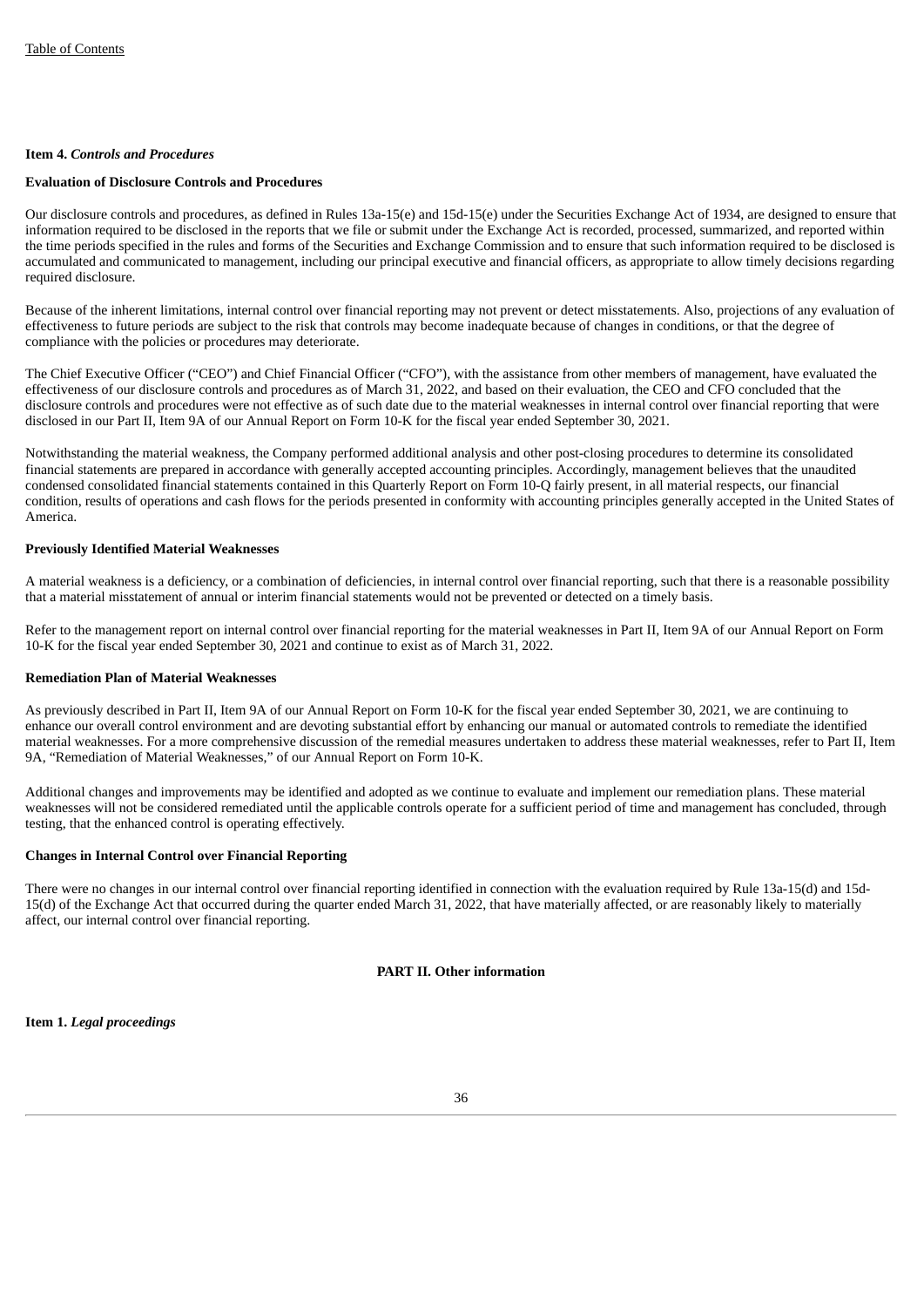### Item 4. *Controls and Procedures*

**Evaluation of Disclosure Controls and Procedures**

Our disclosure controls and procedures, as defined in Rules 13a-15(e) and 15d-15(e) under the Securities Exchange Act of 1934, are designed to ensure that information required to be disclosed in the reports that we file or submit under the Exchange Act is recorded, processed, summarized, and reported within the time periods specified in the rules and forms of the Securities and Exchange Commission and to ensure that such information required to be disclosed is accumulated and communicated to management, including our principal executive and financial officers, as appropriate to allow timely decisions regarding required disclosure.

Because of the inherent limitations, internal control over financial reporting may not prevent or detect misstatements. Also, projections of any evaluation of effectiveness to future periods are subject to the risk that controls may become inadequate because of changes in conditions, or that the degree of compliance with the policies or procedures may deteriorate.

The Chief Executive Officer ("CEO") and Chief Financial Officer ("CFO"), with the assistance from other members of management, have evaluated the effectiveness of our disclosure controls and procedures as of March 31, 2022, and based on their evaluation, the CEO and CFO concluded that the disclosure controls and procedures were not effective as of such date due to the material weaknesses in internal control over financial reporting that were disclosed in our Part II, Item 9A of our Annual Report on Form 10-K for the fiscal year ended September 30, 2021.

Notwithstanding the material weakness, the Company performed additional analysis and other post-closing procedures to determine its consolidated financial statements are prepared in accordance with generally accepted accounting principles. Accordingly, management believes that the unaudited condensed consolidated financial statements contained in this Quarterly Report on Form 10-Q fairly present, in all material respects, our financial condition, results of operations and cash flows for the periods presented in conformity with accounting principles generally accepted in the United States of America.

**Previously Identified Material Weaknesses**

A material weakness is a deficiency, or a combination of deficiencies, in internal control over financial reporting, such that there is a reasonable possibility that a material misstatement of annual or interim financial statements would not be prevented or detected on a timely basis.

Refer to the management report on internal control over financial reporting for the material weaknesses in Part II, Item 9A of our Annual Report on Form 10-K for the fiscal year ended September 30, 2021 and continue to exist as of March 31, 2022.

**Remediation Plan of Material Weaknesses**

As previously described in Part II, Item 9A of our Annual Report on Form 10-K for the fiscal year ended September 30, 2021, we are continuing to enhance our overall control environment and are devoting substantial effort by enhancing our manual or automated controls to remediate the identified material weaknesses. For a more comprehensive discussion of the remedial measures undertaken to address these material weaknesses, refer to Part II, Item 9A, "Remediation of Material Weaknesses," of our Annual Report on Form 10-K.

Additional changes and improvements may be identified and adopted as we continue to evaluate and implement our remediation plans. These material weaknesses will not be considered remediated until the applicable controls operate for a sufficient period of time and management has concluded, through testing, that the enhanced control is operating effectively.

**Changes in Internal Control over Financial Reporting**

There were no changes in our internal control over financial reporting identified in connection with the evaluation required by Rule 13a-15(d) and 15d-15(d) of the Exchange Act that occurred during the quarter ended March 31, 2022, that have materially affected, or are reasonably likely to materially affect, our internal control over financial reporting.

## PART II. Other information

### Item 1. *Legal proceedings*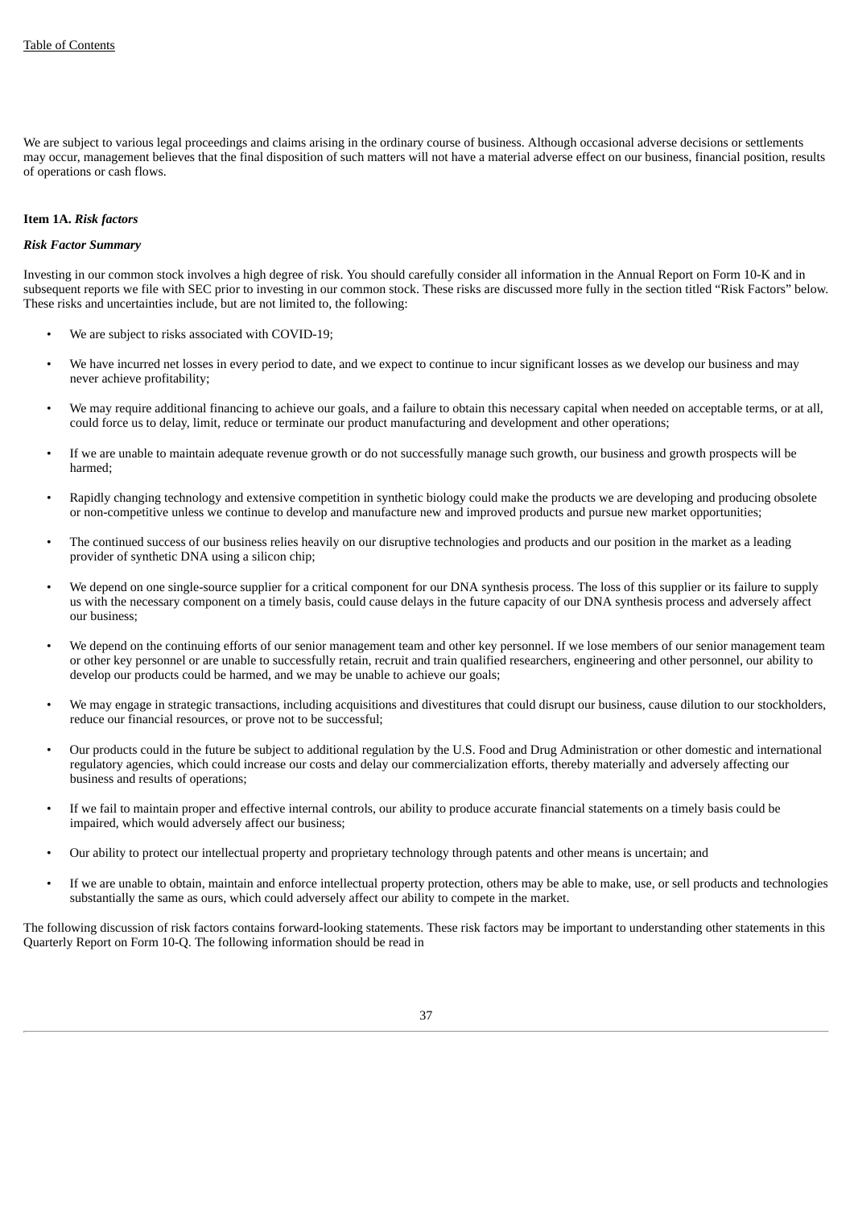We are subject to various legal proceedings and claims arising in the ordinary course of business. Although occasional adverse decisions or settlements may occur, management believes that the final disposition of such matters will not have a material adverse effect on our business, financial position, results of operations or cash flows.

**Item 1A.** ***Risk factors***

***Risk Factor Summary***

Investing in our common stock involves a high degree of risk. You should carefully consider all information in the Annual Report on Form 10-K and in subsequent reports we file with SEC prior to investing in our common stock. These risks are discussed more fully in the section titled "Risk Factors" below. These risks and uncertainties include, but are not limited to, the following:

- We are subject to risks associated with COVID-19;
- We have incurred net losses in every period to date, and we expect to continue to incur significant losses as we develop our business and may never achieve profitability;
- We may require additional financing to achieve our goals, and a failure to obtain this necessary capital when needed on acceptable terms, or at all, could force us to delay, limit, reduce or terminate our product manufacturing and development and other operations;
- If we are unable to maintain adequate revenue growth or do not successfully manage such growth, our business and growth prospects will be harmed;
- Rapidly changing technology and extensive competition in synthetic biology could make the products we are developing and producing obsolete or non-competitive unless we continue to develop and manufacture new and improved products and pursue new market opportunities;
- The continued success of our business relies heavily on our disruptive technologies and products and our position in the market as a leading provider of synthetic DNA using a silicon chip;
- We depend on one single-source supplier for a critical component for our DNA synthesis process. The loss of this supplier or its failure to supply us with the necessary component on a timely basis, could cause delays in the future capacity of our DNA synthesis process and adversely affect our business;
- We depend on the continuing efforts of our senior management team and other key personnel. If we lose members of our senior management team or other key personnel or are unable to successfully retain, recruit and train qualified researchers, engineering and other personnel, our ability to develop our products could be harmed, and we may be unable to achieve our goals;
- We may engage in strategic transactions, including acquisitions and divestitures that could disrupt our business, cause dilution to our stockholders, reduce our financial resources, or prove not to be successful;
- Our products could in the future be subject to additional regulation by the U.S. Food and Drug Administration or other domestic and international regulatory agencies, which could increase our costs and delay our commercialization efforts, thereby materially and adversely affecting our business and results of operations;
- If we fail to maintain proper and effective internal controls, our ability to produce accurate financial statements on a timely basis could be impaired, which would adversely affect our business;
- Our ability to protect our intellectual property and proprietary technology through patents and other means is uncertain; and
- If we are unable to obtain, maintain and enforce intellectual property protection, others may be able to make, use, or sell products and technologies substantially the same as ours, which could adversely affect our ability to compete in the market.

The following discussion of risk factors contains forward-looking statements. These risk factors may be important to understanding other statements in this Quarterly Report on Form 10-Q. The following information should be read in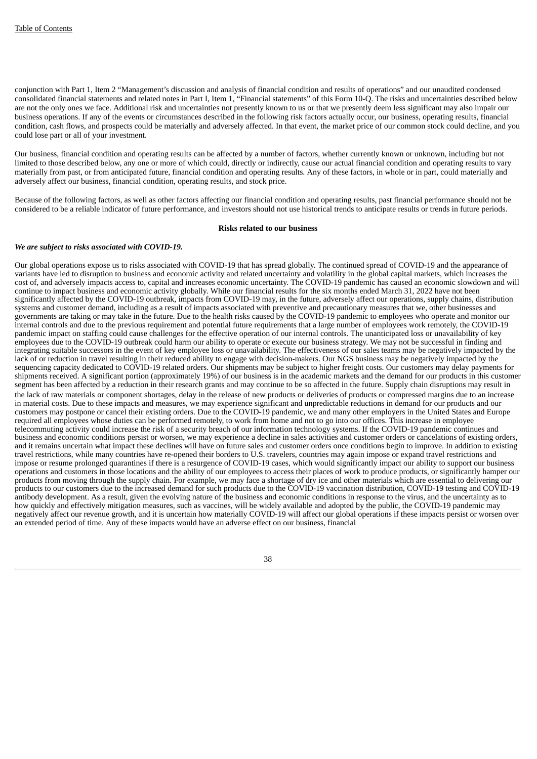conjunction with Part 1, Item 2 "Management's discussion and analysis of financial condition and results of operations" and our unaudited condensed consolidated financial statements and related notes in Part I, Item 1, "Financial statements" of this Form 10-Q. The risks and uncertainties described below are not the only ones we face. Additional risk and uncertainties not presently known to us or that we presently deem less significant may also impair our business operations. If any of the events or circumstances described in the following risk factors actually occur, our business, operating results, financial condition, cash flows, and prospects could be materially and adversely affected. In that event, the market price of our common stock could decline, and you could lose part or all of your investment.

Our business, financial condition and operating results can be affected by a number of factors, whether currently known or unknown, including but not limited to those described below, any one or more of which could, directly or indirectly, cause our actual financial condition and operating results to vary materially from past, or from anticipated future, financial condition and operating results. Any of these factors, in whole or in part, could materially and adversely affect our business, financial condition, operating results, and stock price.

Because of the following factors, as well as other factors affecting our financial condition and operating results, past financial performance should not be considered to be a reliable indicator of future performance, and investors should not use historical trends to anticipate results or trends in future periods.

**Risks related to our business**

***We are subject to risks associated with COVID-19.***

Our global operations expose us to risks associated with COVID-19 that has spread globally. The continued spread of COVID-19 and the appearance of variants have led to disruption to business and economic activity and related uncertainty and volatility in the global capital markets, which increases the cost of, and adversely impacts access to, capital and increases economic uncertainty. The COVID-19 pandemic has caused an economic slowdown and will continue to impact business and economic activity globally. While our financial results for the six months ended March 31, 2022 have not been significantly affected by the COVID-19 outbreak, impacts from COVID-19 may, in the future, adversely affect our operations, supply chains, distribution systems and customer demand, including as a result of impacts associated with preventive and precautionary measures that we, other businesses and governments are taking or may take in the future. Due to the health risks caused by the COVID-19 pandemic to employees who operate and monitor our internal controls and due to the previous requirement and potential future requirements that a large number of employees work remotely, the COVID-19 pandemic impact on staffing could cause challenges for the effective operation of our internal controls. The unanticipated loss or unavailability of key employees due to the COVID-19 outbreak could harm our ability to operate or execute our business strategy. We may not be successful in finding and integrating suitable successors in the event of key employee loss or unavailability. The effectiveness of our sales teams may be negatively impacted by the lack of or reduction in travel resulting in their reduced ability to engage with decision-makers. Our NGS business may be negatively impacted by the sequencing capacity dedicated to COVID-19 related orders. Our shipments may be subject to higher freight costs. Our customers may delay payments for shipments received. A significant portion (approximately 19%) of our business is in the academic markets and the demand for our products in this customer segment has been affected by a reduction in their research grants and may continue to be so affected in the future. Supply chain disruptions may result in the lack of raw materials or component shortages, delay in the release of new products or deliveries of products or compressed margins due to an increase in material costs. Due to these impacts and measures, we may experience significant and unpredictable reductions in demand for our products and our customers may postpone or cancel their existing orders. Due to the COVID-19 pandemic, we and many other employers in the United States and Europe required all employees whose duties can be performed remotely, to work from home and not to go into our offices. This increase in employee telecommuting activity could increase the risk of a security breach of our information technology systems. If the COVID-19 pandemic continues and business and economic conditions persist or worsen, we may experience a decline in sales activities and customer orders or cancelations of existing orders, and it remains uncertain what impact these declines will have on future sales and customer orders once conditions begin to improve. In addition to existing travel restrictions, while many countries have re-opened their borders to U.S. travelers, countries may again impose or expand travel restrictions and impose or resume prolonged quarantines if there is a resurgence of COVID-19 cases, which would significantly impact our ability to support our business operations and customers in those locations and the ability of our employees to access their places of work to produce products, or significantly hamper our products from moving through the supply chain. For example, we may face a shortage of dry ice and other materials which are essential to delivering our products to our customers due to the increased demand for such products due to the COVID-19 vaccination distribution, COVID-19 testing and COVID-19 antibody development. As a result, given the evolving nature of the business and economic conditions in response to the virus, and the uncertainty as to how quickly and effectively mitigation measures, such as vaccines, will be widely available and adopted by the public, the COVID-19 pandemic may negatively affect our revenue growth, and it is uncertain how materially COVID-19 will affect our global operations if these impacts persist or worsen over an extended period of time. Any of these impacts would have an adverse effect on our business, financial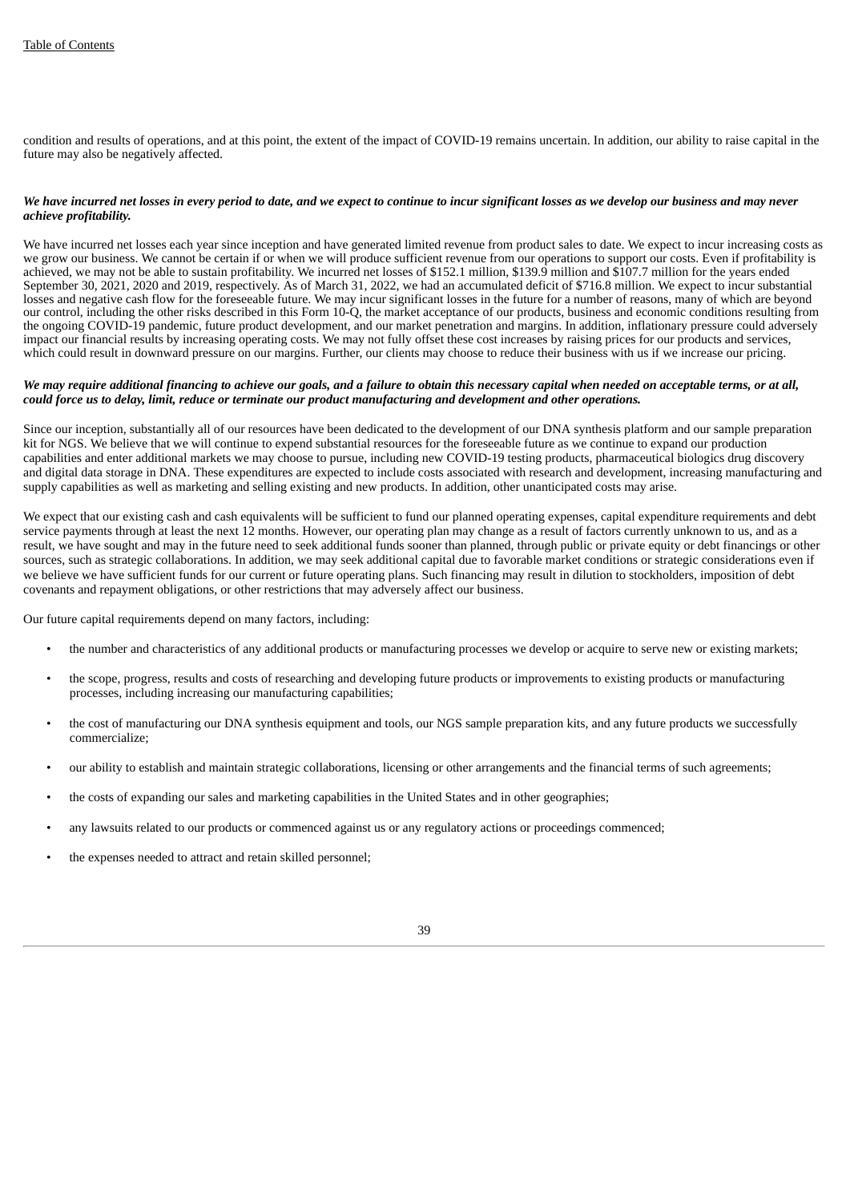condition and results of operations, and at this point, the extent of the impact of COVID-19 remains uncertain. In addition, our ability to raise capital in the future may also be negatively affected.

***We have incurred net losses in every period to date, and we expect to continue to incur significant losses as we develop our business and may never achieve profitability.***

We have incurred net losses each year since inception and have generated limited revenue from product sales to date. We expect to incur increasing costs as we grow our business. We cannot be certain if or when we will produce sufficient revenue from our operations to support our costs. Even if profitability is achieved, we may not be able to sustain profitability. We incurred net losses of $152.1 million, $139.9 million and $107.7 million for the years ended September 30, 2021, 2020 and 2019, respectively. As of March 31, 2022, we had an accumulated deficit of $716.8 million. We expect to incur substantial losses and negative cash flow for the foreseeable future. We may incur significant losses in the future for a number of reasons, many of which are beyond our control, including the other risks described in this Form 10-Q, the market acceptance of our products, business and economic conditions resulting from the ongoing COVID-19 pandemic, future product development, and our market penetration and margins. In addition, inflationary pressure could adversely impact our financial results by increasing operating costs. We may not fully offset these cost increases by raising prices for our products and services, which could result in downward pressure on our margins. Further, our clients may choose to reduce their business with us if we increase our pricing.

***We may require additional financing to achieve our goals, and a failure to obtain this necessary capital when needed on acceptable terms, or at all, could force us to delay, limit, reduce or terminate our product manufacturing and development and other operations.***

Since our inception, substantially all of our resources have been dedicated to the development of our DNA synthesis platform and our sample preparation kit for NGS. We believe that we will continue to expend substantial resources for the foreseeable future as we continue to expand our production capabilities and enter additional markets we may choose to pursue, including new COVID-19 testing products, pharmaceutical biologics drug discovery and digital data storage in DNA. These expenditures are expected to include costs associated with research and development, increasing manufacturing and supply capabilities as well as marketing and selling existing and new products. In addition, other unanticipated costs may arise.

We expect that our existing cash and cash equivalents will be sufficient to fund our planned operating expenses, capital expenditure requirements and debt service payments through at least the next 12 months. However, our operating plan may change as a result of factors currently unknown to us, and as a result, we have sought and may in the future need to seek additional funds sooner than planned, through public or private equity or debt financings or other sources, such as strategic collaborations. In addition, we may seek additional capital due to favorable market conditions or strategic considerations even if we believe we have sufficient funds for our current or future operating plans. Such financing may result in dilution to stockholders, imposition of debt covenants and repayment obligations, or other restrictions that may adversely affect our business.

Our future capital requirements depend on many factors, including:

- the number and characteristics of any additional products or manufacturing processes we develop or acquire to serve new or existing markets;
- the scope, progress, results and costs of researching and developing future products or improvements to existing products or manufacturing processes, including increasing our manufacturing capabilities;
- the cost of manufacturing our DNA synthesis equipment and tools, our NGS sample preparation kits, and any future products we successfully commercialize;
- our ability to establish and maintain strategic collaborations, licensing or other arrangements and the financial terms of such agreements;
- the costs of expanding our sales and marketing capabilities in the United States and in other geographies;
- any lawsuits related to our products or commenced against us or any regulatory actions or proceedings commenced;
- the expenses needed to attract and retain skilled personnel;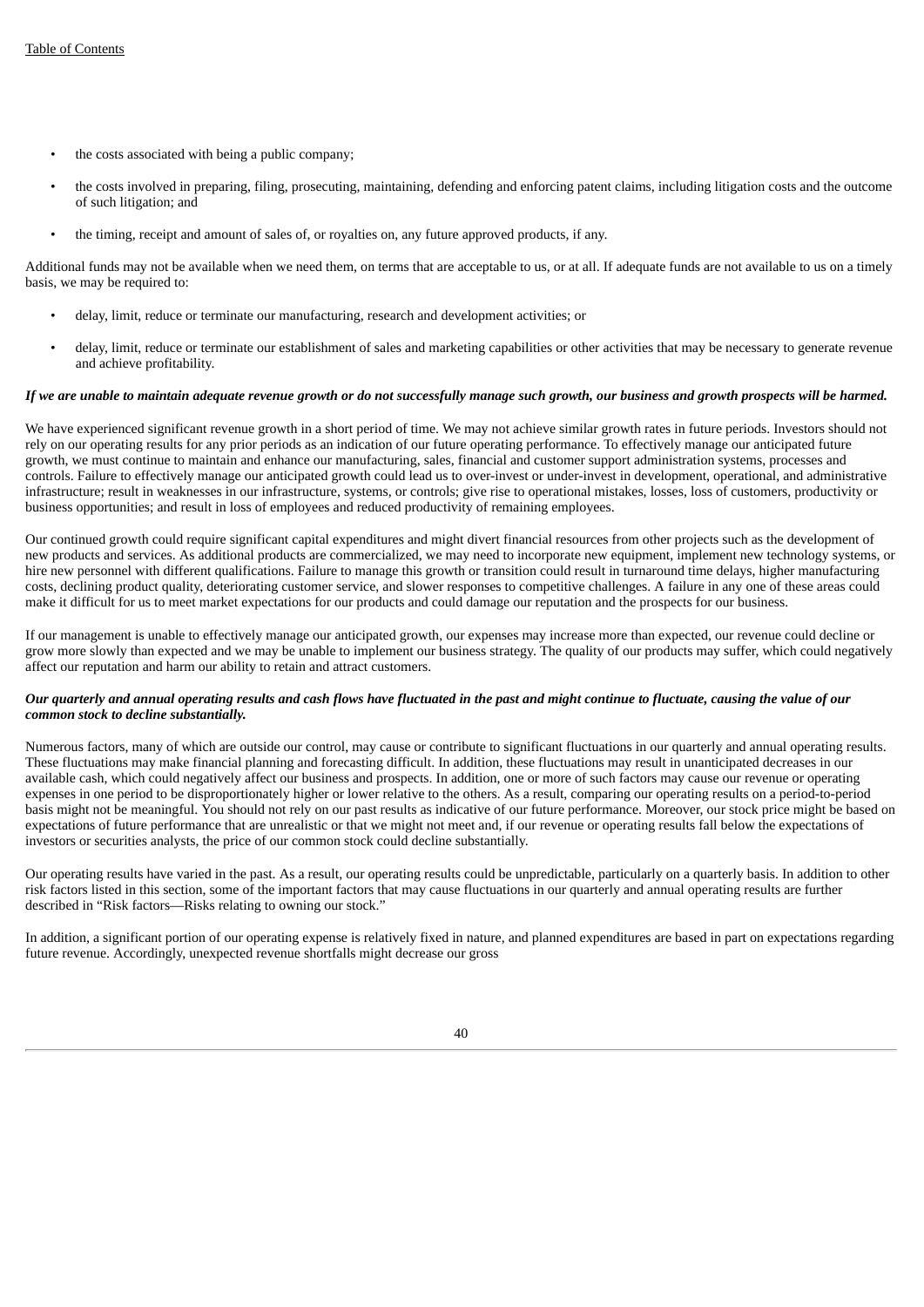- the costs associated with being a public company;
- the costs involved in preparing, filing, prosecuting, maintaining, defending and enforcing patent claims, including litigation costs and the outcome of such litigation; and
- the timing, receipt and amount of sales of, or royalties on, any future approved products, if any.

Additional funds may not be available when we need them, on terms that are acceptable to us, or at all. If adequate funds are not available to us on a timely basis, we may be required to:

- delay, limit, reduce or terminate our manufacturing, research and development activities; or
- delay, limit, reduce or terminate our establishment of sales and marketing capabilities or other activities that may be necessary to generate revenue and achieve profitability.

***If we are unable to maintain adequate revenue growth or do not successfully manage such growth, our business and growth prospects will be harmed.***

We have experienced significant revenue growth in a short period of time. We may not achieve similar growth rates in future periods. Investors should not rely on our operating results for any prior periods as an indication of our future operating performance. To effectively manage our anticipated future growth, we must continue to maintain and enhance our manufacturing, sales, financial and customer support administration systems, processes and controls. Failure to effectively manage our anticipated growth could lead us to over-invest or under-invest in development, operational, and administrative infrastructure; result in weaknesses in our infrastructure, systems, or controls; give rise to operational mistakes, losses, loss of customers, productivity or business opportunities; and result in loss of employees and reduced productivity of remaining employees.

Our continued growth could require significant capital expenditures and might divert financial resources from other projects such as the development of new products and services. As additional products are commercialized, we may need to incorporate new equipment, implement new technology systems, or hire new personnel with different qualifications. Failure to manage this growth or transition could result in turnaround time delays, higher manufacturing costs, declining product quality, deteriorating customer service, and slower responses to competitive challenges. A failure in any one of these areas could make it difficult for us to meet market expectations for our products and could damage our reputation and the prospects for our business.

If our management is unable to effectively manage our anticipated growth, our expenses may increase more than expected, our revenue could decline or grow more slowly than expected and we may be unable to implement our business strategy. The quality of our products may suffer, which could negatively affect our reputation and harm our ability to retain and attract customers.

***Our quarterly and annual operating results and cash flows have fluctuated in the past and might continue to fluctuate, causing the value of our common stock to decline substantially.***

Numerous factors, many of which are outside our control, may cause or contribute to significant fluctuations in our quarterly and annual operating results. These fluctuations may make financial planning and forecasting difficult. In addition, these fluctuations may result in unanticipated decreases in our available cash, which could negatively affect our business and prospects. In addition, one or more of such factors may cause our revenue or operating expenses in one period to be disproportionately higher or lower relative to the others. As a result, comparing our operating results on a period-to-period basis might not be meaningful. You should not rely on our past results as indicative of our future performance. Moreover, our stock price might be based on expectations of future performance that are unrealistic or that we might not meet and, if our revenue or operating results fall below the expectations of investors or securities analysts, the price of our common stock could decline substantially.

Our operating results have varied in the past. As a result, our operating results could be unpredictable, particularly on a quarterly basis. In addition to other risk factors listed in this section, some of the important factors that may cause fluctuations in our quarterly and annual operating results are further described in "Risk factors—Risks relating to owning our stock."

In addition, a significant portion of our operating expense is relatively fixed in nature, and planned expenditures are based in part on expectations regarding future revenue. Accordingly, unexpected revenue shortfalls might decrease our gross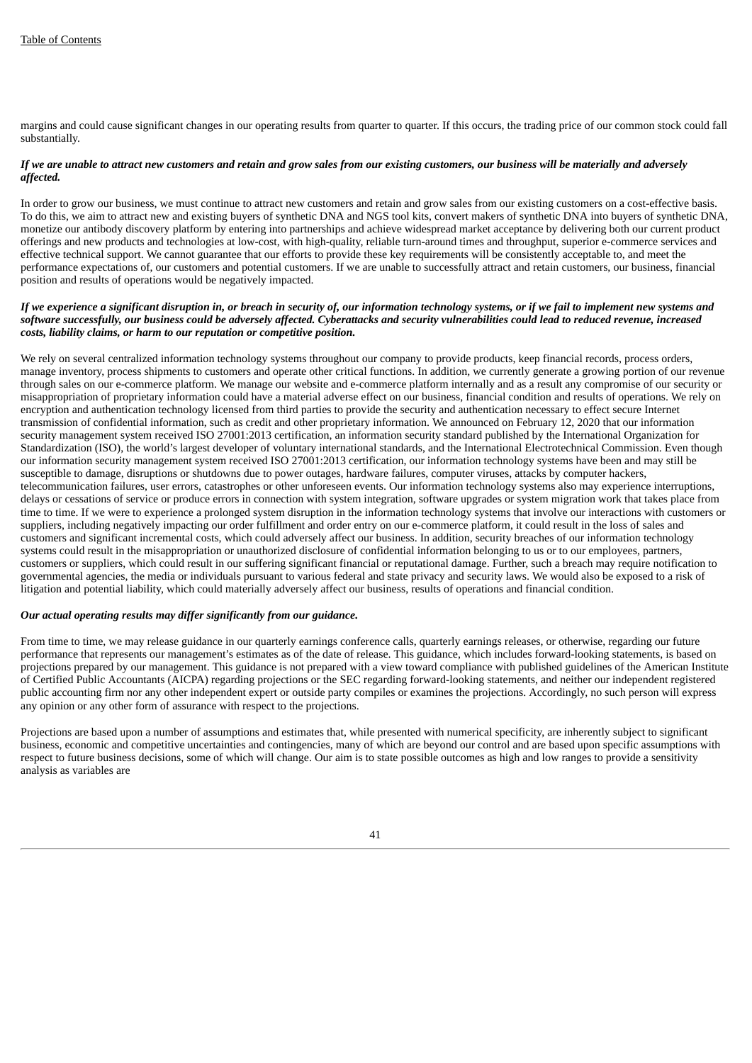margins and could cause significant changes in our operating results from quarter to quarter. If this occurs, the trading price of our common stock could fall substantially.

***If we are unable to attract new customers and retain and grow sales from our existing customers, our business will be materially and adversely affected.***

In order to grow our business, we must continue to attract new customers and retain and grow sales from our existing customers on a cost-effective basis. To do this, we aim to attract new and existing buyers of synthetic DNA and NGS tool kits, convert makers of synthetic DNA into buyers of synthetic DNA, monetize our antibody discovery platform by entering into partnerships and achieve widespread market acceptance by delivering both our current product offerings and new products and technologies at low-cost, with high-quality, reliable turn-around times and throughput, superior e-commerce services and effective technical support. We cannot guarantee that our efforts to provide these key requirements will be consistently acceptable to, and meet the performance expectations of, our customers and potential customers. If we are unable to successfully attract and retain customers, our business, financial position and results of operations would be negatively impacted.

***If we experience a significant disruption in, or breach in security of, our information technology systems, or if we fail to implement new systems and software successfully, our business could be adversely affected. Cyberattacks and security vulnerabilities could lead to reduced revenue, increased costs, liability claims, or harm to our reputation or competitive position.***

We rely on several centralized information technology systems throughout our company to provide products, keep financial records, process orders, manage inventory, process shipments to customers and operate other critical functions. In addition, we currently generate a growing portion of our revenue through sales on our e-commerce platform. We manage our website and e-commerce platform internally and as a result any compromise of our security or misappropriation of proprietary information could have a material adverse effect on our business, financial condition and results of operations. We rely on encryption and authentication technology licensed from third parties to provide the security and authentication necessary to effect secure Internet transmission of confidential information, such as credit and other proprietary information. We announced on February 12, 2020 that our information security management system received ISO 27001:2013 certification, an information security standard published by the International Organization for Standardization (ISO), the world's largest developer of voluntary international standards, and the International Electrotechnical Commission. Even though our information security management system received ISO 27001:2013 certification, our information technology systems have been and may still be susceptible to damage, disruptions or shutdowns due to power outages, hardware failures, computer viruses, attacks by computer hackers, telecommunication failures, user errors, catastrophes or other unforeseen events. Our information technology systems also may experience interruptions, delays or cessations of service or produce errors in connection with system integration, software upgrades or system migration work that takes place from time to time. If we were to experience a prolonged system disruption in the information technology systems that involve our interactions with customers or suppliers, including negatively impacting our order fulfillment and order entry on our e-commerce platform, it could result in the loss of sales and customers and significant incremental costs, which could adversely affect our business. In addition, security breaches of our information technology systems could result in the misappropriation or unauthorized disclosure of confidential information belonging to us or to our employees, partners, customers or suppliers, which could result in our suffering significant financial or reputational damage. Further, such a breach may require notification to governmental agencies, the media or individuals pursuant to various federal and state privacy and security laws. We would also be exposed to a risk of litigation and potential liability, which could materially adversely affect our business, results of operations and financial condition.

***Our actual operating results may differ significantly from our guidance.***

From time to time, we may release guidance in our quarterly earnings conference calls, quarterly earnings releases, or otherwise, regarding our future performance that represents our management's estimates as of the date of release. This guidance, which includes forward-looking statements, is based on projections prepared by our management. This guidance is not prepared with a view toward compliance with published guidelines of the American Institute of Certified Public Accountants (AICPA) regarding projections or the SEC regarding forward-looking statements, and neither our independent registered public accounting firm nor any other independent expert or outside party compiles or examines the projections. Accordingly, no such person will express any opinion or any other form of assurance with respect to the projections.

Projections are based upon a number of assumptions and estimates that, while presented with numerical specificity, are inherently subject to significant business, economic and competitive uncertainties and contingencies, many of which are beyond our control and are based upon specific assumptions with respect to future business decisions, some of which will change. Our aim is to state possible outcomes as high and low ranges to provide a sensitivity analysis as variables are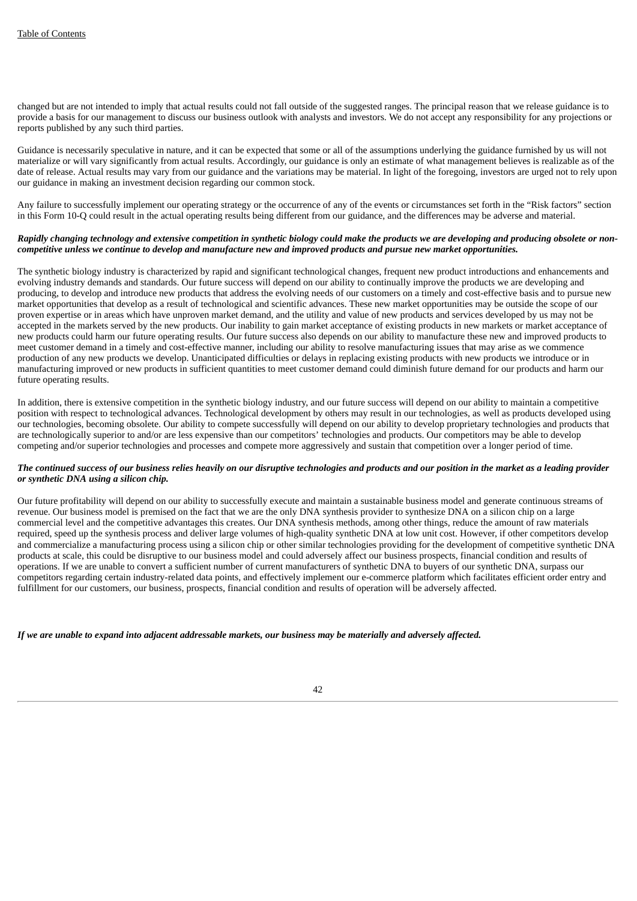changed but are not intended to imply that actual results could not fall outside of the suggested ranges. The principal reason that we release guidance is to provide a basis for our management to discuss our business outlook with analysts and investors. We do not accept any responsibility for any projections or reports published by any such third parties.

Guidance is necessarily speculative in nature, and it can be expected that some or all of the assumptions underlying the guidance furnished by us will not materialize or will vary significantly from actual results. Accordingly, our guidance is only an estimate of what management believes is realizable as of the date of release. Actual results may vary from our guidance and the variations may be material. In light of the foregoing, investors are urged not to rely upon our guidance in making an investment decision regarding our common stock.

Any failure to successfully implement our operating strategy or the occurrence of any of the events or circumstances set forth in the "Risk factors" section in this Form 10-Q could result in the actual operating results being different from our guidance, and the differences may be adverse and material.

***Rapidly changing technology and extensive competition in synthetic biology could make the products we are developing and producing obsolete or non-competitive unless we continue to develop and manufacture new and improved products and pursue new market opportunities.***

The synthetic biology industry is characterized by rapid and significant technological changes, frequent new product introductions and enhancements and evolving industry demands and standards. Our future success will depend on our ability to continually improve the products we are developing and producing, to develop and introduce new products that address the evolving needs of our customers on a timely and cost-effective basis and to pursue new market opportunities that develop as a result of technological and scientific advances. These new market opportunities may be outside the scope of our proven expertise or in areas which have unproven market demand, and the utility and value of new products and services developed by us may not be accepted in the markets served by the new products. Our inability to gain market acceptance of existing products in new markets or market acceptance of new products could harm our future operating results. Our future success also depends on our ability to manufacture these new and improved products to meet customer demand in a timely and cost-effective manner, including our ability to resolve manufacturing issues that may arise as we commence production of any new products we develop. Unanticipated difficulties or delays in replacing existing products with new products we introduce or in manufacturing improved or new products in sufficient quantities to meet customer demand could diminish future demand for our products and harm our future operating results.

In addition, there is extensive competition in the synthetic biology industry, and our future success will depend on our ability to maintain a competitive position with respect to technological advances. Technological development by others may result in our technologies, as well as products developed using our technologies, becoming obsolete. Our ability to compete successfully will depend on our ability to develop proprietary technologies and products that are technologically superior to and/or are less expensive than our competitors' technologies and products. Our competitors may be able to develop competing and/or superior technologies and processes and compete more aggressively and sustain that competition over a longer period of time.

***The continued success of our business relies heavily on our disruptive technologies and products and our position in the market as a leading provider or synthetic DNA using a silicon chip.***

Our future profitability will depend on our ability to successfully execute and maintain a sustainable business model and generate continuous streams of revenue. Our business model is premised on the fact that we are the only DNA synthesis provider to synthesize DNA on a silicon chip on a large commercial level and the competitive advantages this creates. Our DNA synthesis methods, among other things, reduce the amount of raw materials required, speed up the synthesis process and deliver large volumes of high-quality synthetic DNA at low unit cost. However, if other competitors develop and commercialize a manufacturing process using a silicon chip or other similar technologies providing for the development of competitive synthetic DNA products at scale, this could be disruptive to our business model and could adversely affect our business prospects, financial condition and results of operations. If we are unable to convert a sufficient number of current manufacturers of synthetic DNA to buyers of our synthetic DNA, surpass our competitors regarding certain industry-related data points, and effectively implement our e-commerce platform which facilitates efficient order entry and fulfillment for our customers, our business, prospects, financial condition and results of operation will be adversely affected.

***If we are unable to expand into adjacent addressable markets, our business may be materially and adversely affected.***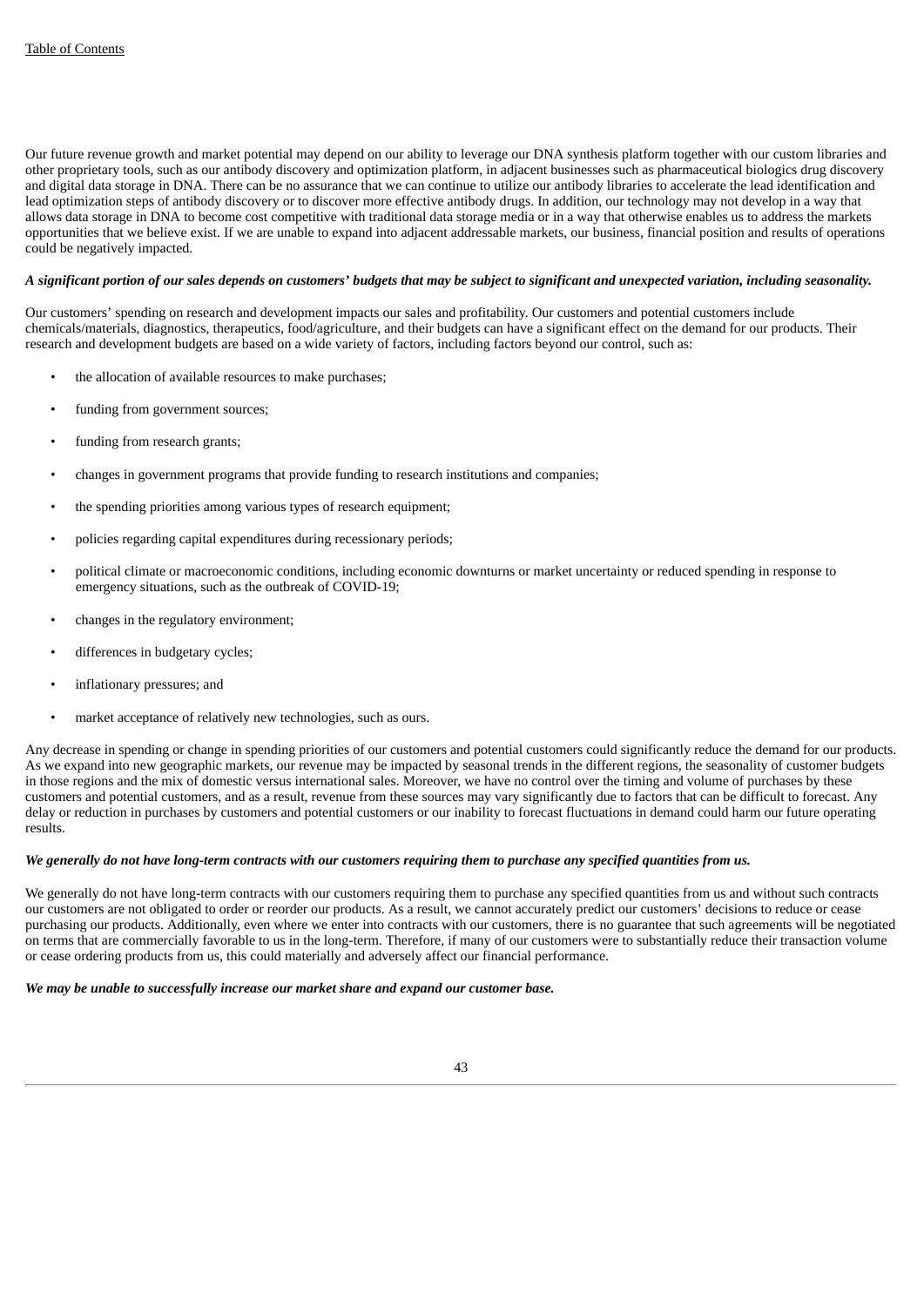Our future revenue growth and market potential may depend on our ability to leverage our DNA synthesis platform together with our custom libraries and other proprietary tools, such as our antibody discovery and optimization platform, in adjacent businesses such as pharmaceutical biologics drug discovery and digital data storage in DNA. There can be no assurance that we can continue to utilize our antibody libraries to accelerate the lead identification and lead optimization steps of antibody discovery or to discover more effective antibody drugs. In addition, our technology may not develop in a way that allows data storage in DNA to become cost competitive with traditional data storage media or in a way that otherwise enables us to address the markets opportunities that we believe exist. If we are unable to expand into adjacent addressable markets, our business, financial position and results of operations could be negatively impacted.

***A significant portion of our sales depends on customers' budgets that may be subject to significant and unexpected variation, including seasonality.***

Our customers' spending on research and development impacts our sales and profitability. Our customers and potential customers include chemicals/materials, diagnostics, therapeutics, food/agriculture, and their budgets can have a significant effect on the demand for our products. Their research and development budgets are based on a wide variety of factors, including factors beyond our control, such as:

- the allocation of available resources to make purchases;
- funding from government sources;
- funding from research grants;
- changes in government programs that provide funding to research institutions and companies;
- the spending priorities among various types of research equipment;
- policies regarding capital expenditures during recessionary periods;
- political climate or macroeconomic conditions, including economic downturns or market uncertainty or reduced spending in response to emergency situations, such as the outbreak of COVID-19;
- changes in the regulatory environment;
- differences in budgetary cycles;
- inflationary pressures; and
- market acceptance of relatively new technologies, such as ours.

Any decrease in spending or change in spending priorities of our customers and potential customers could significantly reduce the demand for our products. As we expand into new geographic markets, our revenue may be impacted by seasonal trends in the different regions, the seasonality of customer budgets in those regions and the mix of domestic versus international sales. Moreover, we have no control over the timing and volume of purchases by these customers and potential customers, and as a result, revenue from these sources may vary significantly due to factors that can be difficult to forecast. Any delay or reduction in purchases by customers and potential customers or our inability to forecast fluctuations in demand could harm our future operating results.

***We generally do not have long-term contracts with our customers requiring them to purchase any specified quantities from us.***

We generally do not have long-term contracts with our customers requiring them to purchase any specified quantities from us and without such contracts our customers are not obligated to order or reorder our products. As a result, we cannot accurately predict our customers' decisions to reduce or cease purchasing our products. Additionally, even where we enter into contracts with our customers, there is no guarantee that such agreements will be negotiated on terms that are commercially favorable to us in the long-term. Therefore, if many of our customers were to substantially reduce their transaction volume or cease ordering products from us, this could materially and adversely affect our financial performance.

***We may be unable to successfully increase our market share and expand our customer base.***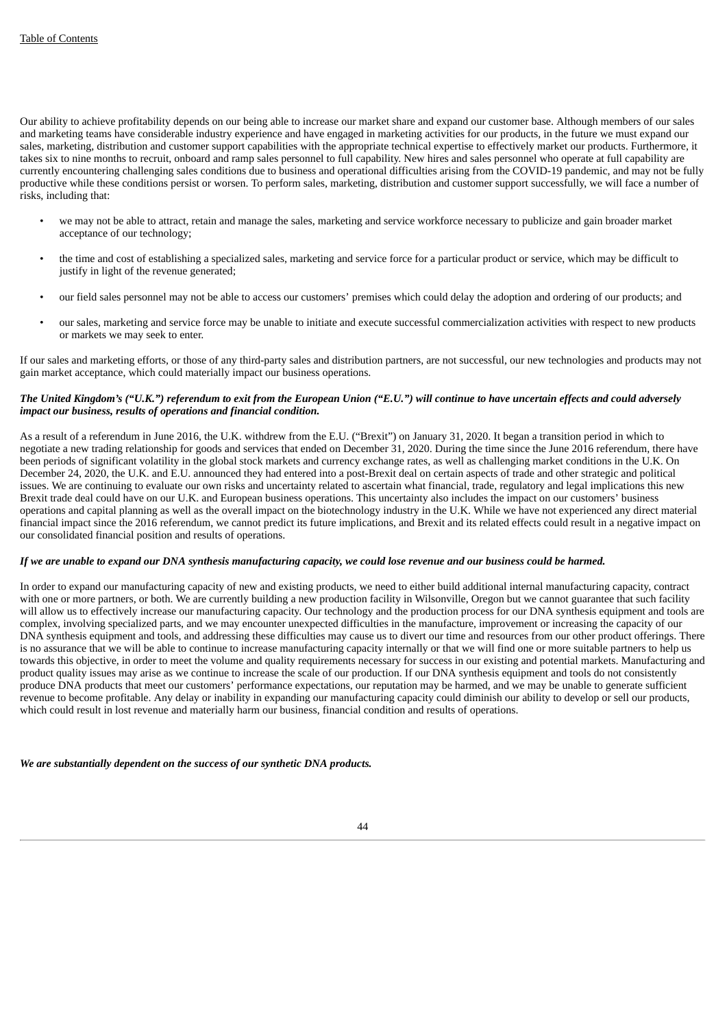Our ability to achieve profitability depends on our being able to increase our market share and expand our customer base. Although members of our sales and marketing teams have considerable industry experience and have engaged in marketing activities for our products, in the future we must expand our sales, marketing, distribution and customer support capabilities with the appropriate technical expertise to effectively market our products. Furthermore, it takes six to nine months to recruit, onboard and ramp sales personnel to full capability. New hires and sales personnel who operate at full capability are currently encountering challenging sales conditions due to business and operational difficulties arising from the COVID-19 pandemic, and may not be fully productive while these conditions persist or worsen. To perform sales, marketing, distribution and customer support successfully, we will face a number of risks, including that:

- we may not be able to attract, retain and manage the sales, marketing and service workforce necessary to publicize and gain broader market acceptance of our technology;
- the time and cost of establishing a specialized sales, marketing and service force for a particular product or service, which may be difficult to justify in light of the revenue generated;
- our field sales personnel may not be able to access our customers' premises which could delay the adoption and ordering of our products; and
- our sales, marketing and service force may be unable to initiate and execute successful commercialization activities with respect to new products or markets we may seek to enter.

If our sales and marketing efforts, or those of any third-party sales and distribution partners, are not successful, our new technologies and products may not gain market acceptance, which could materially impact our business operations.

***The United Kingdom's ("U.K.") referendum to exit from the European Union ("E.U.") will continue to have uncertain effects and could adversely impact our business, results of operations and financial condition.***

As a result of a referendum in June 2016, the U.K. withdrew from the E.U. ("Brexit") on January 31, 2020. It began a transition period in which to negotiate a new trading relationship for goods and services that ended on December 31, 2020. During the time since the June 2016 referendum, there have been periods of significant volatility in the global stock markets and currency exchange rates, as well as challenging market conditions in the U.K. On December 24, 2020, the U.K. and E.U. announced they had entered into a post-Brexit deal on certain aspects of trade and other strategic and political issues. We are continuing to evaluate our own risks and uncertainty related to ascertain what financial, trade, regulatory and legal implications this new Brexit trade deal could have on our U.K. and European business operations. This uncertainty also includes the impact on our customers' business operations and capital planning as well as the overall impact on the biotechnology industry in the U.K. While we have not experienced any direct material financial impact since the 2016 referendum, we cannot predict its future implications, and Brexit and its related effects could result in a negative impact on our consolidated financial position and results of operations.

***If we are unable to expand our DNA synthesis manufacturing capacity, we could lose revenue and our business could be harmed.***

In order to expand our manufacturing capacity of new and existing products, we need to either build additional internal manufacturing capacity, contract with one or more partners, or both. We are currently building a new production facility in Wilsonville, Oregon but we cannot guarantee that such facility will allow us to effectively increase our manufacturing capacity. Our technology and the production process for our DNA synthesis equipment and tools are complex, involving specialized parts, and we may encounter unexpected difficulties in the manufacture, improvement or increasing the capacity of our DNA synthesis equipment and tools, and addressing these difficulties may cause us to divert our time and resources from our other product offerings. There is no assurance that we will be able to continue to increase manufacturing capacity internally or that we will find one or more suitable partners to help us towards this objective, in order to meet the volume and quality requirements necessary for success in our existing and potential markets. Manufacturing and product quality issues may arise as we continue to increase the scale of our production. If our DNA synthesis equipment and tools do not consistently produce DNA products that meet our customers' performance expectations, our reputation may be harmed, and we may be unable to generate sufficient revenue to become profitable. Any delay or inability in expanding our manufacturing capacity could diminish our ability to develop or sell our products, which could result in lost revenue and materially harm our business, financial condition and results of operations.

***We are substantially dependent on the success of our synthetic DNA products.***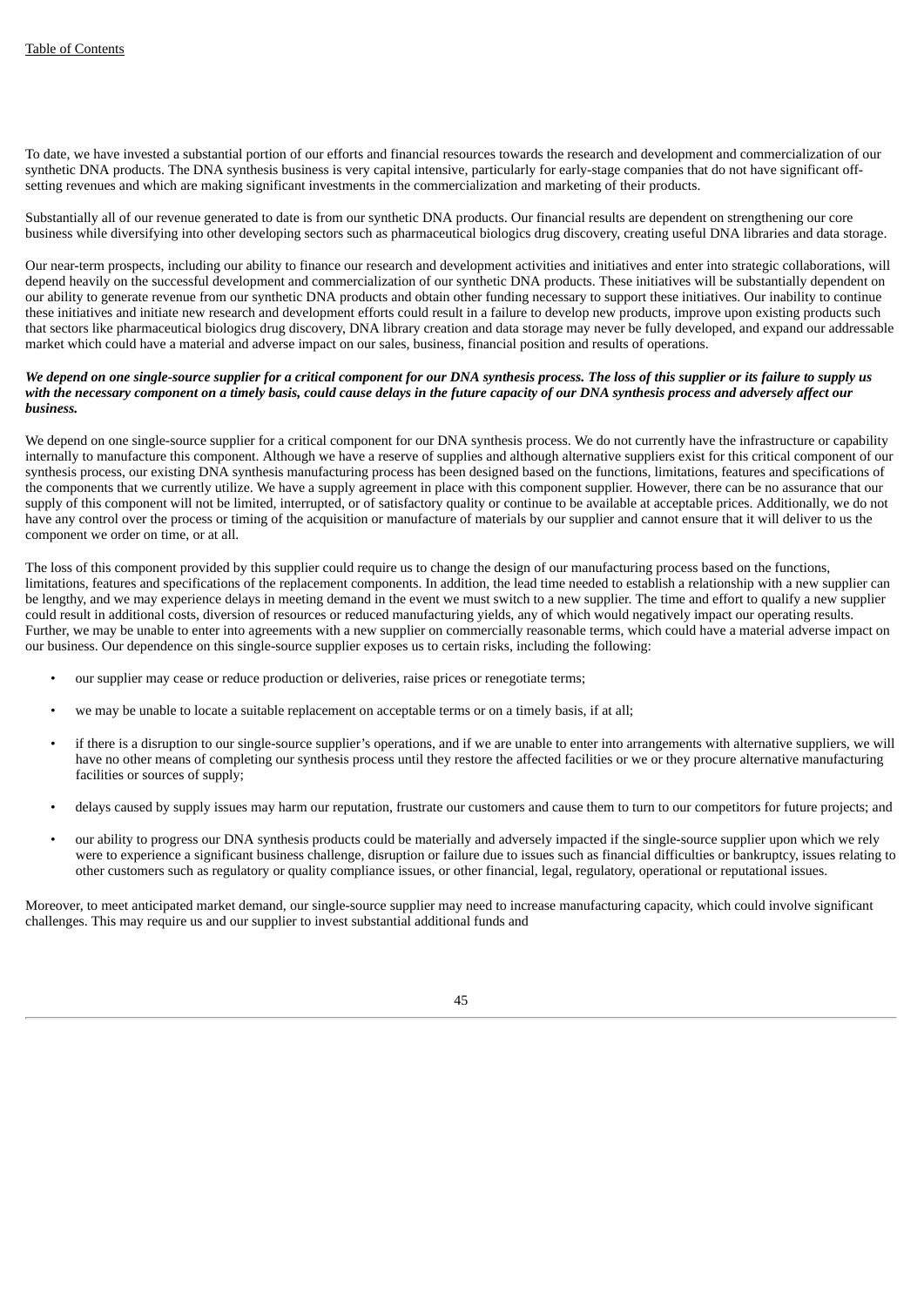To date, we have invested a substantial portion of our efforts and financial resources towards the research and development and commercialization of our synthetic DNA products. The DNA synthesis business is very capital intensive, particularly for early-stage companies that do not have significant off-setting revenues and which are making significant investments in the commercialization and marketing of their products.

Substantially all of our revenue generated to date is from our synthetic DNA products. Our financial results are dependent on strengthening our core business while diversifying into other developing sectors such as pharmaceutical biologics drug discovery, creating useful DNA libraries and data storage.

Our near-term prospects, including our ability to finance our research and development activities and initiatives and enter into strategic collaborations, will depend heavily on the successful development and commercialization of our synthetic DNA products. These initiatives will be substantially dependent on our ability to generate revenue from our synthetic DNA products and obtain other funding necessary to support these initiatives. Our inability to continue these initiatives and initiate new research and development efforts could result in a failure to develop new products, improve upon existing products such that sectors like pharmaceutical biologics drug discovery, DNA library creation and data storage may never be fully developed, and expand our addressable market which could have a material and adverse impact on our sales, business, financial position and results of operations.

***We depend on one single-source supplier for a critical component for our DNA synthesis process. The loss of this supplier or its failure to supply us with the necessary component on a timely basis, could cause delays in the future capacity of our DNA synthesis process and adversely affect our business.***

We depend on one single-source supplier for a critical component for our DNA synthesis process. We do not currently have the infrastructure or capability internally to manufacture this component. Although we have a reserve of supplies and although alternative suppliers exist for this critical component of our synthesis process, our existing DNA synthesis manufacturing process has been designed based on the functions, limitations, features and specifications of the components that we currently utilize. We have a supply agreement in place with this component supplier. However, there can be no assurance that our supply of this component will not be limited, interrupted, or of satisfactory quality or continue to be available at acceptable prices. Additionally, we do not have any control over the process or timing of the acquisition or manufacture of materials by our supplier and cannot ensure that it will deliver to us the component we order on time, or at all.

The loss of this component provided by this supplier could require us to change the design of our manufacturing process based on the functions, limitations, features and specifications of the replacement components. In addition, the lead time needed to establish a relationship with a new supplier can be lengthy, and we may experience delays in meeting demand in the event we must switch to a new supplier. The time and effort to qualify a new supplier could result in additional costs, diversion of resources or reduced manufacturing yields, any of which would negatively impact our operating results. Further, we may be unable to enter into agreements with a new supplier on commercially reasonable terms, which could have a material adverse impact on our business. Our dependence on this single-source supplier exposes us to certain risks, including the following:

- our supplier may cease or reduce production or deliveries, raise prices or renegotiate terms;
- we may be unable to locate a suitable replacement on acceptable terms or on a timely basis, if at all;
- if there is a disruption to our single-source supplier's operations, and if we are unable to enter into arrangements with alternative suppliers, we will have no other means of completing our synthesis process until they restore the affected facilities or we or they procure alternative manufacturing facilities or sources of supply;
- delays caused by supply issues may harm our reputation, frustrate our customers and cause them to turn to our competitors for future projects; and
- our ability to progress our DNA synthesis products could be materially and adversely impacted if the single-source supplier upon which we rely were to experience a significant business challenge, disruption or failure due to issues such as financial difficulties or bankruptcy, issues relating to other customers such as regulatory or quality compliance issues, or other financial, legal, regulatory, operational or reputational issues.

Moreover, to meet anticipated market demand, our single-source supplier may need to increase manufacturing capacity, which could involve significant challenges. This may require us and our supplier to invest substantial additional funds and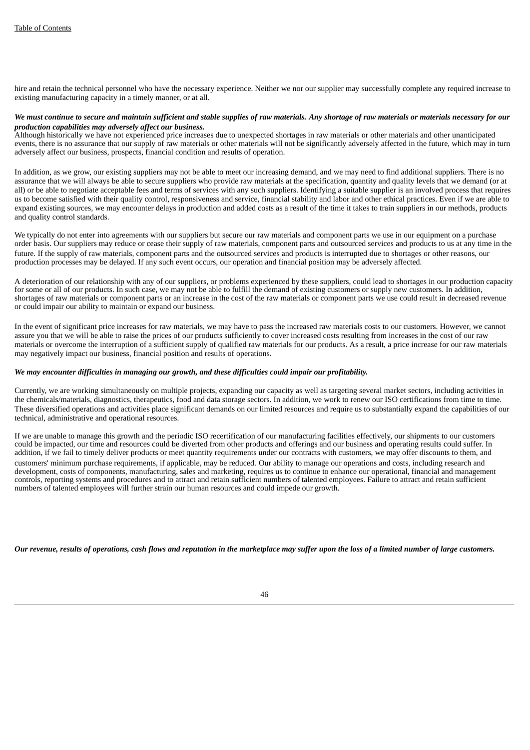hire and retain the technical personnel who have the necessary experience. Neither we nor our supplier may successfully complete any required increase to existing manufacturing capacity in a timely manner, or at all.

***We must continue to secure and maintain sufficient and stable supplies of raw materials. Any shortage of raw materials or materials necessary for our production capabilities may adversely affect our business.***

Although historically we have not experienced price increases due to unexpected shortages in raw materials or other materials and other unanticipated events, there is no assurance that our supply of raw materials or other materials will not be significantly adversely affected in the future, which may in turn adversely affect our business, prospects, financial condition and results of operation.

In addition, as we grow, our existing suppliers may not be able to meet our increasing demand, and we may need to find additional suppliers. There is no assurance that we will always be able to secure suppliers who provide raw materials at the specification, quantity and quality levels that we demand (or at all) or be able to negotiate acceptable fees and terms of services with any such suppliers. Identifying a suitable supplier is an involved process that requires us to become satisfied with their quality control, responsiveness and service, financial stability and labor and other ethical practices. Even if we are able to expand existing sources, we may encounter delays in production and added costs as a result of the time it takes to train suppliers in our methods, products and quality control standards.

We typically do not enter into agreements with our suppliers but secure our raw materials and component parts we use in our equipment on a purchase order basis. Our suppliers may reduce or cease their supply of raw materials, component parts and outsourced services and products to us at any time in the future. If the supply of raw materials, component parts and the outsourced services and products is interrupted due to shortages or other reasons, our production processes may be delayed. If any such event occurs, our operation and financial position may be adversely affected.

A deterioration of our relationship with any of our suppliers, or problems experienced by these suppliers, could lead to shortages in our production capacity for some or all of our products. In such case, we may not be able to fulfill the demand of existing customers or supply new customers. In addition, shortages of raw materials or component parts or an increase in the cost of the raw materials or component parts we use could result in decreased revenue or could impair our ability to maintain or expand our business.

In the event of significant price increases for raw materials, we may have to pass the increased raw materials costs to our customers. However, we cannot assure you that we will be able to raise the prices of our products sufficiently to cover increased costs resulting from increases in the cost of our raw materials or overcome the interruption of a sufficient supply of qualified raw materials for our products. As a result, a price increase for our raw materials may negatively impact our business, financial position and results of operations.

***We may encounter difficulties in managing our growth, and these difficulties could impair our profitability.***

Currently, we are working simultaneously on multiple projects, expanding our capacity as well as targeting several market sectors, including activities in the chemicals/materials, diagnostics, therapeutics, food and data storage sectors. In addition, we work to renew our ISO certifications from time to time. These diversified operations and activities place significant demands on our limited resources and require us to substantially expand the capabilities of our technical, administrative and operational resources.

If we are unable to manage this growth and the periodic ISO recertification of our manufacturing facilities effectively, our shipments to our customers could be impacted, our time and resources could be diverted from other products and offerings and our business and operating results could suffer. In addition, if we fail to timely deliver products or meet quantity requirements under our contracts with customers, we may offer discounts to them, and customers' minimum purchase requirements, if applicable, may be reduced. Our ability to manage our operations and costs, including research and development, costs of components, manufacturing, sales and marketing, requires us to continue to enhance our operational, financial and management controls, reporting systems and procedures and to attract and retain sufficient numbers of talented employees. Failure to attract and retain sufficient numbers of talented employees will further strain our human resources and could impede our growth.

***Our revenue, results of operations, cash flows and reputation in the marketplace may suffer upon the loss of a limited number of large customers.***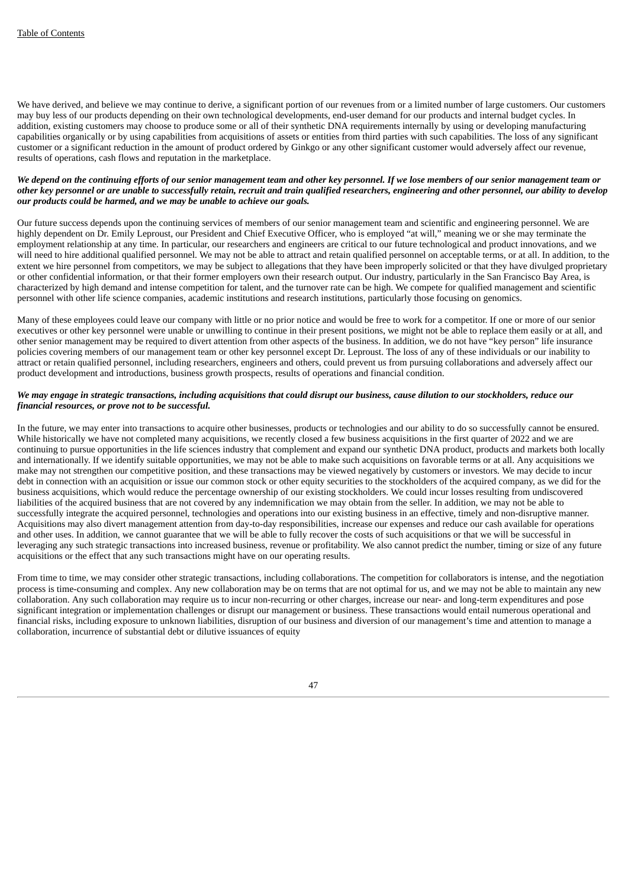We have derived, and believe we may continue to derive, a significant portion of our revenues from or a limited number of large customers. Our customers may buy less of our products depending on their own technological developments, end-user demand for our products and internal budget cycles. In addition, existing customers may choose to produce some or all of their synthetic DNA requirements internally by using or developing manufacturing capabilities organically or by using capabilities from acquisitions of assets or entities from third parties with such capabilities. The loss of any significant customer or a significant reduction in the amount of product ordered by Ginkgo or any other significant customer would adversely affect our revenue, results of operations, cash flows and reputation in the marketplace.

***We depend on the continuing efforts of our senior management team and other key personnel. If we lose members of our senior management team or other key personnel or are unable to successfully retain, recruit and train qualified researchers, engineering and other personnel, our ability to develop our products could be harmed, and we may be unable to achieve our goals.***

Our future success depends upon the continuing services of members of our senior management team and scientific and engineering personnel. We are highly dependent on Dr. Emily Leproust, our President and Chief Executive Officer, who is employed "at will," meaning we or she may terminate the employment relationship at any time. In particular, our researchers and engineers are critical to our future technological and product innovations, and we will need to hire additional qualified personnel. We may not be able to attract and retain qualified personnel on acceptable terms, or at all. In addition, to the extent we hire personnel from competitors, we may be subject to allegations that they have been improperly solicited or that they have divulged proprietary or other confidential information, or that their former employers own their research output. Our industry, particularly in the San Francisco Bay Area, is characterized by high demand and intense competition for talent, and the turnover rate can be high. We compete for qualified management and scientific personnel with other life science companies, academic institutions and research institutions, particularly those focusing on genomics.

Many of these employees could leave our company with little or no prior notice and would be free to work for a competitor. If one or more of our senior executives or other key personnel were unable or unwilling to continue in their present positions, we might not be able to replace them easily or at all, and other senior management may be required to divert attention from other aspects of the business. In addition, we do not have "key person" life insurance policies covering members of our management team or other key personnel except Dr. Leproust. The loss of any of these individuals or our inability to attract or retain qualified personnel, including researchers, engineers and others, could prevent us from pursuing collaborations and adversely affect our product development and introductions, business growth prospects, results of operations and financial condition.

***We may engage in strategic transactions, including acquisitions that could disrupt our business, cause dilution to our stockholders, reduce our financial resources, or prove not to be successful.***

In the future, we may enter into transactions to acquire other businesses, products or technologies and our ability to do so successfully cannot be ensured. While historically we have not completed many acquisitions, we recently closed a few business acquisitions in the first quarter of 2022 and we are continuing to pursue opportunities in the life sciences industry that complement and expand our synthetic DNA product, products and markets both locally and internationally. If we identify suitable opportunities, we may not be able to make such acquisitions on favorable terms or at all. Any acquisitions we make may not strengthen our competitive position, and these transactions may be viewed negatively by customers or investors. We may decide to incur debt in connection with an acquisition or issue our common stock or other equity securities to the stockholders of the acquired company, as we did for the business acquisitions, which would reduce the percentage ownership of our existing stockholders. We could incur losses resulting from undiscovered liabilities of the acquired business that are not covered by any indemnification we may obtain from the seller. In addition, we may not be able to successfully integrate the acquired personnel, technologies and operations into our existing business in an effective, timely and non-disruptive manner. Acquisitions may also divert management attention from day-to-day responsibilities, increase our expenses and reduce our cash available for operations and other uses. In addition, we cannot guarantee that we will be able to fully recover the costs of such acquisitions or that we will be successful in leveraging any such strategic transactions into increased business, revenue or profitability. We also cannot predict the number, timing or size of any future acquisitions or the effect that any such transactions might have on our operating results.

From time to time, we may consider other strategic transactions, including collaborations. The competition for collaborators is intense, and the negotiation process is time-consuming and complex. Any new collaboration may be on terms that are not optimal for us, and we may not be able to maintain any new collaboration. Any such collaboration may require us to incur non-recurring or other charges, increase our near- and long-term expenditures and pose significant integration or implementation challenges or disrupt our management or business. These transactions would entail numerous operational and financial risks, including exposure to unknown liabilities, disruption of our business and diversion of our management's time and attention to manage a collaboration, incurrence of substantial debt or dilutive issuances of equity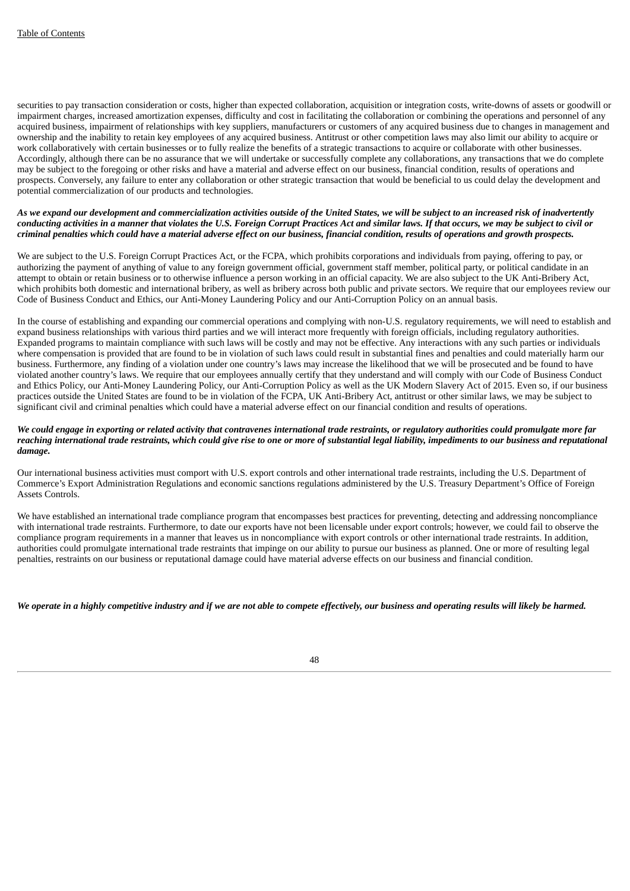securities to pay transaction consideration or costs, higher than expected collaboration, acquisition or integration costs, write-downs of assets or goodwill or impairment charges, increased amortization expenses, difficulty and cost in facilitating the collaboration or combining the operations and personnel of any acquired business, impairment of relationships with key suppliers, manufacturers or customers of any acquired business due to changes in management and ownership and the inability to retain key employees of any acquired business. Antitrust or other competition laws may also limit our ability to acquire or work collaboratively with certain businesses or to fully realize the benefits of a strategic transactions to acquire or collaborate with other businesses. Accordingly, although there can be no assurance that we will undertake or successfully complete any collaborations, any transactions that we do complete may be subject to the foregoing or other risks and have a material and adverse effect on our business, financial condition, results of operations and prospects. Conversely, any failure to enter any collaboration or other strategic transaction that would be beneficial to us could delay the development and potential commercialization of our products and technologies.

***As we expand our development and commercialization activities outside of the United States, we will be subject to an increased risk of inadvertently conducting activities in a manner that violates the U.S. Foreign Corrupt Practices Act and similar laws. If that occurs, we may be subject to civil or criminal penalties which could have a material adverse effect on our business, financial condition, results of operations and growth prospects.***

We are subject to the U.S. Foreign Corrupt Practices Act, or the FCPA, which prohibits corporations and individuals from paying, offering to pay, or authorizing the payment of anything of value to any foreign government official, government staff member, political party, or political candidate in an attempt to obtain or retain business or to otherwise influence a person working in an official capacity. We are also subject to the UK Anti-Bribery Act, which prohibits both domestic and international bribery, as well as bribery across both public and private sectors. We require that our employees review our Code of Business Conduct and Ethics, our Anti-Money Laundering Policy and our Anti-Corruption Policy on an annual basis.

In the course of establishing and expanding our commercial operations and complying with non-U.S. regulatory requirements, we will need to establish and expand business relationships with various third parties and we will interact more frequently with foreign officials, including regulatory authorities. Expanded programs to maintain compliance with such laws will be costly and may not be effective. Any interactions with any such parties or individuals where compensation is provided that are found to be in violation of such laws could result in substantial fines and penalties and could materially harm our business. Furthermore, any finding of a violation under one country's laws may increase the likelihood that we will be prosecuted and be found to have violated another country's laws. We require that our employees annually certify that they understand and will comply with our Code of Business Conduct and Ethics Policy, our Anti-Money Laundering Policy, our Anti-Corruption Policy as well as the UK Modern Slavery Act of 2015. Even so, if our business practices outside the United States are found to be in violation of the FCPA, UK Anti-Bribery Act, antitrust or other similar laws, we may be subject to significant civil and criminal penalties which could have a material adverse effect on our financial condition and results of operations.

***We could engage in exporting or related activity that contravenes international trade restraints, or regulatory authorities could promulgate more far reaching international trade restraints, which could give rise to one or more of substantial legal liability, impediments to our business and reputational damage.***

Our international business activities must comport with U.S. export controls and other international trade restraints, including the U.S. Department of Commerce's Export Administration Regulations and economic sanctions regulations administered by the U.S. Treasury Department's Office of Foreign Assets Controls.

We have established an international trade compliance program that encompasses best practices for preventing, detecting and addressing noncompliance with international trade restraints. Furthermore, to date our exports have not been licensable under export controls; however, we could fail to observe the compliance program requirements in a manner that leaves us in noncompliance with export controls or other international trade restraints. In addition, authorities could promulgate international trade restraints that impinge on our ability to pursue our business as planned. One or more of resulting legal penalties, restraints on our business or reputational damage could have material adverse effects on our business and financial condition.

***We operate in a highly competitive industry and if we are not able to compete effectively, our business and operating results will likely be harmed.***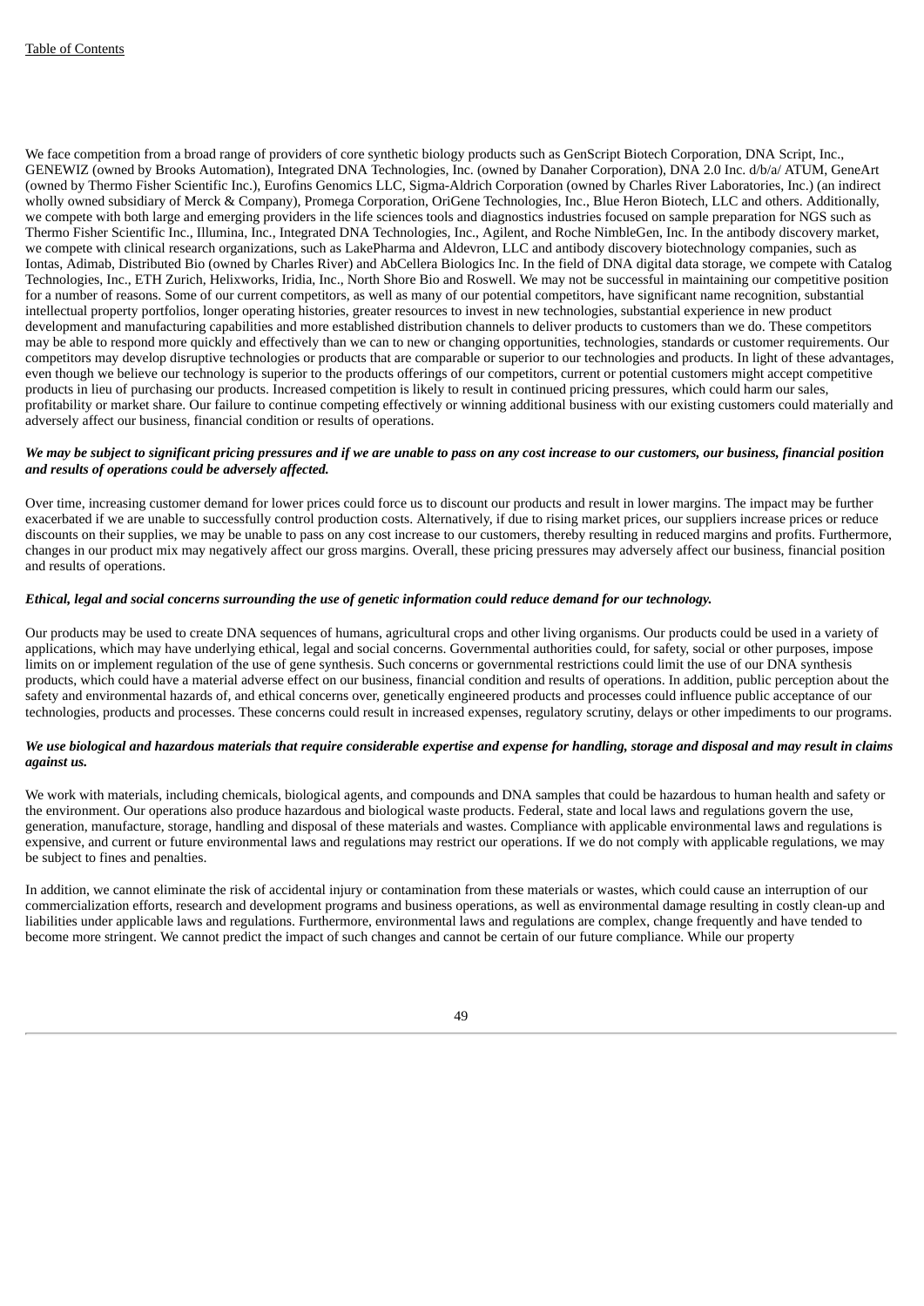We face competition from a broad range of providers of core synthetic biology products such as GenScript Biotech Corporation, DNA Script, Inc., GENEWIZ (owned by Brooks Automation), Integrated DNA Technologies, Inc. (owned by Danaher Corporation), DNA 2.0 Inc. d/b/a/ ATUM, GeneArt (owned by Thermo Fisher Scientific Inc.), Eurofins Genomics LLC, Sigma-Aldrich Corporation (owned by Charles River Laboratories, Inc.) (an indirect wholly owned subsidiary of Merck & Company), Promega Corporation, OriGene Technologies, Inc., Blue Heron Biotech, LLC and others. Additionally, we compete with both large and emerging providers in the life sciences tools and diagnostics industries focused on sample preparation for NGS such as Thermo Fisher Scientific Inc., Illumina, Inc., Integrated DNA Technologies, Inc., Agilent, and Roche NimbleGen, Inc. In the antibody discovery market, we compete with clinical research organizations, such as LakePharma and Aldevron, LLC and antibody discovery biotechnology companies, such as Iontas, Adimab, Distributed Bio (owned by Charles River) and AbCellera Biologics Inc. In the field of DNA digital data storage, we compete with Catalog Technologies, Inc., ETH Zurich, Helixworks, Iridia, Inc., North Shore Bio and Roswell. We may not be successful in maintaining our competitive position for a number of reasons. Some of our current competitors, as well as many of our potential competitors, have significant name recognition, substantial intellectual property portfolios, longer operating histories, greater resources to invest in new technologies, substantial experience in new product development and manufacturing capabilities and more established distribution channels to deliver products to customers than we do. These competitors may be able to respond more quickly and effectively than we can to new or changing opportunities, technologies, standards or customer requirements. Our competitors may develop disruptive technologies or products that are comparable or superior to our technologies and products. In light of these advantages, even though we believe our technology is superior to the products offerings of our competitors, current or potential customers might accept competitive products in lieu of purchasing our products. Increased competition is likely to result in continued pricing pressures, which could harm our sales, profitability or market share. Our failure to continue competing effectively or winning additional business with our existing customers could materially and adversely affect our business, financial condition or results of operations.

***We may be subject to significant pricing pressures and if we are unable to pass on any cost increase to our customers, our business, financial position and results of operations could be adversely affected.***

Over time, increasing customer demand for lower prices could force us to discount our products and result in lower margins. The impact may be further exacerbated if we are unable to successfully control production costs. Alternatively, if due to rising market prices, our suppliers increase prices or reduce discounts on their supplies, we may be unable to pass on any cost increase to our customers, thereby resulting in reduced margins and profits. Furthermore, changes in our product mix may negatively affect our gross margins. Overall, these pricing pressures may adversely affect our business, financial position and results of operations.

***Ethical, legal and social concerns surrounding the use of genetic information could reduce demand for our technology.***

Our products may be used to create DNA sequences of humans, agricultural crops and other living organisms. Our products could be used in a variety of applications, which may have underlying ethical, legal and social concerns. Governmental authorities could, for safety, social or other purposes, impose limits on or implement regulation of the use of gene synthesis. Such concerns or governmental restrictions could limit the use of our DNA synthesis products, which could have a material adverse effect on our business, financial condition and results of operations. In addition, public perception about the safety and environmental hazards of, and ethical concerns over, genetically engineered products and processes could influence public acceptance of our technologies, products and processes. These concerns could result in increased expenses, regulatory scrutiny, delays or other impediments to our programs.

***We use biological and hazardous materials that require considerable expertise and expense for handling, storage and disposal and may result in claims against us.***

We work with materials, including chemicals, biological agents, and compounds and DNA samples that could be hazardous to human health and safety or the environment. Our operations also produce hazardous and biological waste products. Federal, state and local laws and regulations govern the use, generation, manufacture, storage, handling and disposal of these materials and wastes. Compliance with applicable environmental laws and regulations is expensive, and current or future environmental laws and regulations may restrict our operations. If we do not comply with applicable regulations, we may be subject to fines and penalties.

In addition, we cannot eliminate the risk of accidental injury or contamination from these materials or wastes, which could cause an interruption of our commercialization efforts, research and development programs and business operations, as well as environmental damage resulting in costly clean-up and liabilities under applicable laws and regulations. Furthermore, environmental laws and regulations are complex, change frequently and have tended to become more stringent. We cannot predict the impact of such changes and cannot be certain of our future compliance. While our property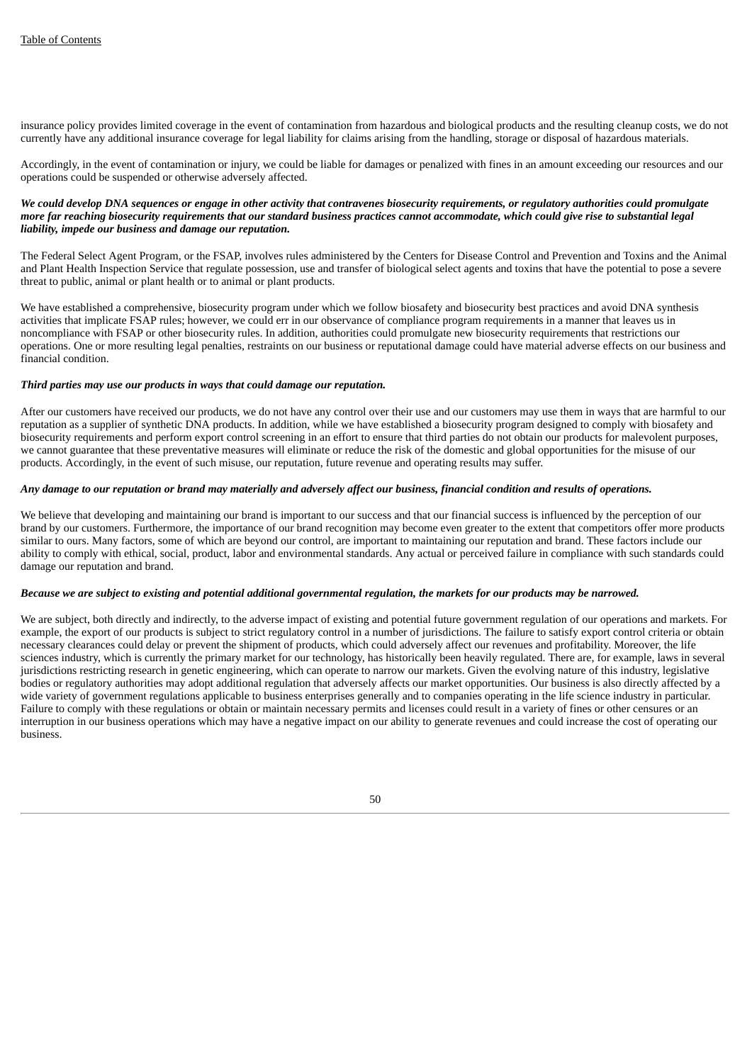insurance policy provides limited coverage in the event of contamination from hazardous and biological products and the resulting cleanup costs, we do not currently have any additional insurance coverage for legal liability for claims arising from the handling, storage or disposal of hazardous materials.

Accordingly, in the event of contamination or injury, we could be liable for damages or penalized with fines in an amount exceeding our resources and our operations could be suspended or otherwise adversely affected.

***We could develop DNA sequences or engage in other activity that contravenes biosecurity requirements, or regulatory authorities could promulgate more far reaching biosecurity requirements that our standard business practices cannot accommodate, which could give rise to substantial legal liability, impede our business and damage our reputation.***

The Federal Select Agent Program, or the FSAP, involves rules administered by the Centers for Disease Control and Prevention and Toxins and the Animal and Plant Health Inspection Service that regulate possession, use and transfer of biological select agents and toxins that have the potential to pose a severe threat to public, animal or plant health or to animal or plant products.

We have established a comprehensive, biosecurity program under which we follow biosafety and biosecurity best practices and avoid DNA synthesis activities that implicate FSAP rules; however, we could err in our observance of compliance program requirements in a manner that leaves us in noncompliance with FSAP or other biosecurity rules. In addition, authorities could promulgate new biosecurity requirements that restrictions our operations. One or more resulting legal penalties, restraints on our business or reputational damage could have material adverse effects on our business and financial condition.

***Third parties may use our products in ways that could damage our reputation.***

After our customers have received our products, we do not have any control over their use and our customers may use them in ways that are harmful to our reputation as a supplier of synthetic DNA products. In addition, while we have established a biosecurity program designed to comply with biosafety and biosecurity requirements and perform export control screening in an effort to ensure that third parties do not obtain our products for malevolent purposes, we cannot guarantee that these preventative measures will eliminate or reduce the risk of the domestic and global opportunities for the misuse of our products. Accordingly, in the event of such misuse, our reputation, future revenue and operating results may suffer.

***Any damage to our reputation or brand may materially and adversely affect our business, financial condition and results of operations.***

We believe that developing and maintaining our brand is important to our success and that our financial success is influenced by the perception of our brand by our customers. Furthermore, the importance of our brand recognition may become even greater to the extent that competitors offer more products similar to ours. Many factors, some of which are beyond our control, are important to maintaining our reputation and brand. These factors include our ability to comply with ethical, social, product, labor and environmental standards. Any actual or perceived failure in compliance with such standards could damage our reputation and brand.

***Because we are subject to existing and potential additional governmental regulation, the markets for our products may be narrowed.***

We are subject, both directly and indirectly, to the adverse impact of existing and potential future government regulation of our operations and markets. For example, the export of our products is subject to strict regulatory control in a number of jurisdictions. The failure to satisfy export control criteria or obtain necessary clearances could delay or prevent the shipment of products, which could adversely affect our revenues and profitability. Moreover, the life sciences industry, which is currently the primary market for our technology, has historically been heavily regulated. There are, for example, laws in several jurisdictions restricting research in genetic engineering, which can operate to narrow our markets. Given the evolving nature of this industry, legislative bodies or regulatory authorities may adopt additional regulation that adversely affects our market opportunities. Our business is also directly affected by a wide variety of government regulations applicable to business enterprises generally and to companies operating in the life science industry in particular. Failure to comply with these regulations or obtain or maintain necessary permits and licenses could result in a variety of fines or other censures or an interruption in our business operations which may have a negative impact on our ability to generate revenues and could increase the cost of operating our business.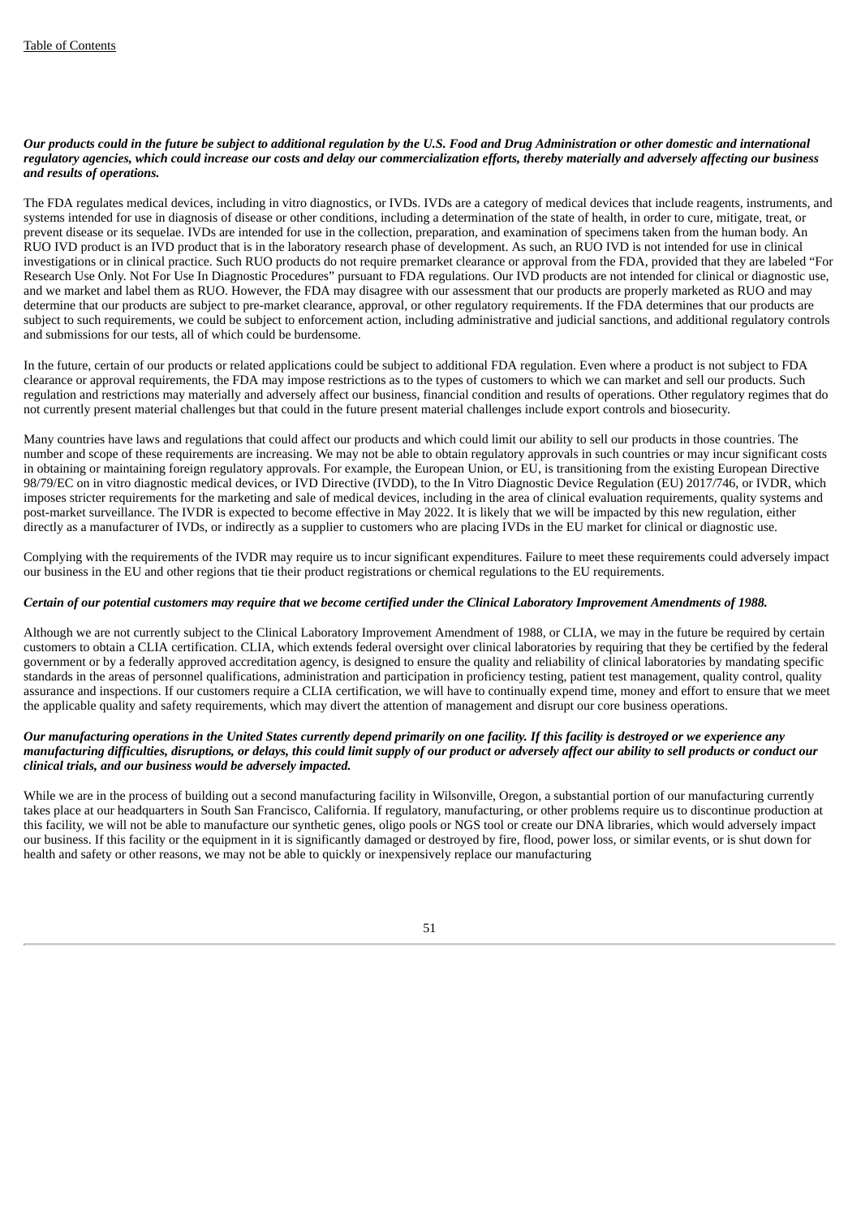***Our products could in the future be subject to additional regulation by the U.S. Food and Drug Administration or other domestic and international regulatory agencies, which could increase our costs and delay our commercialization efforts, thereby materially and adversely affecting our business and results of operations.***

The FDA regulates medical devices, including in vitro diagnostics, or IVDs. IVDs are a category of medical devices that include reagents, instruments, and systems intended for use in diagnosis of disease or other conditions, including a determination of the state of health, in order to cure, mitigate, treat, or prevent disease or its sequelae. IVDs are intended for use in the collection, preparation, and examination of specimens taken from the human body. An RUO IVD product is an IVD product that is in the laboratory research phase of development. As such, an RUO IVD is not intended for use in clinical investigations or in clinical practice. Such RUO products do not require premarket clearance or approval from the FDA, provided that they are labeled "For Research Use Only. Not For Use In Diagnostic Procedures" pursuant to FDA regulations. Our IVD products are not intended for clinical or diagnostic use, and we market and label them as RUO. However, the FDA may disagree with our assessment that our products are properly marketed as RUO and may determine that our products are subject to pre-market clearance, approval, or other regulatory requirements. If the FDA determines that our products are subject to such requirements, we could be subject to enforcement action, including administrative and judicial sanctions, and additional regulatory controls and submissions for our tests, all of which could be burdensome.

In the future, certain of our products or related applications could be subject to additional FDA regulation. Even where a product is not subject to FDA clearance or approval requirements, the FDA may impose restrictions as to the types of customers to which we can market and sell our products. Such regulation and restrictions may materially and adversely affect our business, financial condition and results of operations. Other regulatory regimes that do not currently present material challenges but that could in the future present material challenges include export controls and biosecurity.

Many countries have laws and regulations that could affect our products and which could limit our ability to sell our products in those countries. The number and scope of these requirements are increasing. We may not be able to obtain regulatory approvals in such countries or may incur significant costs in obtaining or maintaining foreign regulatory approvals. For example, the European Union, or EU, is transitioning from the existing European Directive 98/79/EC on in vitro diagnostic medical devices, or IVD Directive (IVDD), to the In Vitro Diagnostic Device Regulation (EU) 2017/746, or IVDR, which imposes stricter requirements for the marketing and sale of medical devices, including in the area of clinical evaluation requirements, quality systems and post-market surveillance. The IVDR is expected to become effective in May 2022. It is likely that we will be impacted by this new regulation, either directly as a manufacturer of IVDs, or indirectly as a supplier to customers who are placing IVDs in the EU market for clinical or diagnostic use.

Complying with the requirements of the IVDR may require us to incur significant expenditures. Failure to meet these requirements could adversely impact our business in the EU and other regions that tie their product registrations or chemical regulations to the EU requirements.

***Certain of our potential customers may require that we become certified under the Clinical Laboratory Improvement Amendments of 1988.***

Although we are not currently subject to the Clinical Laboratory Improvement Amendment of 1988, or CLIA, we may in the future be required by certain customers to obtain a CLIA certification. CLIA, which extends federal oversight over clinical laboratories by requiring that they be certified by the federal government or by a federally approved accreditation agency, is designed to ensure the quality and reliability of clinical laboratories by mandating specific standards in the areas of personnel qualifications, administration and participation in proficiency testing, patient test management, quality control, quality assurance and inspections. If our customers require a CLIA certification, we will have to continually expend time, money and effort to ensure that we meet the applicable quality and safety requirements, which may divert the attention of management and disrupt our core business operations.

***Our manufacturing operations in the United States currently depend primarily on one facility. If this facility is destroyed or we experience any manufacturing difficulties, disruptions, or delays, this could limit supply of our product or adversely affect our ability to sell products or conduct our clinical trials, and our business would be adversely impacted.***

While we are in the process of building out a second manufacturing facility in Wilsonville, Oregon, a substantial portion of our manufacturing currently takes place at our headquarters in South San Francisco, California. If regulatory, manufacturing, or other problems require us to discontinue production at this facility, we will not be able to manufacture our synthetic genes, oligo pools or NGS tool or create our DNA libraries, which would adversely impact our business. If this facility or the equipment in it is significantly damaged or destroyed by fire, flood, power loss, or similar events, or is shut down for health and safety or other reasons, we may not be able to quickly or inexpensively replace our manufacturing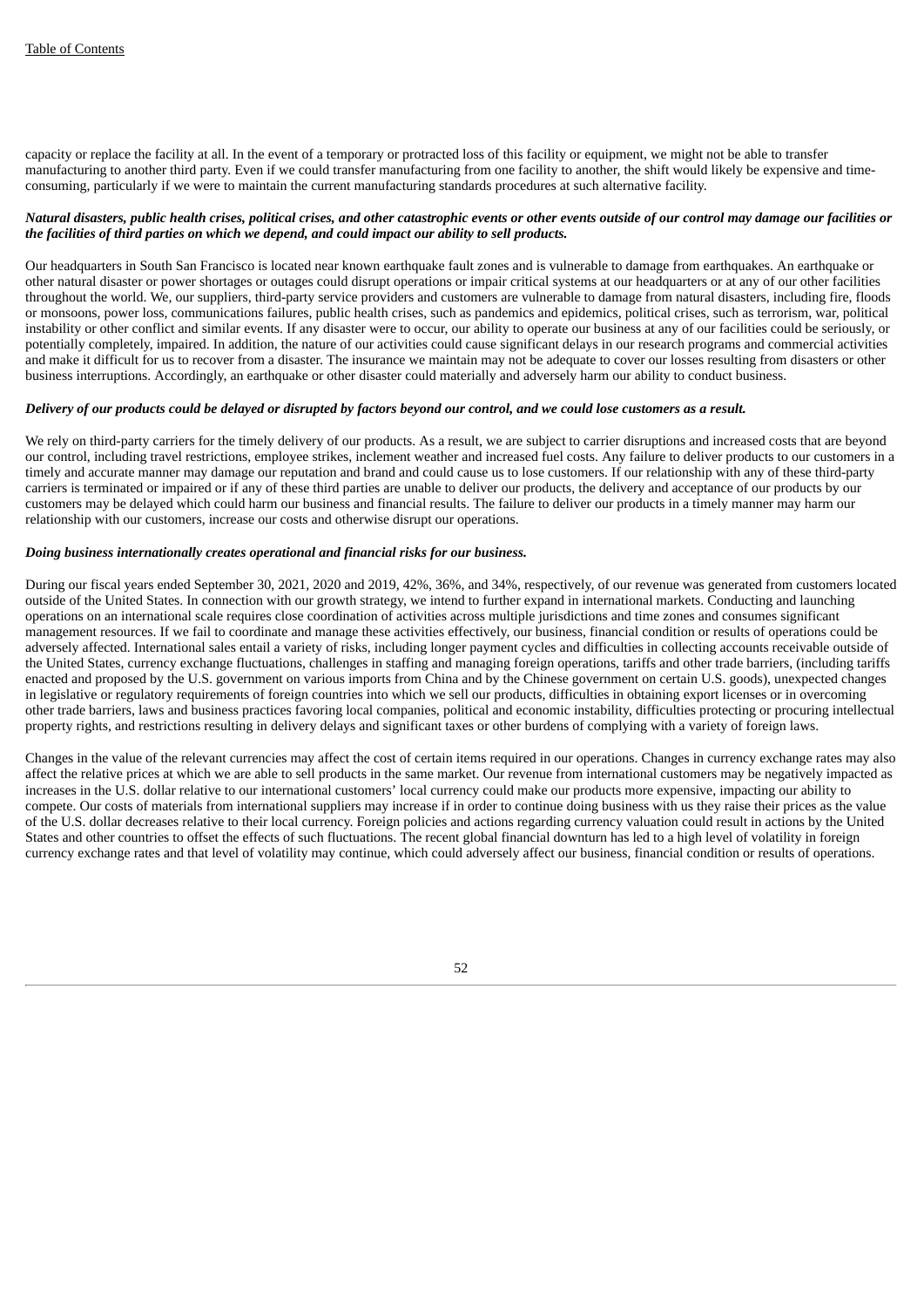capacity or replace the facility at all. In the event of a temporary or protracted loss of this facility or equipment, we might not be able to transfer manufacturing to another third party. Even if we could transfer manufacturing from one facility to another, the shift would likely be expensive and time-consuming, particularly if we were to maintain the current manufacturing standards procedures at such alternative facility.

***Natural disasters, public health crises, political crises, and other catastrophic events or other events outside of our control may damage our facilities or the facilities of third parties on which we depend, and could impact our ability to sell products.***

Our headquarters in South San Francisco is located near known earthquake fault zones and is vulnerable to damage from earthquakes. An earthquake or other natural disaster or power shortages or outages could disrupt operations or impair critical systems at our headquarters or at any of our other facilities throughout the world. We, our suppliers, third-party service providers and customers are vulnerable to damage from natural disasters, including fire, floods or monsoons, power loss, communications failures, public health crises, such as pandemics and epidemics, political crises, such as terrorism, war, political instability or other conflict and similar events. If any disaster were to occur, our ability to operate our business at any of our facilities could be seriously, or potentially completely, impaired. In addition, the nature of our activities could cause significant delays in our research programs and commercial activities and make it difficult for us to recover from a disaster. The insurance we maintain may not be adequate to cover our losses resulting from disasters or other business interruptions. Accordingly, an earthquake or other disaster could materially and adversely harm our ability to conduct business.

***Delivery of our products could be delayed or disrupted by factors beyond our control, and we could lose customers as a result.***

We rely on third-party carriers for the timely delivery of our products. As a result, we are subject to carrier disruptions and increased costs that are beyond our control, including travel restrictions, employee strikes, inclement weather and increased fuel costs. Any failure to deliver products to our customers in a timely and accurate manner may damage our reputation and brand and could cause us to lose customers. If our relationship with any of these third-party carriers is terminated or impaired or if any of these third parties are unable to deliver our products, the delivery and acceptance of our products by our customers may be delayed which could harm our business and financial results. The failure to deliver our products in a timely manner may harm our relationship with our customers, increase our costs and otherwise disrupt our operations.

***Doing business internationally creates operational and financial risks for our business.***

During our fiscal years ended September 30, 2021, 2020 and 2019, 42%, 36%, and 34%, respectively, of our revenue was generated from customers located outside of the United States. In connection with our growth strategy, we intend to further expand in international markets. Conducting and launching operations on an international scale requires close coordination of activities across multiple jurisdictions and time zones and consumes significant management resources. If we fail to coordinate and manage these activities effectively, our business, financial condition or results of operations could be adversely affected. International sales entail a variety of risks, including longer payment cycles and difficulties in collecting accounts receivable outside of the United States, currency exchange fluctuations, challenges in staffing and managing foreign operations, tariffs and other trade barriers, (including tariffs enacted and proposed by the U.S. government on various imports from China and by the Chinese government on certain U.S. goods), unexpected changes in legislative or regulatory requirements of foreign countries into which we sell our products, difficulties in obtaining export licenses or in overcoming other trade barriers, laws and business practices favoring local companies, political and economic instability, difficulties protecting or procuring intellectual property rights, and restrictions resulting in delivery delays and significant taxes or other burdens of complying with a variety of foreign laws.

Changes in the value of the relevant currencies may affect the cost of certain items required in our operations. Changes in currency exchange rates may also affect the relative prices at which we are able to sell products in the same market. Our revenue from international customers may be negatively impacted as increases in the U.S. dollar relative to our international customers' local currency could make our products more expensive, impacting our ability to compete. Our costs of materials from international suppliers may increase if in order to continue doing business with us they raise their prices as the value of the U.S. dollar decreases relative to their local currency. Foreign policies and actions regarding currency valuation could result in actions by the United States and other countries to offset the effects of such fluctuations. The recent global financial downturn has led to a high level of volatility in foreign currency exchange rates and that level of volatility may continue, which could adversely affect our business, financial condition or results of operations.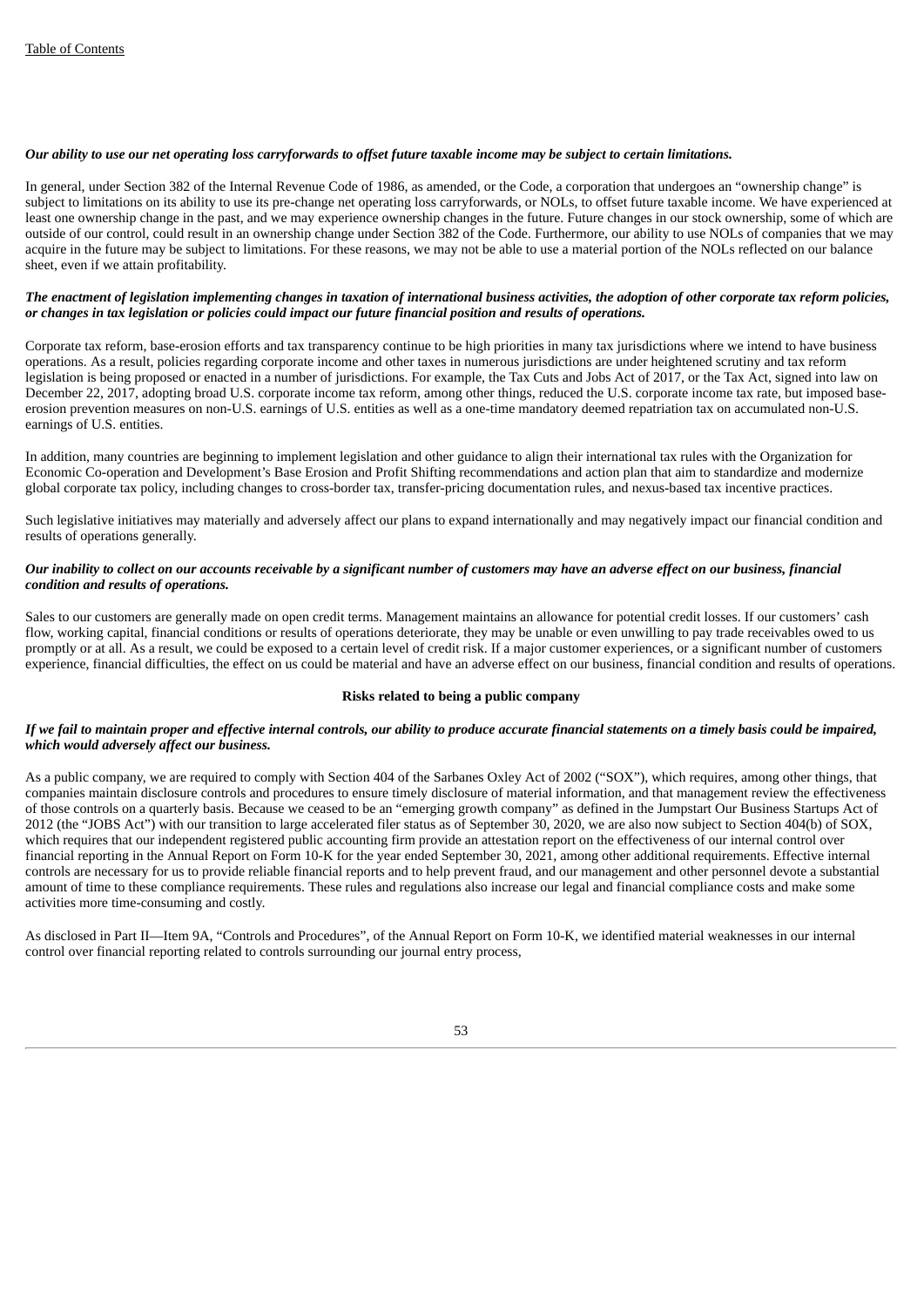***Our ability to use our net operating loss carryforwards to offset future taxable income may be subject to certain limitations.***

In general, under Section 382 of the Internal Revenue Code of 1986, as amended, or the Code, a corporation that undergoes an "ownership change" is subject to limitations on its ability to use its pre-change net operating loss carryforwards, or NOLs, to offset future taxable income. We have experienced at least one ownership change in the past, and we may experience ownership changes in the future. Future changes in our stock ownership, some of which are outside of our control, could result in an ownership change under Section 382 of the Code. Furthermore, our ability to use NOLs of companies that we may acquire in the future may be subject to limitations. For these reasons, we may not be able to use a material portion of the NOLs reflected on our balance sheet, even if we attain profitability.

***The enactment of legislation implementing changes in taxation of international business activities, the adoption of other corporate tax reform policies, or changes in tax legislation or policies could impact our future financial position and results of operations.***

Corporate tax reform, base-erosion efforts and tax transparency continue to be high priorities in many tax jurisdictions where we intend to have business operations. As a result, policies regarding corporate income and other taxes in numerous jurisdictions are under heightened scrutiny and tax reform legislation is being proposed or enacted in a number of jurisdictions. For example, the Tax Cuts and Jobs Act of 2017, or the Tax Act, signed into law on December 22, 2017, adopting broad U.S. corporate income tax reform, among other things, reduced the U.S. corporate income tax rate, but imposed base-erosion prevention measures on non-U.S. earnings of U.S. entities as well as a one-time mandatory deemed repatriation tax on accumulated non-U.S. earnings of U.S. entities.

In addition, many countries are beginning to implement legislation and other guidance to align their international tax rules with the Organization for Economic Co-operation and Development's Base Erosion and Profit Shifting recommendations and action plan that aim to standardize and modernize global corporate tax policy, including changes to cross-border tax, transfer-pricing documentation rules, and nexus-based tax incentive practices.

Such legislative initiatives may materially and adversely affect our plans to expand internationally and may negatively impact our financial condition and results of operations generally.

***Our inability to collect on our accounts receivable by a significant number of customers may have an adverse effect on our business, financial condition and results of operations.***

Sales to our customers are generally made on open credit terms. Management maintains an allowance for potential credit losses. If our customers' cash flow, working capital, financial conditions or results of operations deteriorate, they may be unable or even unwilling to pay trade receivables owed to us promptly or at all. As a result, we could be exposed to a certain level of credit risk. If a major customer experiences, or a significant number of customers experience, financial difficulties, the effect on us could be material and have an adverse effect on our business, financial condition and results of operations.

**Risks related to being a public company**

***If we fail to maintain proper and effective internal controls, our ability to produce accurate financial statements on a timely basis could be impaired, which would adversely affect our business.***

As a public company, we are required to comply with Section 404 of the Sarbanes Oxley Act of 2002 ("SOX"), which requires, among other things, that companies maintain disclosure controls and procedures to ensure timely disclosure of material information, and that management review the effectiveness of those controls on a quarterly basis. Because we ceased to be an "emerging growth company" as defined in the Jumpstart Our Business Startups Act of 2012 (the "JOBS Act") with our transition to large accelerated filer status as of September 30, 2020, we are also now subject to Section 404(b) of SOX, which requires that our independent registered public accounting firm provide an attestation report on the effectiveness of our internal control over financial reporting in the Annual Report on Form 10-K for the year ended September 30, 2021, among other additional requirements. Effective internal controls are necessary for us to provide reliable financial reports and to help prevent fraud, and our management and other personnel devote a substantial amount of time to these compliance requirements. These rules and regulations also increase our legal and financial compliance costs and make some activities more time-consuming and costly.

As disclosed in Part II—Item 9A, "Controls and Procedures", of the Annual Report on Form 10-K, we identified material weaknesses in our internal control over financial reporting related to controls surrounding our journal entry process,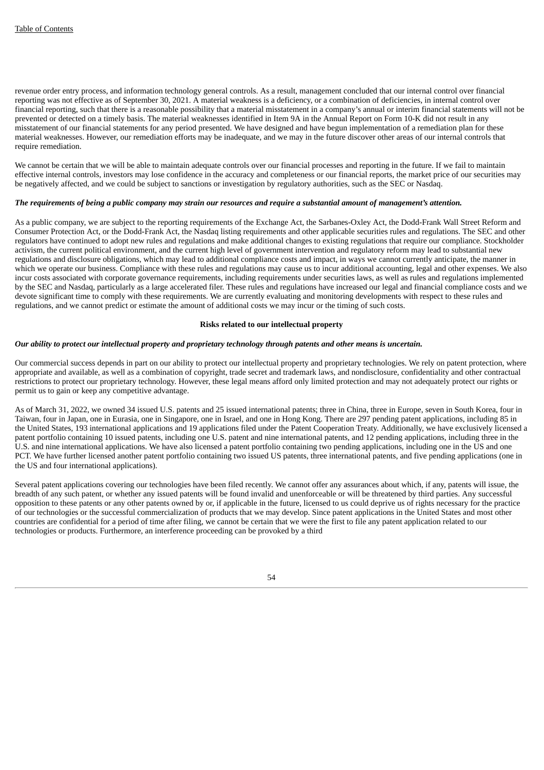revenue order entry process, and information technology general controls. As a result, management concluded that our internal control over financial reporting was not effective as of September 30, 2021. A material weakness is a deficiency, or a combination of deficiencies, in internal control over financial reporting, such that there is a reasonable possibility that a material misstatement in a company's annual or interim financial statements will not be prevented or detected on a timely basis. The material weaknesses identified in Item 9A in the Annual Report on Form 10-K did not result in any misstatement of our financial statements for any period presented. We have designed and have begun implementation of a remediation plan for these material weaknesses. However, our remediation efforts may be inadequate, and we may in the future discover other areas of our internal controls that require remediation.

We cannot be certain that we will be able to maintain adequate controls over our financial processes and reporting in the future. If we fail to maintain effective internal controls, investors may lose confidence in the accuracy and completeness or our financial reports, the market price of our securities may be negatively affected, and we could be subject to sanctions or investigation by regulatory authorities, such as the SEC or Nasdaq.

***The requirements of being a public company may strain our resources and require a substantial amount of management's attention.***

As a public company, we are subject to the reporting requirements of the Exchange Act, the Sarbanes-Oxley Act, the Dodd-Frank Wall Street Reform and Consumer Protection Act, or the Dodd-Frank Act, the Nasdaq listing requirements and other applicable securities rules and regulations. The SEC and other regulators have continued to adopt new rules and regulations and make additional changes to existing regulations that require our compliance. Stockholder activism, the current political environment, and the current high level of government intervention and regulatory reform may lead to substantial new regulations and disclosure obligations, which may lead to additional compliance costs and impact, in ways we cannot currently anticipate, the manner in which we operate our business. Compliance with these rules and regulations may cause us to incur additional accounting, legal and other expenses. We also incur costs associated with corporate governance requirements, including requirements under securities laws, as well as rules and regulations implemented by the SEC and Nasdaq, particularly as a large accelerated filer. These rules and regulations have increased our legal and financial compliance costs and we devote significant time to comply with these requirements. We are currently evaluating and monitoring developments with respect to these rules and regulations, and we cannot predict or estimate the amount of additional costs we may incur or the timing of such costs.

**Risks related to our intellectual property**

***Our ability to protect our intellectual property and proprietary technology through patents and other means is uncertain.***

Our commercial success depends in part on our ability to protect our intellectual property and proprietary technologies. We rely on patent protection, where appropriate and available, as well as a combination of copyright, trade secret and trademark laws, and nondisclosure, confidentiality and other contractual restrictions to protect our proprietary technology. However, these legal means afford only limited protection and may not adequately protect our rights or permit us to gain or keep any competitive advantage.

As of March 31, 2022, we owned 34 issued U.S. patents and 25 issued international patents; three in China, three in Europe, seven in South Korea, four in Taiwan, four in Japan, one in Eurasia, one in Singapore, one in Israel, and one in Hong Kong. There are 297 pending patent applications, including 85 in the United States, 193 international applications and 19 applications filed under the Patent Cooperation Treaty. Additionally, we have exclusively licensed a patent portfolio containing 10 issued patents, including one U.S. patent and nine international patents, and 12 pending applications, including three in the U.S. and nine international applications. We have also licensed a patent portfolio containing two pending applications, including one in the US and one PCT. We have further licensed another patent portfolio containing two issued US patents, three international patents, and five pending applications (one in the US and four international applications).

Several patent applications covering our technologies have been filed recently. We cannot offer any assurances about which, if any, patents will issue, the breadth of any such patent, or whether any issued patents will be found invalid and unenforceable or will be threatened by third parties. Any successful opposition to these patents or any other patents owned by or, if applicable in the future, licensed to us could deprive us of rights necessary for the practice of our technologies or the successful commercialization of products that we may develop. Since patent applications in the United States and most other countries are confidential for a period of time after filing, we cannot be certain that we were the first to file any patent application related to our technologies or products. Furthermore, an interference proceeding can be provoked by a third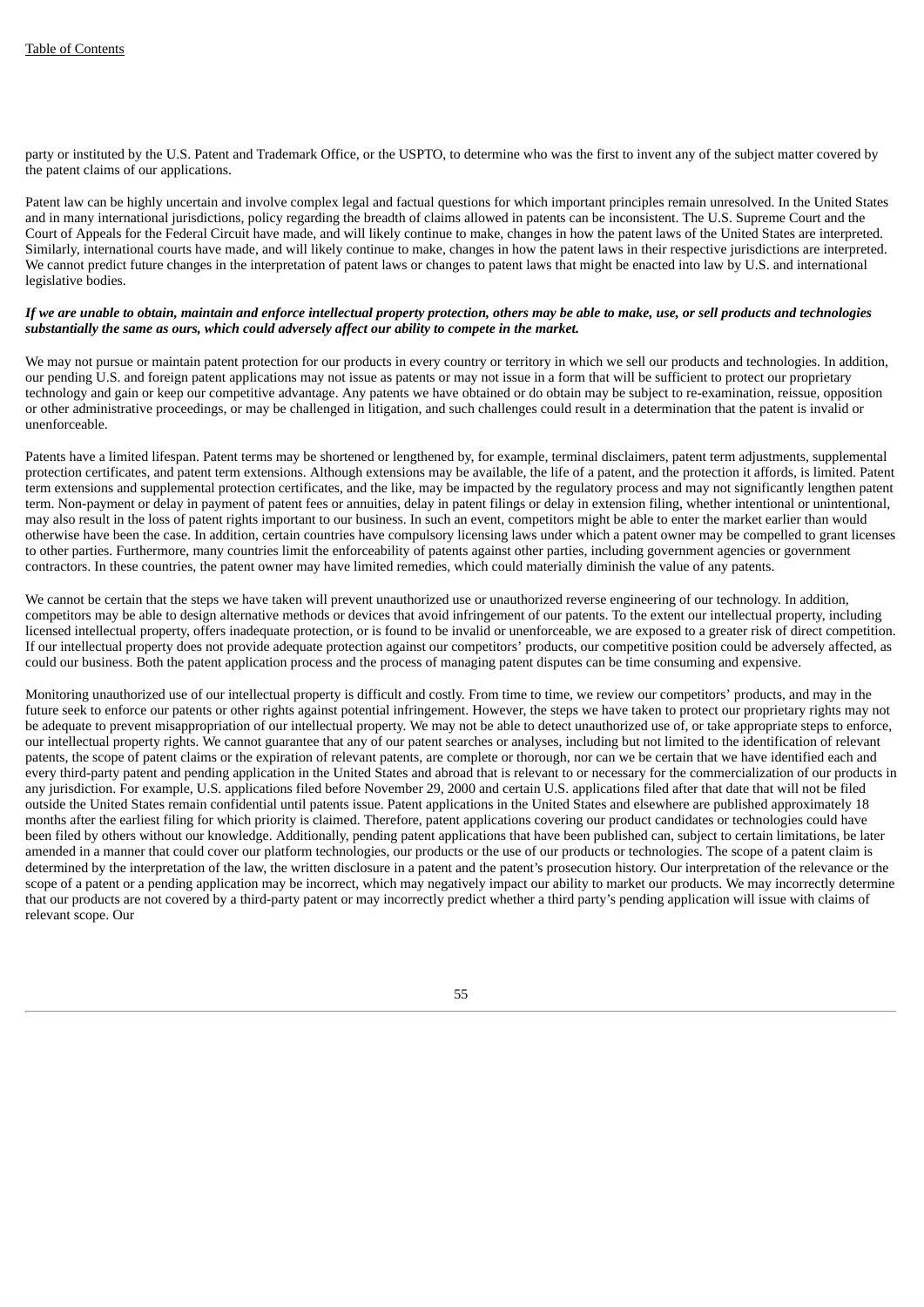party or instituted by the U.S. Patent and Trademark Office, or the USPTO, to determine who was the first to invent any of the subject matter covered by the patent claims of our applications.

Patent law can be highly uncertain and involve complex legal and factual questions for which important principles remain unresolved. In the United States and in many international jurisdictions, policy regarding the breadth of claims allowed in patents can be inconsistent. The U.S. Supreme Court and the Court of Appeals for the Federal Circuit have made, and will likely continue to make, changes in how the patent laws of the United States are interpreted. Similarly, international courts have made, and will likely continue to make, changes in how the patent laws in their respective jurisdictions are interpreted. We cannot predict future changes in the interpretation of patent laws or changes to patent laws that might be enacted into law by U.S. and international legislative bodies.

***If we are unable to obtain, maintain and enforce intellectual property protection, others may be able to make, use, or sell products and technologies substantially the same as ours, which could adversely affect our ability to compete in the market.***

We may not pursue or maintain patent protection for our products in every country or territory in which we sell our products and technologies. In addition, our pending U.S. and foreign patent applications may not issue as patents or may not issue in a form that will be sufficient to protect our proprietary technology and gain or keep our competitive advantage. Any patents we have obtained or do obtain may be subject to re-examination, reissue, opposition or other administrative proceedings, or may be challenged in litigation, and such challenges could result in a determination that the patent is invalid or unenforceable.

Patents have a limited lifespan. Patent terms may be shortened or lengthened by, for example, terminal disclaimers, patent term adjustments, supplemental protection certificates, and patent term extensions. Although extensions may be available, the life of a patent, and the protection it affords, is limited. Patent term extensions and supplemental protection certificates, and the like, may be impacted by the regulatory process and may not significantly lengthen patent term. Non-payment or delay in payment of patent fees or annuities, delay in patent filings or delay in extension filing, whether intentional or unintentional, may also result in the loss of patent rights important to our business. In such an event, competitors might be able to enter the market earlier than would otherwise have been the case. In addition, certain countries have compulsory licensing laws under which a patent owner may be compelled to grant licenses to other parties. Furthermore, many countries limit the enforceability of patents against other parties, including government agencies or government contractors. In these countries, the patent owner may have limited remedies, which could materially diminish the value of any patents.

We cannot be certain that the steps we have taken will prevent unauthorized use or unauthorized reverse engineering of our technology. In addition, competitors may be able to design alternative methods or devices that avoid infringement of our patents. To the extent our intellectual property, including licensed intellectual property, offers inadequate protection, or is found to be invalid or unenforceable, we are exposed to a greater risk of direct competition. If our intellectual property does not provide adequate protection against our competitors' products, our competitive position could be adversely affected, as could our business. Both the patent application process and the process of managing patent disputes can be time consuming and expensive.

Monitoring unauthorized use of our intellectual property is difficult and costly. From time to time, we review our competitors' products, and may in the future seek to enforce our patents or other rights against potential infringement. However, the steps we have taken to protect our proprietary rights may not be adequate to prevent misappropriation of our intellectual property. We may not be able to detect unauthorized use of, or take appropriate steps to enforce, our intellectual property rights. We cannot guarantee that any of our patent searches or analyses, including but not limited to the identification of relevant patents, the scope of patent claims or the expiration of relevant patents, are complete or thorough, nor can we be certain that we have identified each and every third-party patent and pending application in the United States and abroad that is relevant to or necessary for the commercialization of our products in any jurisdiction. For example, U.S. applications filed before November 29, 2000 and certain U.S. applications filed after that date that will not be filed outside the United States remain confidential until patents issue. Patent applications in the United States and elsewhere are published approximately 18 months after the earliest filing for which priority is claimed. Therefore, patent applications covering our product candidates or technologies could have been filed by others without our knowledge. Additionally, pending patent applications that have been published can, subject to certain limitations, be later amended in a manner that could cover our platform technologies, our products or the use of our products or technologies. The scope of a patent claim is determined by the interpretation of the law, the written disclosure in a patent and the patent's prosecution history. Our interpretation of the relevance or the scope of a patent or a pending application may be incorrect, which may negatively impact our ability to market our products. We may incorrectly determine that our products are not covered by a third-party patent or may incorrectly predict whether a third party's pending application will issue with claims of relevant scope. Our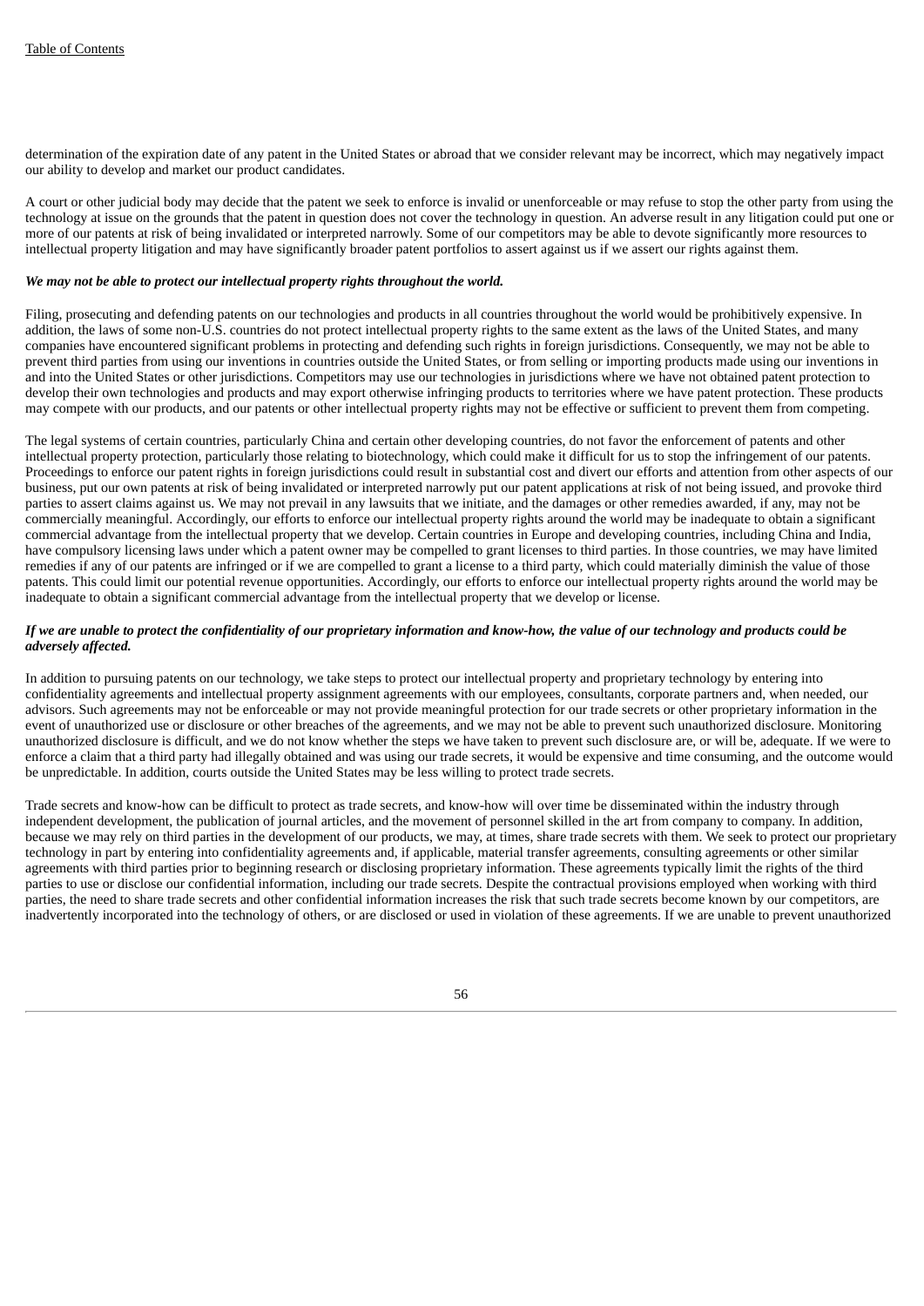determination of the expiration date of any patent in the United States or abroad that we consider relevant may be incorrect, which may negatively impact our ability to develop and market our product candidates.

A court or other judicial body may decide that the patent we seek to enforce is invalid or unenforceable or may refuse to stop the other party from using the technology at issue on the grounds that the patent in question does not cover the technology in question. An adverse result in any litigation could put one or more of our patents at risk of being invalidated or interpreted narrowly. Some of our competitors may be able to devote significantly more resources to intellectual property litigation and may have significantly broader patent portfolios to assert against us if we assert our rights against them.

***We may not be able to protect our intellectual property rights throughout the world.***

Filing, prosecuting and defending patents on our technologies and products in all countries throughout the world would be prohibitively expensive. In addition, the laws of some non-U.S. countries do not protect intellectual property rights to the same extent as the laws of the United States, and many companies have encountered significant problems in protecting and defending such rights in foreign jurisdictions. Consequently, we may not be able to prevent third parties from using our inventions in countries outside the United States, or from selling or importing products made using our inventions in and into the United States or other jurisdictions. Competitors may use our technologies in jurisdictions where we have not obtained patent protection to develop their own technologies and products and may export otherwise infringing products to territories where we have patent protection. These products may compete with our products, and our patents or other intellectual property rights may not be effective or sufficient to prevent them from competing.

The legal systems of certain countries, particularly China and certain other developing countries, do not favor the enforcement of patents and other intellectual property protection, particularly those relating to biotechnology, which could make it difficult for us to stop the infringement of our patents. Proceedings to enforce our patent rights in foreign jurisdictions could result in substantial cost and divert our efforts and attention from other aspects of our business, put our own patents at risk of being invalidated or interpreted narrowly put our patent applications at risk of not being issued, and provoke third parties to assert claims against us. We may not prevail in any lawsuits that we initiate, and the damages or other remedies awarded, if any, may not be commercially meaningful. Accordingly, our efforts to enforce our intellectual property rights around the world may be inadequate to obtain a significant commercial advantage from the intellectual property that we develop. Certain countries in Europe and developing countries, including China and India, have compulsory licensing laws under which a patent owner may be compelled to grant licenses to third parties. In those countries, we may have limited remedies if any of our patents are infringed or if we are compelled to grant a license to a third party, which could materially diminish the value of those patents. This could limit our potential revenue opportunities. Accordingly, our efforts to enforce our intellectual property rights around the world may be inadequate to obtain a significant commercial advantage from the intellectual property that we develop or license.

***If we are unable to protect the confidentiality of our proprietary information and know-how, the value of our technology and products could be adversely affected.***

In addition to pursuing patents on our technology, we take steps to protect our intellectual property and proprietary technology by entering into confidentiality agreements and intellectual property assignment agreements with our employees, consultants, corporate partners and, when needed, our advisors. Such agreements may not be enforceable or may not provide meaningful protection for our trade secrets or other proprietary information in the event of unauthorized use or disclosure or other breaches of the agreements, and we may not be able to prevent such unauthorized disclosure. Monitoring unauthorized disclosure is difficult, and we do not know whether the steps we have taken to prevent such disclosure are, or will be, adequate. If we were to enforce a claim that a third party had illegally obtained and was using our trade secrets, it would be expensive and time consuming, and the outcome would be unpredictable. In addition, courts outside the United States may be less willing to protect trade secrets.

Trade secrets and know-how can be difficult to protect as trade secrets, and know-how will over time be disseminated within the industry through independent development, the publication of journal articles, and the movement of personnel skilled in the art from company to company. In addition, because we may rely on third parties in the development of our products, we may, at times, share trade secrets with them. We seek to protect our proprietary technology in part by entering into confidentiality agreements and, if applicable, material transfer agreements, consulting agreements or other similar agreements with third parties prior to beginning research or disclosing proprietary information. These agreements typically limit the rights of the third parties to use or disclose our confidential information, including our trade secrets. Despite the contractual provisions employed when working with third parties, the need to share trade secrets and other confidential information increases the risk that such trade secrets become known by our competitors, are inadvertently incorporated into the technology of others, or are disclosed or used in violation of these agreements. If we are unable to prevent unauthorized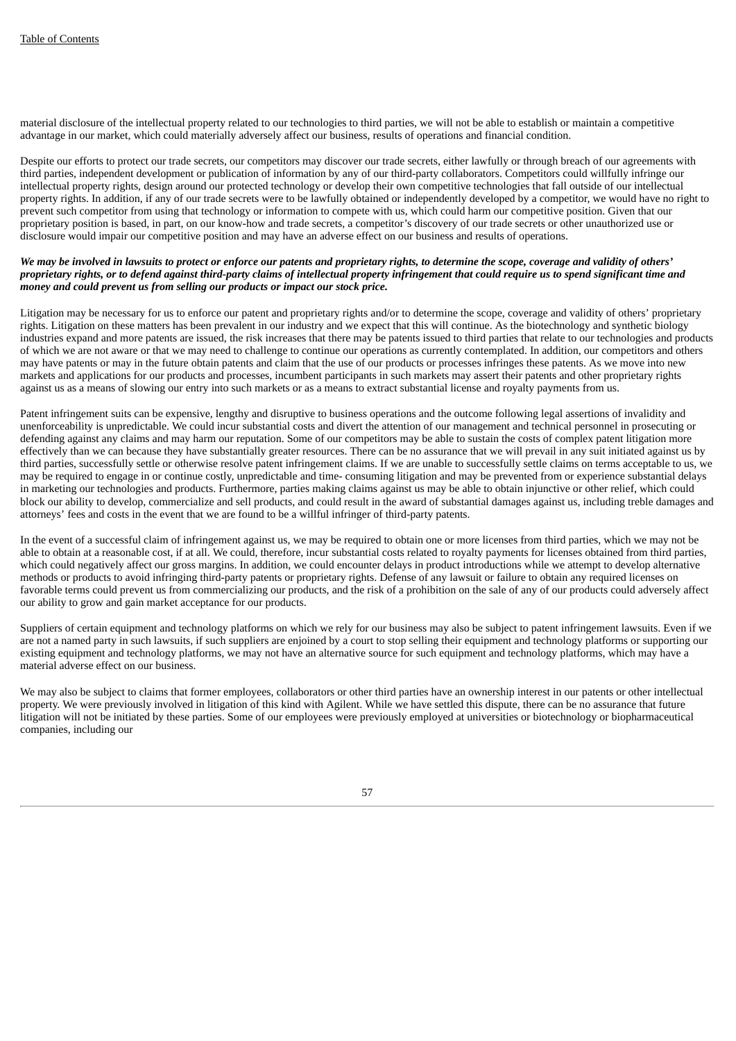material disclosure of the intellectual property related to our technologies to third parties, we will not be able to establish or maintain a competitive advantage in our market, which could materially adversely affect our business, results of operations and financial condition.

Despite our efforts to protect our trade secrets, our competitors may discover our trade secrets, either lawfully or through breach of our agreements with third parties, independent development or publication of information by any of our third-party collaborators. Competitors could willfully infringe our intellectual property rights, design around our protected technology or develop their own competitive technologies that fall outside of our intellectual property rights. In addition, if any of our trade secrets were to be lawfully obtained or independently developed by a competitor, we would have no right to prevent such competitor from using that technology or information to compete with us, which could harm our competitive position. Given that our proprietary position is based, in part, on our know-how and trade secrets, a competitor's discovery of our trade secrets or other unauthorized use or disclosure would impair our competitive position and may have an adverse effect on our business and results of operations.

***We may be involved in lawsuits to protect or enforce our patents and proprietary rights, to determine the scope, coverage and validity of others' proprietary rights, or to defend against third-party claims of intellectual property infringement that could require us to spend significant time and money and could prevent us from selling our products or impact our stock price.***

Litigation may be necessary for us to enforce our patent and proprietary rights and/or to determine the scope, coverage and validity of others' proprietary rights. Litigation on these matters has been prevalent in our industry and we expect that this will continue. As the biotechnology and synthetic biology industries expand and more patents are issued, the risk increases that there may be patents issued to third parties that relate to our technologies and products of which we are not aware or that we may need to challenge to continue our operations as currently contemplated. In addition, our competitors and others may have patents or may in the future obtain patents and claim that the use of our products or processes infringes these patents. As we move into new markets and applications for our products and processes, incumbent participants in such markets may assert their patents and other proprietary rights against us as a means of slowing our entry into such markets or as a means to extract substantial license and royalty payments from us.

Patent infringement suits can be expensive, lengthy and disruptive to business operations and the outcome following legal assertions of invalidity and unenforceability is unpredictable. We could incur substantial costs and divert the attention of our management and technical personnel in prosecuting or defending against any claims and may harm our reputation. Some of our competitors may be able to sustain the costs of complex patent litigation more effectively than we can because they have substantially greater resources. There can be no assurance that we will prevail in any suit initiated against us by third parties, successfully settle or otherwise resolve patent infringement claims. If we are unable to successfully settle claims on terms acceptable to us, we may be required to engage in or continue costly, unpredictable and time- consuming litigation and may be prevented from or experience substantial delays in marketing our technologies and products. Furthermore, parties making claims against us may be able to obtain injunctive or other relief, which could block our ability to develop, commercialize and sell products, and could result in the award of substantial damages against us, including treble damages and attorneys' fees and costs in the event that we are found to be a willful infringer of third-party patents.

In the event of a successful claim of infringement against us, we may be required to obtain one or more licenses from third parties, which we may not be able to obtain at a reasonable cost, if at all. We could, therefore, incur substantial costs related to royalty payments for licenses obtained from third parties, which could negatively affect our gross margins. In addition, we could encounter delays in product introductions while we attempt to develop alternative methods or products to avoid infringing third-party patents or proprietary rights. Defense of any lawsuit or failure to obtain any required licenses on favorable terms could prevent us from commercializing our products, and the risk of a prohibition on the sale of any of our products could adversely affect our ability to grow and gain market acceptance for our products.

Suppliers of certain equipment and technology platforms on which we rely for our business may also be subject to patent infringement lawsuits. Even if we are not a named party in such lawsuits, if such suppliers are enjoined by a court to stop selling their equipment and technology platforms or supporting our existing equipment and technology platforms, we may not have an alternative source for such equipment and technology platforms, which may have a material adverse effect on our business.

We may also be subject to claims that former employees, collaborators or other third parties have an ownership interest in our patents or other intellectual property. We were previously involved in litigation of this kind with Agilent. While we have settled this dispute, there can be no assurance that future litigation will not be initiated by these parties. Some of our employees were previously employed at universities or biotechnology or biopharmaceutical companies, including our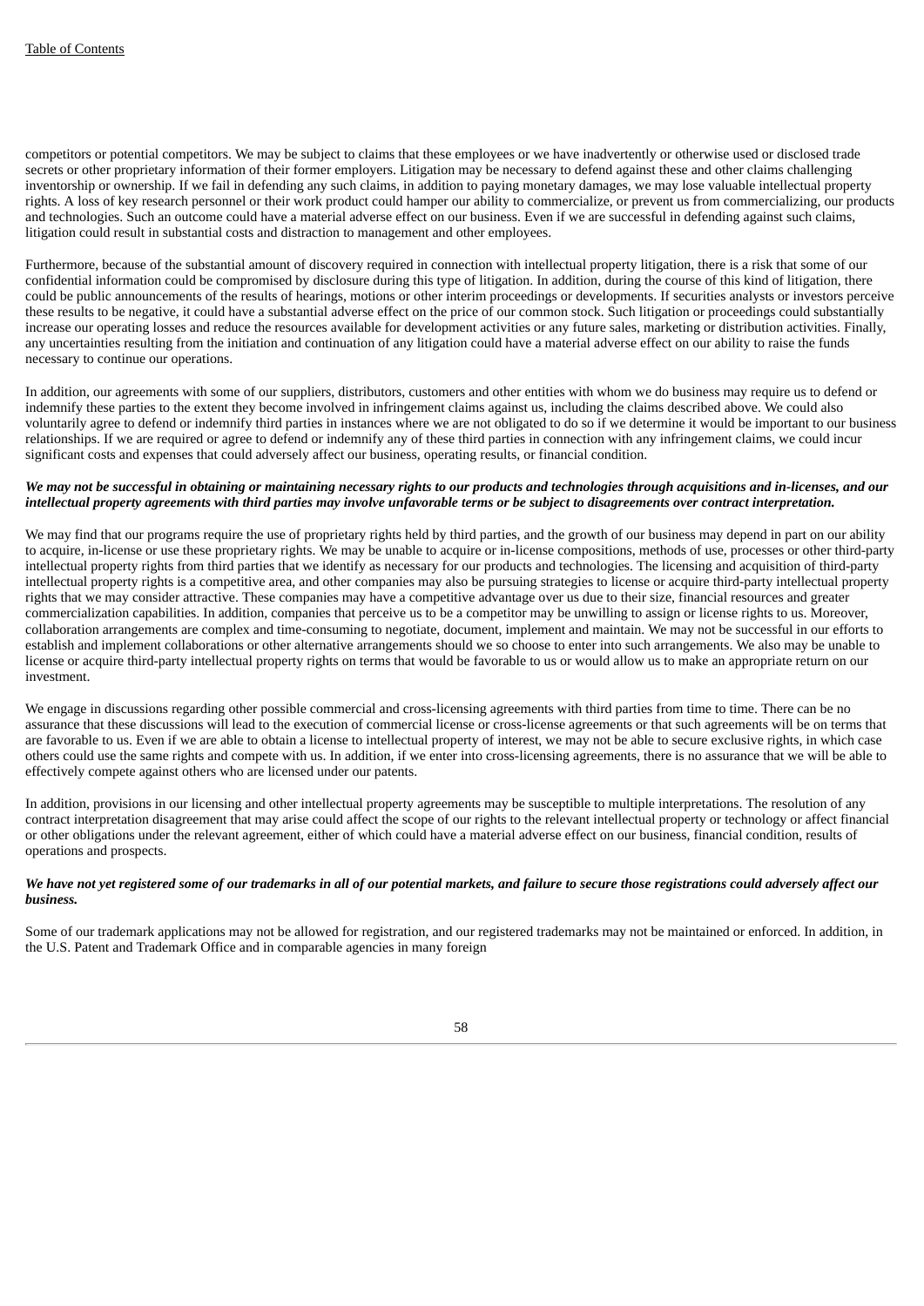competitors or potential competitors. We may be subject to claims that these employees or we have inadvertently or otherwise used or disclosed trade secrets or other proprietary information of their former employers. Litigation may be necessary to defend against these and other claims challenging inventorship or ownership. If we fail in defending any such claims, in addition to paying monetary damages, we may lose valuable intellectual property rights. A loss of key research personnel or their work product could hamper our ability to commercialize, or prevent us from commercializing, our products and technologies. Such an outcome could have a material adverse effect on our business. Even if we are successful in defending against such claims, litigation could result in substantial costs and distraction to management and other employees.

Furthermore, because of the substantial amount of discovery required in connection with intellectual property litigation, there is a risk that some of our confidential information could be compromised by disclosure during this type of litigation. In addition, during the course of this kind of litigation, there could be public announcements of the results of hearings, motions or other interim proceedings or developments. If securities analysts or investors perceive these results to be negative, it could have a substantial adverse effect on the price of our common stock. Such litigation or proceedings could substantially increase our operating losses and reduce the resources available for development activities or any future sales, marketing or distribution activities. Finally, any uncertainties resulting from the initiation and continuation of any litigation could have a material adverse effect on our ability to raise the funds necessary to continue our operations.

In addition, our agreements with some of our suppliers, distributors, customers and other entities with whom we do business may require us to defend or indemnify these parties to the extent they become involved in infringement claims against us, including the claims described above. We could also voluntarily agree to defend or indemnify third parties in instances where we are not obligated to do so if we determine it would be important to our business relationships. If we are required or agree to defend or indemnify any of these third parties in connection with any infringement claims, we could incur significant costs and expenses that could adversely affect our business, operating results, or financial condition.

***We may not be successful in obtaining or maintaining necessary rights to our products and technologies through acquisitions and in-licenses, and our intellectual property agreements with third parties may involve unfavorable terms or be subject to disagreements over contract interpretation.***

We may find that our programs require the use of proprietary rights held by third parties, and the growth of our business may depend in part on our ability to acquire, in-license or use these proprietary rights. We may be unable to acquire or in-license compositions, methods of use, processes or other third-party intellectual property rights from third parties that we identify as necessary for our products and technologies. The licensing and acquisition of third-party intellectual property rights is a competitive area, and other companies may also be pursuing strategies to license or acquire third-party intellectual property rights that we may consider attractive. These companies may have a competitive advantage over us due to their size, financial resources and greater commercialization capabilities. In addition, companies that perceive us to be a competitor may be unwilling to assign or license rights to us. Moreover, collaboration arrangements are complex and time-consuming to negotiate, document, implement and maintain. We may not be successful in our efforts to establish and implement collaborations or other alternative arrangements should we so choose to enter into such arrangements. We also may be unable to license or acquire third-party intellectual property rights on terms that would be favorable to us or would allow us to make an appropriate return on our investment.

We engage in discussions regarding other possible commercial and cross-licensing agreements with third parties from time to time. There can be no assurance that these discussions will lead to the execution of commercial license or cross-license agreements or that such agreements will be on terms that are favorable to us. Even if we are able to obtain a license to intellectual property of interest, we may not be able to secure exclusive rights, in which case others could use the same rights and compete with us. In addition, if we enter into cross-licensing agreements, there is no assurance that we will be able to effectively compete against others who are licensed under our patents.

In addition, provisions in our licensing and other intellectual property agreements may be susceptible to multiple interpretations. The resolution of any contract interpretation disagreement that may arise could affect the scope of our rights to the relevant intellectual property or technology or affect financial or other obligations under the relevant agreement, either of which could have a material adverse effect on our business, financial condition, results of operations and prospects.

***We have not yet registered some of our trademarks in all of our potential markets, and failure to secure those registrations could adversely affect our business.***

Some of our trademark applications may not be allowed for registration, and our registered trademarks may not be maintained or enforced. In addition, in the U.S. Patent and Trademark Office and in comparable agencies in many foreign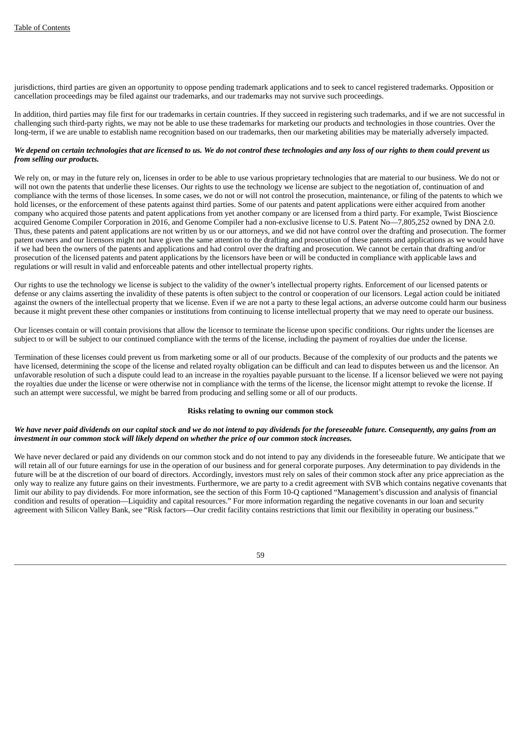jurisdictions, third parties are given an opportunity to oppose pending trademark applications and to seek to cancel registered trademarks. Opposition or cancellation proceedings may be filed against our trademarks, and our trademarks may not survive such proceedings.

In addition, third parties may file first for our trademarks in certain countries. If they succeed in registering such trademarks, and if we are not successful in challenging such third-party rights, we may not be able to use these trademarks for marketing our products and technologies in those countries. Over the long-term, if we are unable to establish name recognition based on our trademarks, then our marketing abilities may be materially adversely impacted.

***We depend on certain technologies that are licensed to us. We do not control these technologies and any loss of our rights to them could prevent us from selling our products.***

We rely on, or may in the future rely on, licenses in order to be able to use various proprietary technologies that are material to our business. We do not or will not own the patents that underlie these licenses. Our rights to use the technology we license are subject to the negotiation of, continuation of and compliance with the terms of those licenses. In some cases, we do not or will not control the prosecution, maintenance, or filing of the patents to which we hold licenses, or the enforcement of these patents against third parties. Some of our patents and patent applications were either acquired from another company who acquired those patents and patent applications from yet another company or are licensed from a third party. For example, Twist Bioscience acquired Genome Compiler Corporation in 2016, and Genome Compiler had a non-exclusive license to U.S. Patent No—7,805,252 owned by DNA 2.0. Thus, these patents and patent applications are not written by us or our attorneys, and we did not have control over the drafting and prosecution. The former patent owners and our licensors might not have given the same attention to the drafting and prosecution of these patents and applications as we would have if we had been the owners of the patents and applications and had control over the drafting and prosecution. We cannot be certain that drafting and/or prosecution of the licensed patents and patent applications by the licensors have been or will be conducted in compliance with applicable laws and regulations or will result in valid and enforceable patents and other intellectual property rights.

Our rights to use the technology we license is subject to the validity of the owner's intellectual property rights. Enforcement of our licensed patents or defense or any claims asserting the invalidity of these patents is often subject to the control or cooperation of our licensors. Legal action could be initiated against the owners of the intellectual property that we license. Even if we are not a party to these legal actions, an adverse outcome could harm our business because it might prevent these other companies or institutions from continuing to license intellectual property that we may need to operate our business.

Our licenses contain or will contain provisions that allow the licensor to terminate the license upon specific conditions. Our rights under the licenses are subject to or will be subject to our continued compliance with the terms of the license, including the payment of royalties due under the license.

Termination of these licenses could prevent us from marketing some or all of our products. Because of the complexity of our products and the patents we have licensed, determining the scope of the license and related royalty obligation can be difficult and can lead to disputes between us and the licensor. An unfavorable resolution of such a dispute could lead to an increase in the royalties payable pursuant to the license. If a licensor believed we were not paying the royalties due under the license or were otherwise not in compliance with the terms of the license, the licensor might attempt to revoke the license. If such an attempt were successful, we might be barred from producing and selling some or all of our products.

**Risks relating to owning our common stock**

***We have never paid dividends on our capital stock and we do not intend to pay dividends for the foreseeable future. Consequently, any gains from an investment in our common stock will likely depend on whether the price of our common stock increases.***

We have never declared or paid any dividends on our common stock and do not intend to pay any dividends in the foreseeable future. We anticipate that we will retain all of our future earnings for use in the operation of our business and for general corporate purposes. Any determination to pay dividends in the future will be at the discretion of our board of directors. Accordingly, investors must rely on sales of their common stock after any price appreciation as the only way to realize any future gains on their investments. Furthermore, we are party to a credit agreement with SVB which contains negative covenants that limit our ability to pay dividends. For more information, see the section of this Form 10-Q captioned "Management's discussion and analysis of financial condition and results of operation—Liquidity and capital resources." For more information regarding the negative covenants in our loan and security agreement with Silicon Valley Bank, see "Risk factors—Our credit facility contains restrictions that limit our flexibility in operating our business."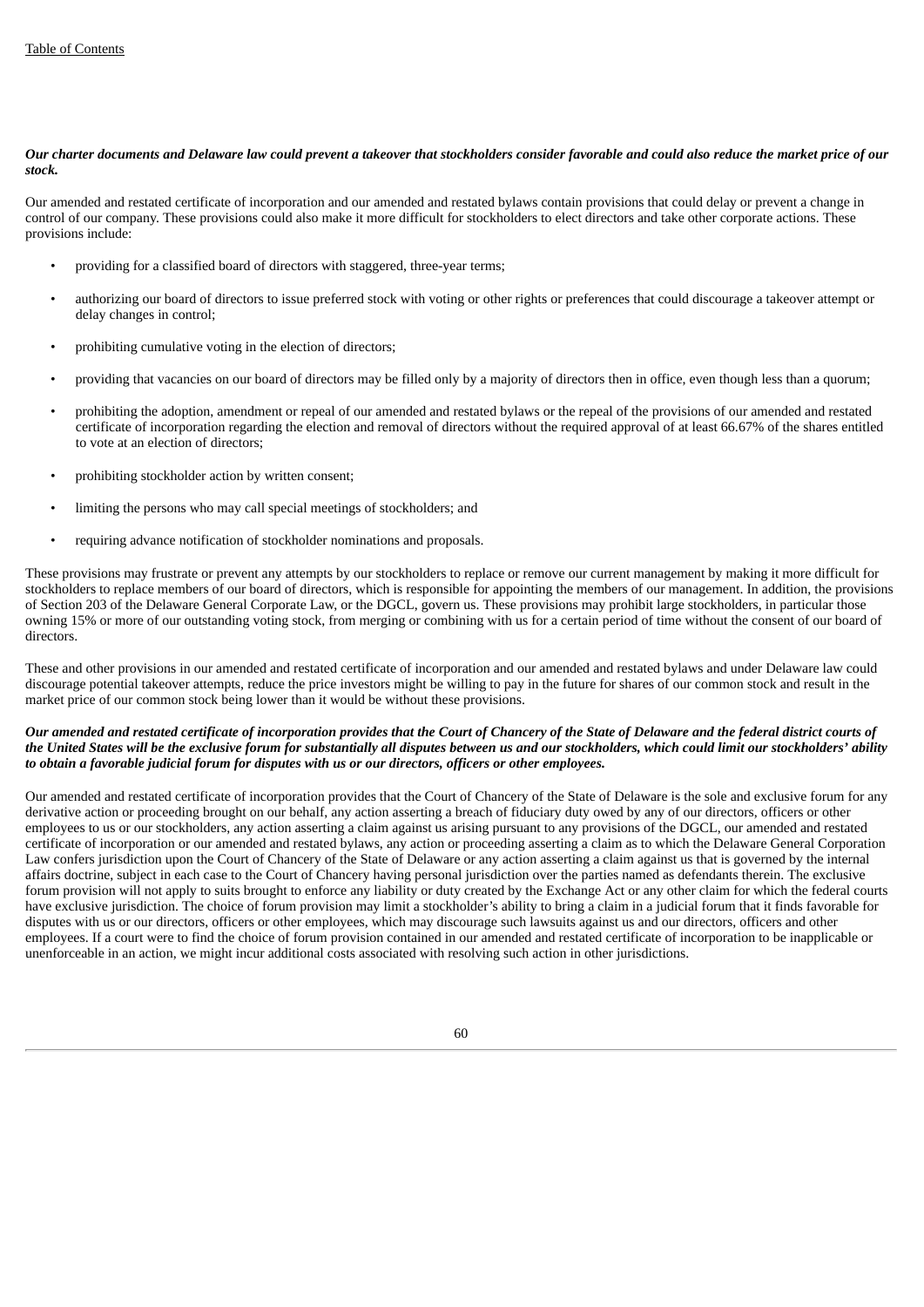***Our charter documents and Delaware law could prevent a takeover that stockholders consider favorable and could also reduce the market price of our stock.***

Our amended and restated certificate of incorporation and our amended and restated bylaws contain provisions that could delay or prevent a change in control of our company. These provisions could also make it more difficult for stockholders to elect directors and take other corporate actions. These provisions include:

- providing for a classified board of directors with staggered, three-year terms;
- authorizing our board of directors to issue preferred stock with voting or other rights or preferences that could discourage a takeover attempt or delay changes in control;
- prohibiting cumulative voting in the election of directors;
- providing that vacancies on our board of directors may be filled only by a majority of directors then in office, even though less than a quorum;
- prohibiting the adoption, amendment or repeal of our amended and restated bylaws or the repeal of the provisions of our amended and restated certificate of incorporation regarding the election and removal of directors without the required approval of at least 66.67% of the shares entitled to vote at an election of directors;
- prohibiting stockholder action by written consent;
- limiting the persons who may call special meetings of stockholders; and
- requiring advance notification of stockholder nominations and proposals.

These provisions may frustrate or prevent any attempts by our stockholders to replace or remove our current management by making it more difficult for stockholders to replace members of our board of directors, which is responsible for appointing the members of our management. In addition, the provisions of Section 203 of the Delaware General Corporate Law, or the DGCL, govern us. These provisions may prohibit large stockholders, in particular those owning 15% or more of our outstanding voting stock, from merging or combining with us for a certain period of time without the consent of our board of directors.

These and other provisions in our amended and restated certificate of incorporation and our amended and restated bylaws and under Delaware law could discourage potential takeover attempts, reduce the price investors might be willing to pay in the future for shares of our common stock and result in the market price of our common stock being lower than it would be without these provisions.

***Our amended and restated certificate of incorporation provides that the Court of Chancery of the State of Delaware and the federal district courts of the United States will be the exclusive forum for substantially all disputes between us and our stockholders, which could limit our stockholders' ability to obtain a favorable judicial forum for disputes with us or our directors, officers or other employees.***

Our amended and restated certificate of incorporation provides that the Court of Chancery of the State of Delaware is the sole and exclusive forum for any derivative action or proceeding brought on our behalf, any action asserting a breach of fiduciary duty owed by any of our directors, officers or other employees to us or our stockholders, any action asserting a claim against us arising pursuant to any provisions of the DGCL, our amended and restated certificate of incorporation or our amended and restated bylaws, any action or proceeding asserting a claim as to which the Delaware General Corporation Law confers jurisdiction upon the Court of Chancery of the State of Delaware or any action asserting a claim against us that is governed by the internal affairs doctrine, subject in each case to the Court of Chancery having personal jurisdiction over the parties named as defendants therein. The exclusive forum provision will not apply to suits brought to enforce any liability or duty created by the Exchange Act or any other claim for which the federal courts have exclusive jurisdiction. The choice of forum provision may limit a stockholder's ability to bring a claim in a judicial forum that it finds favorable for disputes with us or our directors, officers or other employees, which may discourage such lawsuits against us and our directors, officers and other employees. If a court were to find the choice of forum provision contained in our amended and restated certificate of incorporation to be inapplicable or unenforceable in an action, we might incur additional costs associated with resolving such action in other jurisdictions.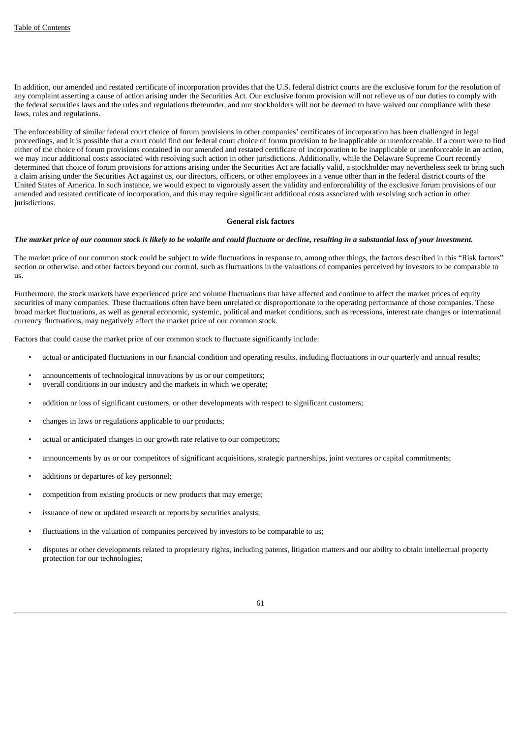In addition, our amended and restated certificate of incorporation provides that the U.S. federal district courts are the exclusive forum for the resolution of any complaint asserting a cause of action arising under the Securities Act. Our exclusive forum provision will not relieve us of our duties to comply with the federal securities laws and the rules and regulations thereunder, and our stockholders will not be deemed to have waived our compliance with these laws, rules and regulations.

The enforceability of similar federal court choice of forum provisions in other companies' certificates of incorporation has been challenged in legal proceedings, and it is possible that a court could find our federal court choice of forum provision to be inapplicable or unenforceable. If a court were to find either of the choice of forum provisions contained in our amended and restated certificate of incorporation to be inapplicable or unenforceable in an action, we may incur additional costs associated with resolving such action in other jurisdictions. Additionally, while the Delaware Supreme Court recently determined that choice of forum provisions for actions arising under the Securities Act are facially valid, a stockholder may nevertheless seek to bring such a claim arising under the Securities Act against us, our directors, officers, or other employees in a venue other than in the federal district courts of the United States of America. In such instance, we would expect to vigorously assert the validity and enforceability of the exclusive forum provisions of our amended and restated certificate of incorporation, and this may require significant additional costs associated with resolving such action in other jurisdictions.

## General risk factors

***The market price of our common stock is likely to be volatile and could fluctuate or decline, resulting in a substantial loss of your investment.***

The market price of our common stock could be subject to wide fluctuations in response to, among other things, the factors described in this "Risk factors" section or otherwise, and other factors beyond our control, such as fluctuations in the valuations of companies perceived by investors to be comparable to us.

Furthermore, the stock markets have experienced price and volume fluctuations that have affected and continue to affect the market prices of equity securities of many companies. These fluctuations often have been unrelated or disproportionate to the operating performance of those companies. These broad market fluctuations, as well as general economic, systemic, political and market conditions, such as recessions, interest rate changes or international currency fluctuations, may negatively affect the market price of our common stock.

Factors that could cause the market price of our common stock to fluctuate significantly include:

- actual or anticipated fluctuations in our financial condition and operating results, including fluctuations in our quarterly and annual results;
- announcements of technological innovations by us or our competitors;
- overall conditions in our industry and the markets in which we operate;
- addition or loss of significant customers, or other developments with respect to significant customers;
- changes in laws or regulations applicable to our products;
- actual or anticipated changes in our growth rate relative to our competitors;
- announcements by us or our competitors of significant acquisitions, strategic partnerships, joint ventures or capital commitments;
- additions or departures of key personnel;
- competition from existing products or new products that may emerge;
- issuance of new or updated research or reports by securities analysts;
- fluctuations in the valuation of companies perceived by investors to be comparable to us;
- disputes or other developments related to proprietary rights, including patents, litigation matters and our ability to obtain intellectual property protection for our technologies;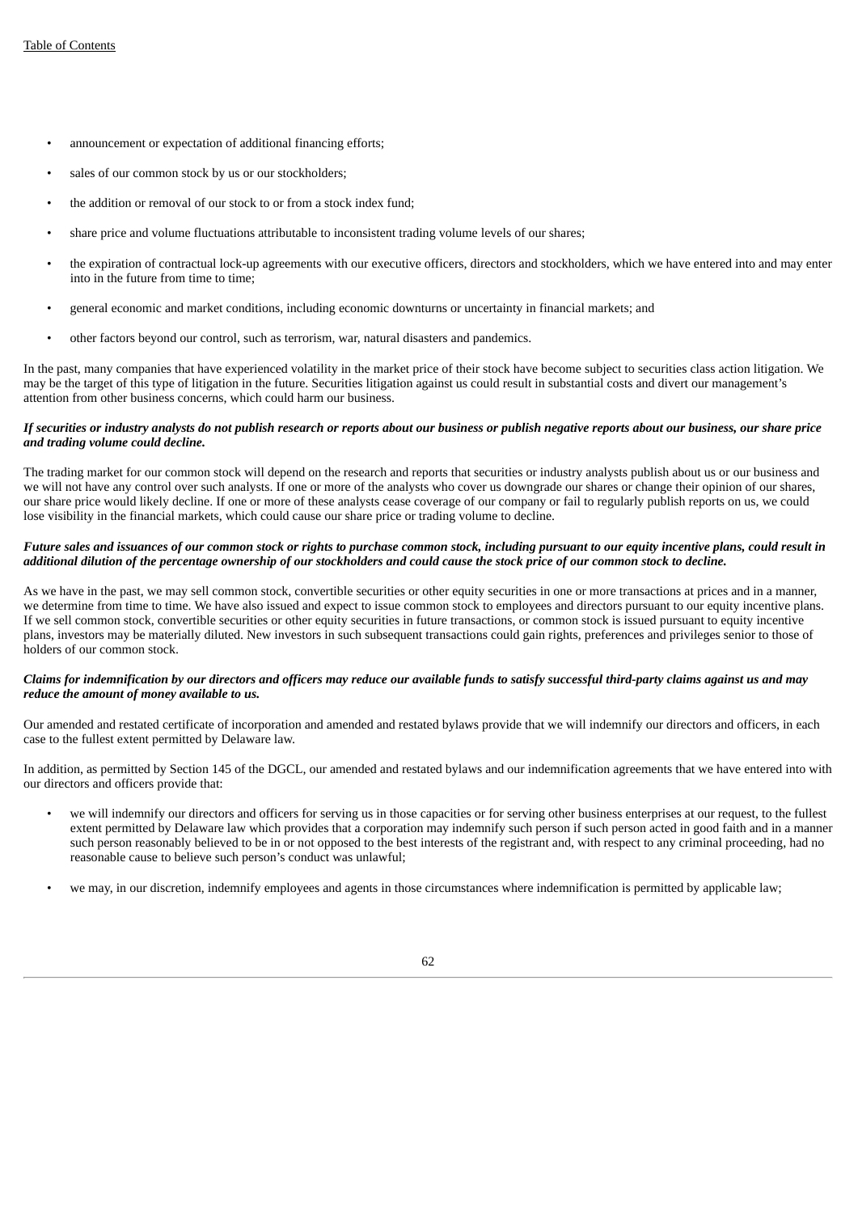- announcement or expectation of additional financing efforts;
- sales of our common stock by us or our stockholders;
- the addition or removal of our stock to or from a stock index fund;
- share price and volume fluctuations attributable to inconsistent trading volume levels of our shares;
- the expiration of contractual lock-up agreements with our executive officers, directors and stockholders, which we have entered into and may enter into in the future from time to time;
- general economic and market conditions, including economic downturns or uncertainty in financial markets; and
- other factors beyond our control, such as terrorism, war, natural disasters and pandemics.

In the past, many companies that have experienced volatility in the market price of their stock have become subject to securities class action litigation. We may be the target of this type of litigation in the future. Securities litigation against us could result in substantial costs and divert our management's attention from other business concerns, which could harm our business.

***If securities or industry analysts do not publish research or reports about our business or publish negative reports about our business, our share price and trading volume could decline.***

The trading market for our common stock will depend on the research and reports that securities or industry analysts publish about us or our business and we will not have any control over such analysts. If one or more of the analysts who cover us downgrade our shares or change their opinion of our shares, our share price would likely decline. If one or more of these analysts cease coverage of our company or fail to regularly publish reports on us, we could lose visibility in the financial markets, which could cause our share price or trading volume to decline.

***Future sales and issuances of our common stock or rights to purchase common stock, including pursuant to our equity incentive plans, could result in additional dilution of the percentage ownership of our stockholders and could cause the stock price of our common stock to decline.***

As we have in the past, we may sell common stock, convertible securities or other equity securities in one or more transactions at prices and in a manner, we determine from time to time. We have also issued and expect to issue common stock to employees and directors pursuant to our equity incentive plans. If we sell common stock, convertible securities or other equity securities in future transactions, or common stock is issued pursuant to equity incentive plans, investors may be materially diluted. New investors in such subsequent transactions could gain rights, preferences and privileges senior to those of holders of our common stock.

***Claims for indemnification by our directors and officers may reduce our available funds to satisfy successful third-party claims against us and may reduce the amount of money available to us.***

Our amended and restated certificate of incorporation and amended and restated bylaws provide that we will indemnify our directors and officers, in each case to the fullest extent permitted by Delaware law.

In addition, as permitted by Section 145 of the DGCL, our amended and restated bylaws and our indemnification agreements that we have entered into with our directors and officers provide that:

- we will indemnify our directors and officers for serving us in those capacities or for serving other business enterprises at our request, to the fullest extent permitted by Delaware law which provides that a corporation may indemnify such person if such person acted in good faith and in a manner such person reasonably believed to be in or not opposed to the best interests of the registrant and, with respect to any criminal proceeding, had no reasonable cause to believe such person's conduct was unlawful;
- we may, in our discretion, indemnify employees and agents in those circumstances where indemnification is permitted by applicable law;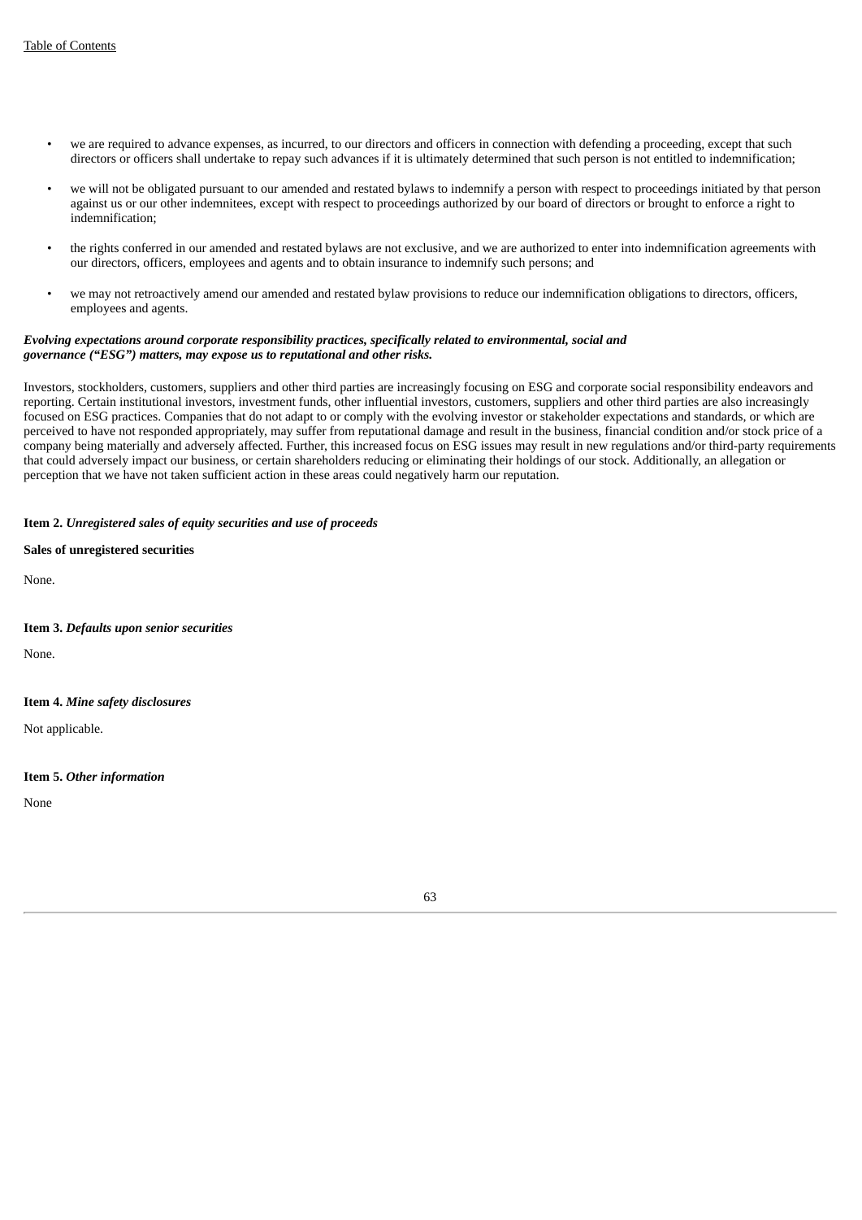- we are required to advance expenses, as incurred, to our directors and officers in connection with defending a proceeding, except that such directors or officers shall undertake to repay such advances if it is ultimately determined that such person is not entitled to indemnification;
- we will not be obligated pursuant to our amended and restated bylaws to indemnify a person with respect to proceedings initiated by that person against us or our other indemnitees, except with respect to proceedings authorized by our board of directors or brought to enforce a right to indemnification;
- the rights conferred in our amended and restated bylaws are not exclusive, and we are authorized to enter into indemnification agreements with our directors, officers, employees and agents and to obtain insurance to indemnify such persons; and
- we may not retroactively amend our amended and restated bylaw provisions to reduce our indemnification obligations to directors, officers, employees and agents.

***Evolving expectations around corporate responsibility practices, specifically related to environmental, social and governance ("ESG") matters, may expose us to reputational and other risks.***

Investors, stockholders, customers, suppliers and other third parties are increasingly focusing on ESG and corporate social responsibility endeavors and reporting. Certain institutional investors, investment funds, other influential investors, customers, suppliers and other third parties are also increasingly focused on ESG practices. Companies that do not adapt to or comply with the evolving investor or stakeholder expectations and standards, or which are perceived to have not responded appropriately, may suffer from reputational damage and result in the business, financial condition and/or stock price of a company being materially and adversely affected. Further, this increased focus on ESG issues may result in new regulations and/or third-party requirements that could adversely impact our business, or certain shareholders reducing or eliminating their holdings of our stock. Additionally, an allegation or perception that we have not taken sufficient action in these areas could negatively harm our reputation.

**Item 2.** ***Unregistered sales of equity securities and use of proceeds***

**Sales of unregistered securities**

None.

**Item 3.** ***Defaults upon senior securities***

None.

**Item 4.** ***Mine safety disclosures***

Not applicable.

**Item 5.** ***Other information***

None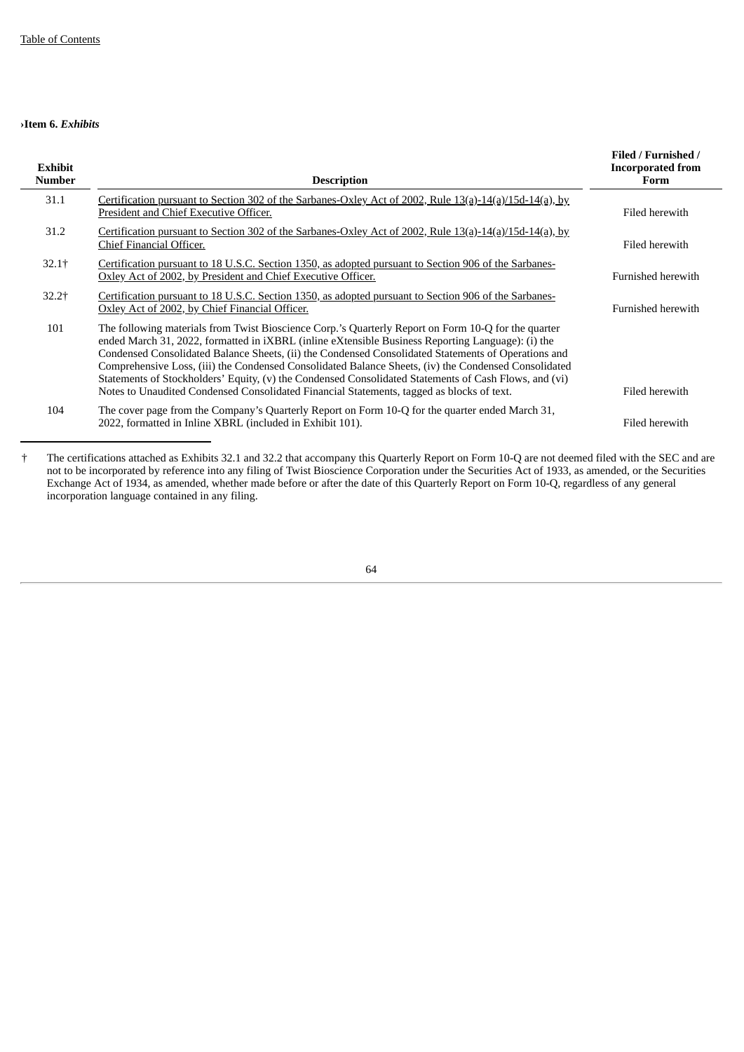### ›Item 6. *Exhibits*

| Exhibit Number | Description | Filed / Furnished / Incorporated from Form |
|---|---|---|
| 31.1 | Certification pursuant to Section 302 of the Sarbanes-Oxley Act of 2002, Rule 13(a)-14(a)/15d-14(a), by President and Chief Executive Officer. | Filed herewith |
| 31.2 | Certification pursuant to Section 302 of the Sarbanes-Oxley Act of 2002, Rule 13(a)-14(a)/15d-14(a), by Chief Financial Officer. | Filed herewith |
| 32.1† | Certification pursuant to 18 U.S.C. Section 1350, as adopted pursuant to Section 906 of the Sarbanes-Oxley Act of 2002, by President and Chief Executive Officer. | Furnished herewith |
| 32.2† | Certification pursuant to 18 U.S.C. Section 1350, as adopted pursuant to Section 906 of the Sarbanes-Oxley Act of 2002, by Chief Financial Officer. | Furnished herewith |
| 101 | The following materials from Twist Bioscience Corp.'s Quarterly Report on Form 10-Q for the quarter ended March 31, 2022, formatted in iXBRL (inline eXtensible Business Reporting Language): (i) the Condensed Consolidated Balance Sheets, (ii) the Condensed Consolidated Statements of Operations and Comprehensive Loss, (iii) the Condensed Consolidated Balance Sheets, (iv) the Condensed Consolidated Statements of Stockholders' Equity, (v) the Condensed Consolidated Statements of Cash Flows, and (vi) Notes to Unaudited Condensed Consolidated Financial Statements, tagged as blocks of text. | Filed herewith |
| 104 | The cover page from the Company's Quarterly Report on Form 10-Q for the quarter ended March 31, 2022, formatted in Inline XBRL (included in Exhibit 101). | Filed herewith |

† The certifications attached as Exhibits 32.1 and 32.2 that accompany this Quarterly Report on Form 10-Q are not deemed filed with the SEC and are not to be incorporated by reference into any filing of Twist Bioscience Corporation under the Securities Act of 1933, as amended, or the Securities Exchange Act of 1934, as amended, whether made before or after the date of this Quarterly Report on Form 10-Q, regardless of any general incorporation language contained in any filing.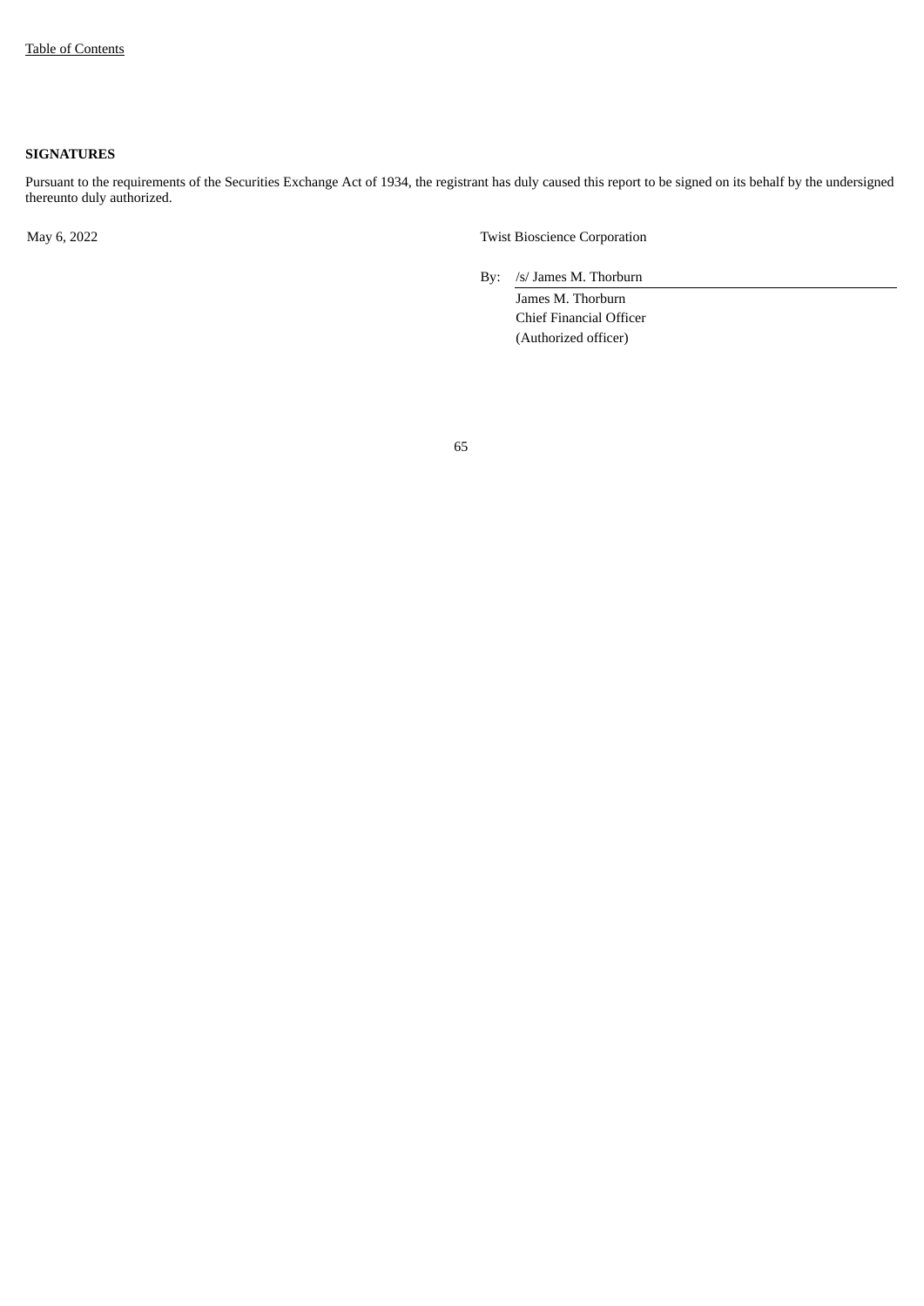## SIGNATURES

Pursuant to the requirements of the Securities Exchange Act of 1934, the registrant has duly caused this report to be signed on its behalf by the undersigned thereunto duly authorized.

May 6, 2022

Twist Bioscience Corporation

By: /s/ James M. Thorburn

James M. Thorburn
Chief Financial Officer
(Authorized officer)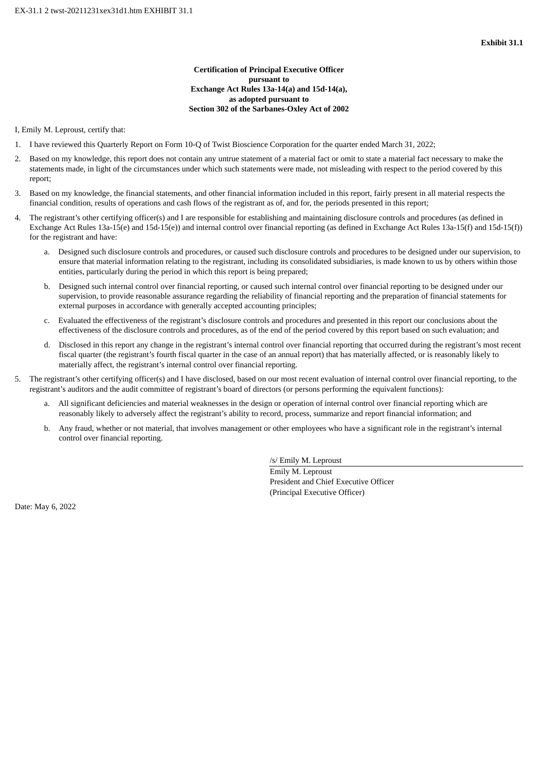EX-31.1 2 twst-20211231xex31d1.htm EXHIBIT 31.1

**Exhibit 31.1**

**Certification of Principal Executive Officer**
**pursuant to**
**Exchange Act Rules 13a-14(a) and 15d-14(a),**
**as adopted pursuant to**
**Section 302 of the Sarbanes-Oxley Act of 2002**

I, Emily M. Leproust, certify that:

1. I have reviewed this Quarterly Report on Form 10-Q of Twist Bioscience Corporation for the quarter ended March 31, 2022;
2. Based on my knowledge, this report does not contain any untrue statement of a material fact or omit to state a material fact necessary to make the statements made, in light of the circumstances under which such statements were made, not misleading with respect to the period covered by this report;
3. Based on my knowledge, the financial statements, and other financial information included in this report, fairly present in all material respects the financial condition, results of operations and cash flows of the registrant as of, and for, the periods presented in this report;
4. The registrant's other certifying officer(s) and I are responsible for establishing and maintaining disclosure controls and procedures (as defined in Exchange Act Rules 13a-15(e) and 15d-15(e)) and internal control over financial reporting (as defined in Exchange Act Rules 13a-15(f) and 15d-15(f)) for the registrant and have:
   a. Designed such disclosure controls and procedures, or caused such disclosure controls and procedures to be designed under our supervision, to ensure that material information relating to the registrant, including its consolidated subsidiaries, is made known to us by others within those entities, particularly during the period in which this report is being prepared;
   b. Designed such internal control over financial reporting, or caused such internal control over financial reporting to be designed under our supervision, to provide reasonable assurance regarding the reliability of financial reporting and the preparation of financial statements for external purposes in accordance with generally accepted accounting principles;
   c. Evaluated the effectiveness of the registrant's disclosure controls and procedures and presented in this report our conclusions about the effectiveness of the disclosure controls and procedures, as of the end of the period covered by this report based on such evaluation; and
   d. Disclosed in this report any change in the registrant's internal control over financial reporting that occurred during the registrant's most recent fiscal quarter (the registrant's fourth fiscal quarter in the case of an annual report) that has materially affected, or is reasonably likely to materially affect, the registrant's internal control over financial reporting.
5. The registrant's other certifying officer(s) and I have disclosed, based on our most recent evaluation of internal control over financial reporting, to the registrant's auditors and the audit committee of registrant's board of directors (or persons performing the equivalent functions):
   a. All significant deficiencies and material weaknesses in the design or operation of internal control over financial reporting which are reasonably likely to adversely affect the registrant's ability to record, process, summarize and report financial information; and
   b. Any fraud, whether or not material, that involves management or other employees who have a significant role in the registrant's internal control over financial reporting.

/s/ Emily M. Leproust
Emily M. Leproust
President and Chief Executive Officer
(Principal Executive Officer)

Date: May 6, 2022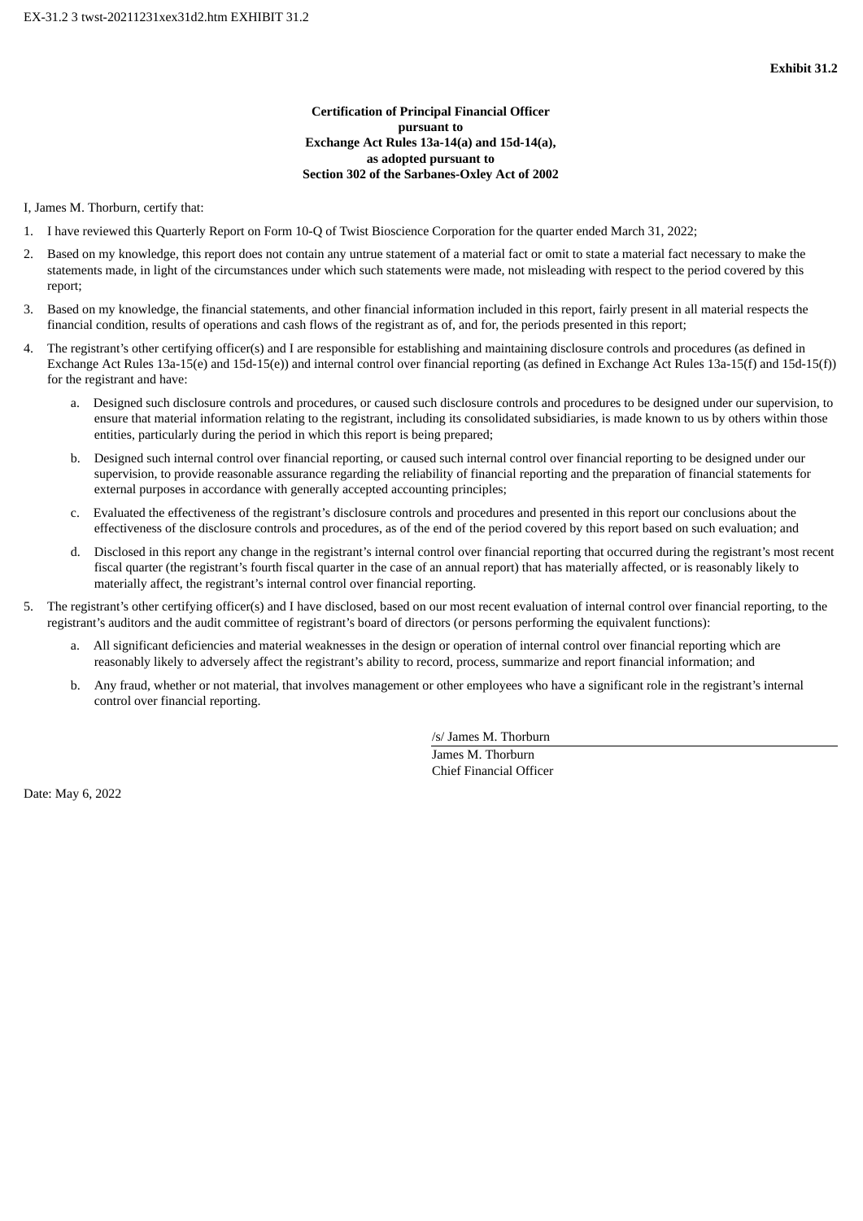EX-31.2 3 twst-20211231xex31d2.htm EXHIBIT 31.2

**Exhibit 31.2**

**Certification of Principal Financial Officer**
**pursuant to**
**Exchange Act Rules 13a-14(a) and 15d-14(a),**
**as adopted pursuant to**
**Section 302 of the Sarbanes-Oxley Act of 2002**

I, James M. Thorburn, certify that:

1. I have reviewed this Quarterly Report on Form 10-Q of Twist Bioscience Corporation for the quarter ended March 31, 2022;
2. Based on my knowledge, this report does not contain any untrue statement of a material fact or omit to state a material fact necessary to make the statements made, in light of the circumstances under which such statements were made, not misleading with respect to the period covered by this report;
3. Based on my knowledge, the financial statements, and other financial information included in this report, fairly present in all material respects the financial condition, results of operations and cash flows of the registrant as of, and for, the periods presented in this report;
4. The registrant's other certifying officer(s) and I are responsible for establishing and maintaining disclosure controls and procedures (as defined in Exchange Act Rules 13a-15(e) and 15d-15(e)) and internal control over financial reporting (as defined in Exchange Act Rules 13a-15(f) and 15d-15(f)) for the registrant and have:
   a. Designed such disclosure controls and procedures, or caused such disclosure controls and procedures to be designed under our supervision, to ensure that material information relating to the registrant, including its consolidated subsidiaries, is made known to us by others within those entities, particularly during the period in which this report is being prepared;
   b. Designed such internal control over financial reporting, or caused such internal control over financial reporting to be designed under our supervision, to provide reasonable assurance regarding the reliability of financial reporting and the preparation of financial statements for external purposes in accordance with generally accepted accounting principles;
   c. Evaluated the effectiveness of the registrant's disclosure controls and procedures and presented in this report our conclusions about the effectiveness of the disclosure controls and procedures, as of the end of the period covered by this report based on such evaluation; and
   d. Disclosed in this report any change in the registrant's internal control over financial reporting that occurred during the registrant's most recent fiscal quarter (the registrant's fourth fiscal quarter in the case of an annual report) that has materially affected, or is reasonably likely to materially affect, the registrant's internal control over financial reporting.
5. The registrant's other certifying officer(s) and I have disclosed, based on our most recent evaluation of internal control over financial reporting, to the registrant's auditors and the audit committee of registrant's board of directors (or persons performing the equivalent functions):
   a. All significant deficiencies and material weaknesses in the design or operation of internal control over financial reporting which are reasonably likely to adversely affect the registrant's ability to record, process, summarize and report financial information; and
   b. Any fraud, whether or not material, that involves management or other employees who have a significant role in the registrant's internal control over financial reporting.

/s/ James M. Thorburn
James M. Thorburn
Chief Financial Officer

Date: May 6, 2022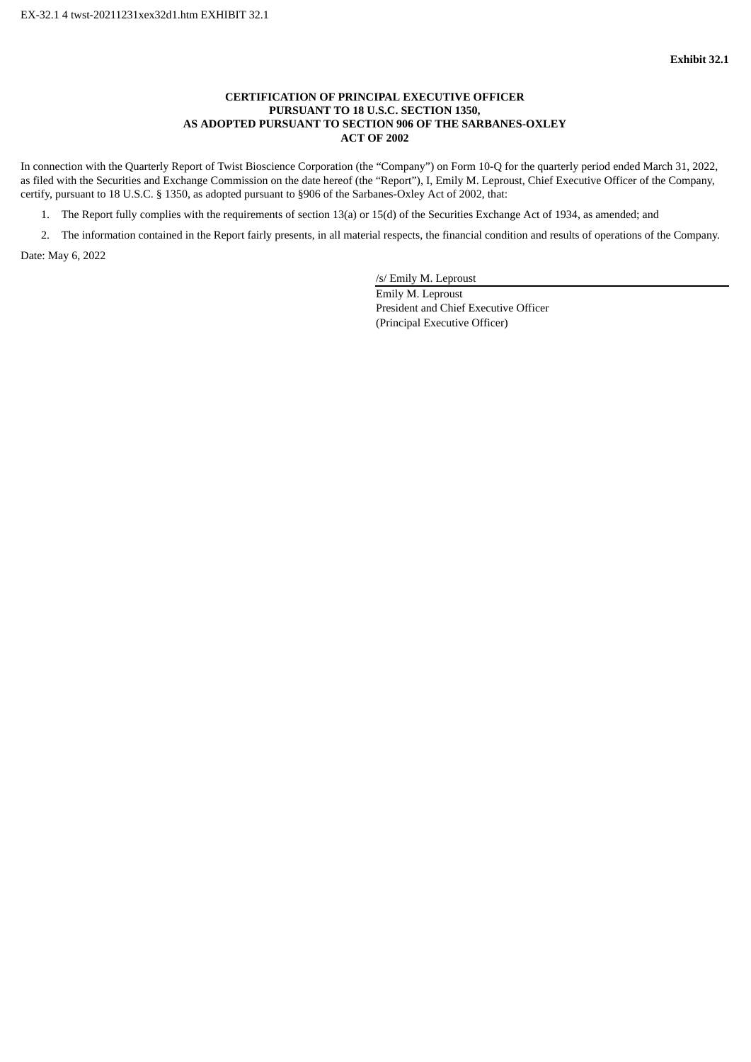EX-32.1 4 twst-20211231xex32d1.htm EXHIBIT 32.1

**Exhibit 32.1**

**CERTIFICATION OF PRINCIPAL EXECUTIVE OFFICER
PURSUANT TO 18 U.S.C. SECTION 1350,
AS ADOPTED PURSUANT TO SECTION 906 OF THE SARBANES-OXLEY
ACT OF 2002**

In connection with the Quarterly Report of Twist Bioscience Corporation (the “Company”) on Form 10-Q for the quarterly period ended March 31, 2022, as filed with the Securities and Exchange Commission on the date hereof (the “Report”), I, Emily M. Leproust, Chief Executive Officer of the Company, certify, pursuant to 18 U.S.C. § 1350, as adopted pursuant to §906 of the Sarbanes-Oxley Act of 2002, that:

1. The Report fully complies with the requirements of section 13(a) or 15(d) of the Securities Exchange Act of 1934, as amended; and
2. The information contained in the Report fairly presents, in all material respects, the financial condition and results of operations of the Company.

Date: May 6, 2022

/s/ Emily M. Leproust

Emily M. Leproust
President and Chief Executive Officer
(Principal Executive Officer)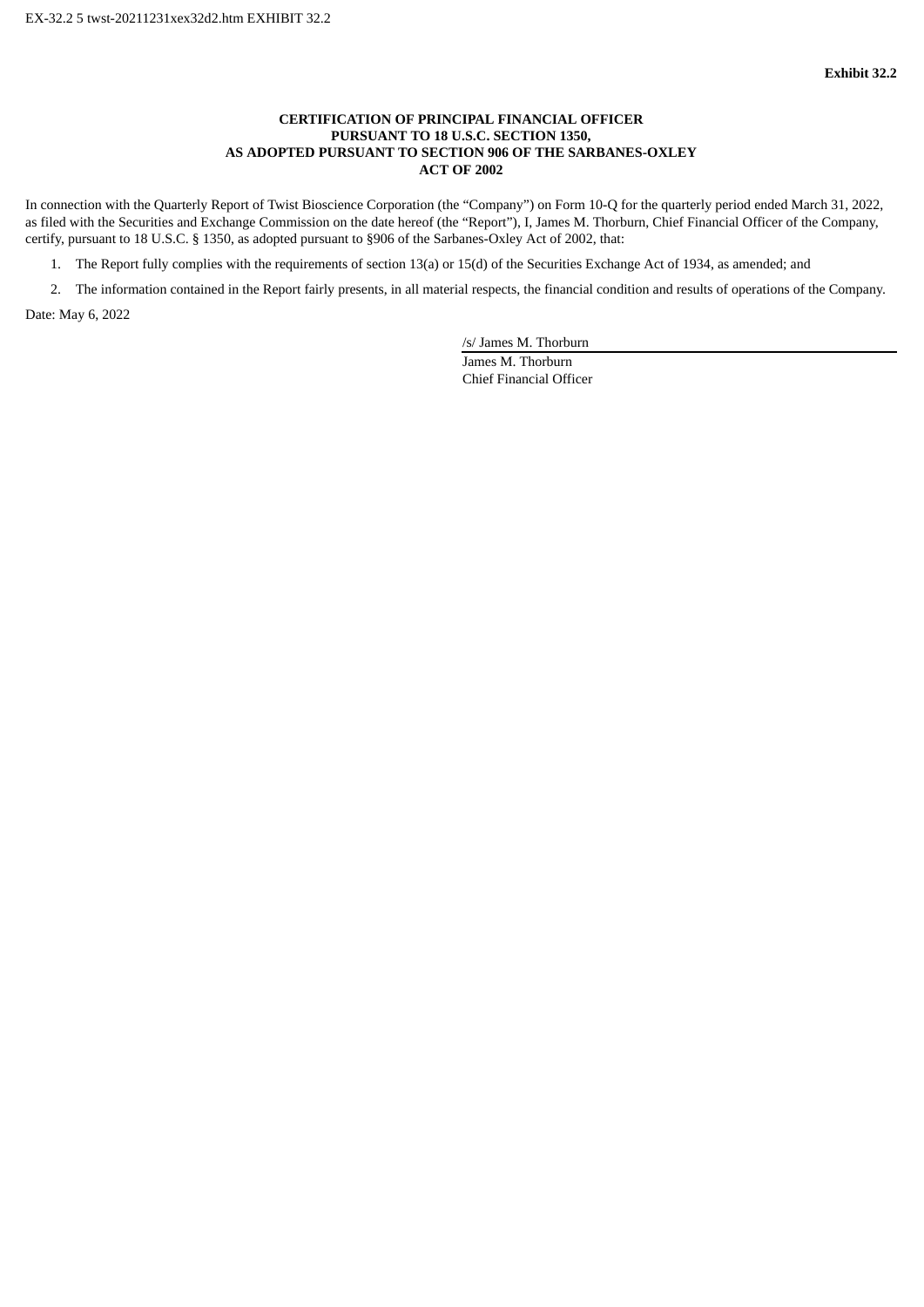EX-32.2 5 twst-20211231xex32d2.htm EXHIBIT 32.2

**Exhibit 32.2**

**CERTIFICATION OF PRINCIPAL FINANCIAL OFFICER PURSUANT TO 18 U.S.C. SECTION 1350, AS ADOPTED PURSUANT TO SECTION 906 OF THE SARBANES-OXLEY ACT OF 2002**

In connection with the Quarterly Report of Twist Bioscience Corporation (the “Company”) on Form 10-Q for the quarterly period ended March 31, 2022, as filed with the Securities and Exchange Commission on the date hereof (the “Report”), I, James M. Thorburn, Chief Financial Officer of the Company, certify, pursuant to 18 U.S.C. § 1350, as adopted pursuant to §906 of the Sarbanes-Oxley Act of 2002, that:

1. The Report fully complies with the requirements of section 13(a) or 15(d) of the Securities Exchange Act of 1934, as amended; and
2. The information contained in the Report fairly presents, in all material respects, the financial condition and results of operations of the Company.

Date: May 6, 2022

/s/ James M. Thorburn

James M. Thorburn
Chief Financial Officer